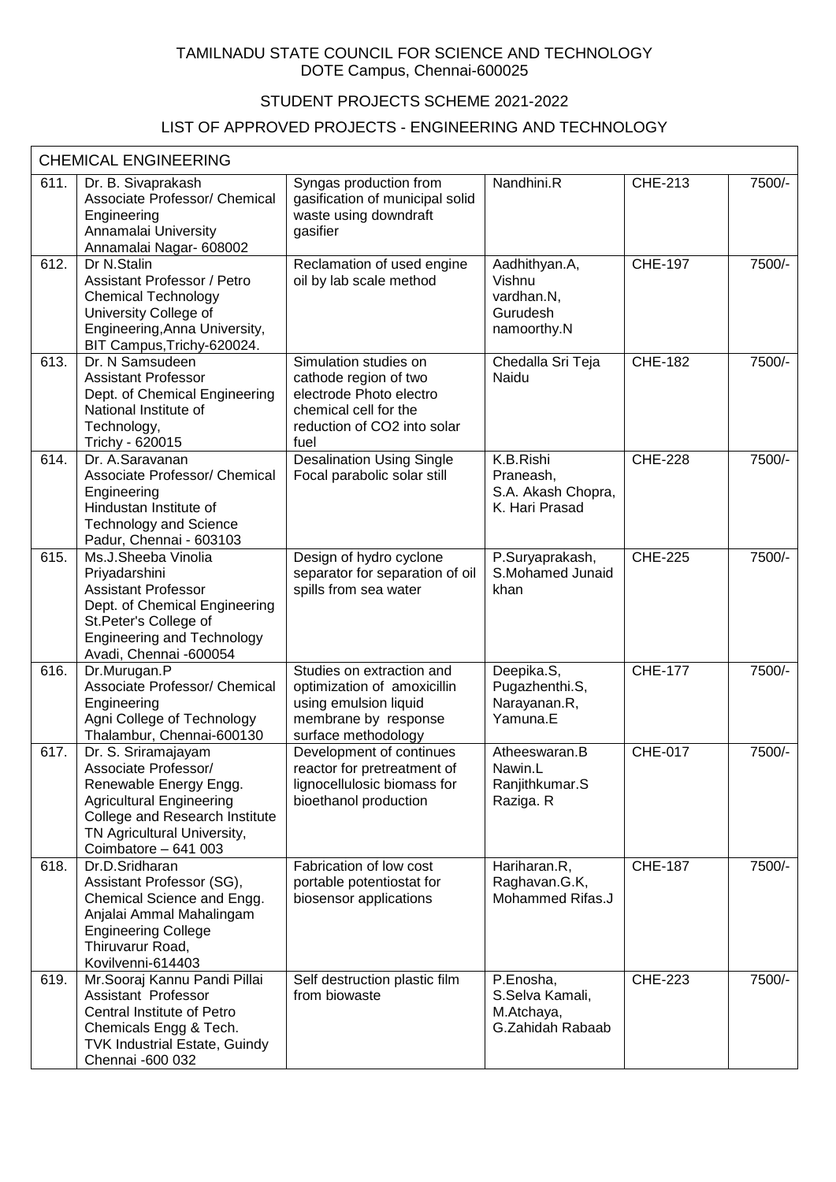TAMILNADU STATE COUNCIL FOR SCIENCE AND TECHNOLOGY
DOTE Campus, Chennai-600025

STUDENT PROJECTS SCHEME 2021-2022

LIST OF APPROVED PROJECTS - ENGINEERING AND TECHNOLOGY

| CHEMICAL ENGINEERING | | | | | |
|---|---|---|---|---|---|
| 611. | Dr. B. Sivaprakash<br>Associate Professor/ Chemical Engineering<br>Annamalai University<br>Annamalai Nagar- 608002 | Syngas production from gasification of municipal solid waste using downdraft gasifier | Nandhini.R | CHE-213 | 7500/- |
| 612. | Dr N.Stalin<br>Assistant Professor / Petro Chemical Technology<br>University College of Engineering,Anna University, BIT Campus,Trichy-620024. | Reclamation of used engine oil by lab scale method | Aadhithyan.A,<br>Vishnu vardhan.N,<br>Gurudesh namoorthy.N | CHE-197 | 7500/- |
| 613. | Dr. N Samsudeen<br>Assistant Professor<br>Dept. of Chemical Engineering<br>National Institute of Technology,<br>Trichy - 620015 | Simulation studies on cathode region of two electrode Photo electro chemical cell for the reduction of CO2 into solar fuel | Chedalla Sri Teja Naidu | CHE-182 | 7500/- |
| 614. | Dr. A.Saravanan<br>Associate Professor/ Chemical Engineering<br>Hindustan Institute of Technology and Science<br>Padur, Chennai - 603103 | Desalination Using Single Focal parabolic solar still | K.B.Rishi Praneash,<br>S.A. Akash Chopra,<br>K. Hari Prasad | CHE-228 | 7500/- |
| 615. | Ms.J.Sheeba Vinolia Priyadarshini<br>Assistant Professor<br>Dept. of Chemical Engineering<br>St.Peter's College of Engineering and Technology<br>Avadi, Chennai -600054 | Design of hydro cyclone separator for separation of oil spills from sea water | P.Suryaprakash,<br>S.Mohamed Junaid khan | CHE-225 | 7500/- |
| 616. | Dr.Murugan.P<br>Associate Professor/ Chemical Engineering<br>Agni College of Technology<br>Thalambur, Chennai-600130 | Studies on extraction and optimization of amoxicillin using emulsion liquid membrane by response surface methodology | Deepika.S,<br>Pugazhenthi.S,<br>Narayanan.R,<br>Yamuna.E | CHE-177 | 7500/- |
| 617. | Dr. S. Sriramajayam<br>Associate Professor/ Renewable Energy Engg.<br>Agricultural Engineering College and Research Institute<br>TN Agricultural University,<br>Coimbatore – 641 003 | Development of continues reactor for pretreatment of lignocellulosic biomass for bioethanol production | Atheeswaran.B<br>Nawin.L<br>Ranjithkumar.S<br>Raziga. R | CHE-017 | 7500/- |
| 618. | Dr.D.Sridharan<br>Assistant Professor (SG),<br>Chemical Science and Engg.<br>Anjalai Ammal Mahalingam Engineering College<br>Thiruvarur Road,<br>Kovilvenni-614403 | Fabrication of low cost portable potentiostat for biosensor applications | Hariharan.R,<br>Raghavan.G.K,<br>Mohammed Rifas.J | CHE-187 | 7500/- |
| 619. | Mr.Sooraj Kannu Pandi Pillai<br>Assistant Professor<br>Central Institute of Petro Chemicals Engg & Tech.<br>TVK Industrial Estate, Guindy<br>Chennai -600 032 | Self destruction plastic film from biowaste | P.Enosha,<br>S.Selva Kamali,<br>M.Atchaya,<br>G.Zahidah Rabaab | CHE-223 | 7500/- |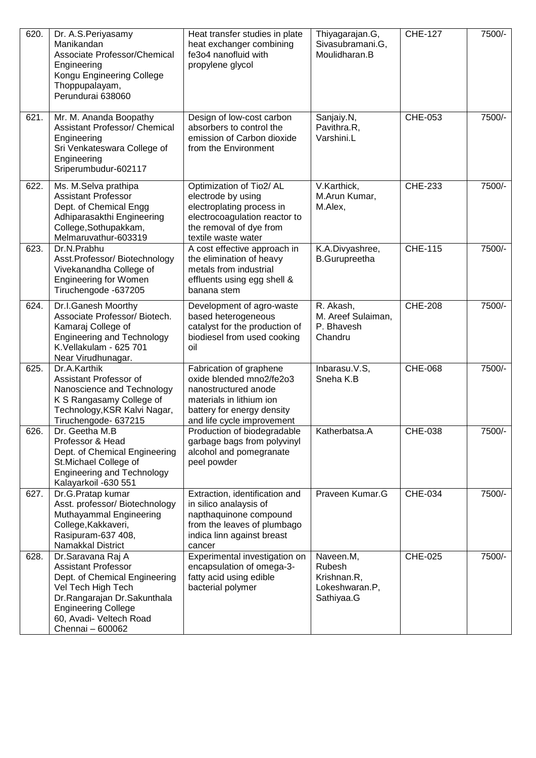| 620. | Dr. A.S.Periyasamy Manikandan Associate Professor/Chemical Engineering Kongu Engineering College Thoppupalayam, Perundurai 638060 | Heat transfer studies in plate heat exchanger combining fe3o4 nanofluid with propylene glycol | Thiyagarajan.G, Sivasubramani.G, Moulidharan.B | CHE-127 | 7500/- |
|---|---|---|---|---|---|
| 621. | Mr. M. Ananda Boopathy Assistant Professor/ Chemical Engineering Sri Venkateswara College of Engineering Sriperumbudur-602117 | Design of low-cost carbon absorbers to control the emission of Carbon dioxide from the Environment | Sanjaiy.N, Pavithra.R, Varshini.L | CHE-053 | 7500/- |
| 622. | Ms. M.Selva prathipa Assistant Professor Dept. of Chemical Engg Adhiparasakthi Engineering College,Sothupakkam, Melmaruvathur-603319 | Optimization of Tio2/ AL electrode by using electroplating process in electrocoagulation reactor to the removal of dye from textile waste water | V.Karthick, M.Arun Kumar, M.Alex, | CHE-233 | 7500/- |
| 623. | Dr.N.Prabhu Asst.Professor/ Biotechnology Vivekanandha College of Engineering for Women Tiruchengode -637205 | A cost effective approach in the elimination of heavy metals from industrial effluents using egg shell & banana stem | K.A.Divyashree, B.Gurupreetha | CHE-115 | 7500/- |
| 624. | Dr.I.Ganesh Moorthy Associate Professor/ Biotech. Kamaraj College of Engineering and Technology K.Vellakulam - 625 701 Near Virudhunagar. | Development of agro-waste based heterogeneous catalyst for the production of biodiesel from used cooking oil | R. Akash, M. Areef Sulaiman, P. Bhavesh Chandru | CHE-208 | 7500/- |
| 625. | Dr.A.Karthik Assistant Professor of Nanoscience and Technology K S Rangasamy College of Technology,KSR Kalvi Nagar, Tiruchengode- 637215 | Fabrication of graphene oxide blended mno2/fe2o3 nanostructured anode materials in lithium ion battery for energy density and life cycle improvement | Inbarasu.V.S, Sneha K.B | CHE-068 | 7500/- |
| 626. | Dr. Geetha M.B Professor & Head Dept. of Chemical Engineering St.Michael College of Engineering and Technology Kalayarkoil -630 551 | Production of biodegradable garbage bags from polyvinyl alcohol and pomegranate peel powder | Katherbatsa.A | CHE-038 | 7500/- |
| 627. | Dr.G.Pratap kumar Asst. professor/ Biotechnology Muthayammal Engineering College,Kakkaveri, Rasipuram-637 408, Namakkal District | Extraction, identification and in silico analaysis of napthaquinone compound from the leaves of plumbago indica linn against breast cancer | Praveen Kumar.G | CHE-034 | 7500/- |
| 628. | Dr.Saravana Raj A Assistant Professor Dept. of Chemical Engineering Vel Tech High Tech Dr.Rangarajan Dr.Sakunthala Engineering College 60, Avadi- Veltech Road Chennai – 600062 | Experimental investigation on encapsulation of omega-3-fatty acid using edible bacterial polymer | Naveen.M, Rubesh Krishnan.R, Lokeshwaran.P, Sathiyaa.G | CHE-025 | 7500/- |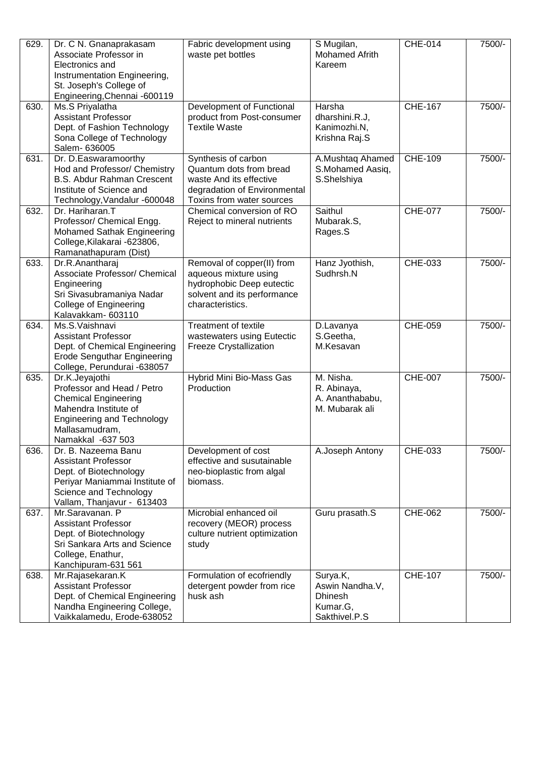| 629. | Dr. C N. Gnanaprakasam Associate Professor in Electronics and Instrumentation Engineering, St. Joseph's College of Engineering,Chennai -600119 | Fabric development using waste pet bottles | S Mugilan, Mohamed Afrith Kareem | CHE-014 | 7500/- |
|---|---|---|---|---|---|
| 630. | Ms.S Priyalatha Assistant Professor Dept. of Fashion Technology Sona College of Technology Salem- 636005 | Development of Functional product from Post-consumer Textile Waste | Harsha dharshini.R.J, Kanimozhi.N, Krishna Raj.S | CHE-167 | 7500/- |
| 631. | Dr. D.Easwaramoorthy Hod and Professor/ Chemistry B.S. Abdur Rahman Crescent Institute of Science and Technology,Vandalur -600048 | Synthesis of carbon Quantum dots from bread waste And its effective degradation of Environmental Toxins from water sources | A.Mushtaq Ahamed S.Mohamed Aasiq, S.Shelshiya | CHE-109 | 7500/- |
| 632. | Dr. Hariharan.T Professor/ Chemical Engg. Mohamed Sathak Engineering College,Kilakarai -623806, Ramanathapuram (Dist) | Chemical conversion of RO Reject to mineral nutrients | Saithul Mubarak.S, Rages.S | CHE-077 | 7500/- |
| 633. | Dr.R.Anantharaj Associate Professor/ Chemical Engineering Sri Sivasubramaniya Nadar College of Engineering Kalavakkam- 603110 | Removal of copper(II) from aqueous mixture using hydrophobic Deep eutectic solvent and its performance characteristics. | Hanz Jyothish, Sudhrsh.N | CHE-033 | 7500/- |
| 634. | Ms.S.Vaishnavi Assistant Professor Dept. of Chemical Engineering Erode Sengunthar Engineering College, Perundurai -638057 | Treatment of textile wastewaters using Eutectic Freeze Crystallization | D.Lavanya S.Geetha, M.Kesavan | CHE-059 | 7500/- |
| 635. | Dr.K.Jeyajothi Professor and Head / Petro Chemical Engineering Mahendra Institute of Engineering and Technology Mallasamudram, Namakkal -637 503 | Hybrid Mini Bio-Mass Gas Production | M. Nisha. R. Abinaya, A. Ananthababu, M. Mubarak ali | CHE-007 | 7500/- |
| 636. | Dr. B. Nazeema Banu Assistant Professor Dept. of Biotechnology Periyar Maniammai Institute of Science and Technology Vallam, Thanjavur - 613403 | Development of cost effective and susutainable neo-bioplastic from algal biomass. | A.Joseph Antony | CHE-033 | 7500/- |
| 637. | Mr.Saravanan. P Assistant Professor Dept. of Biotechnology Sri Sankara Arts and Science College, Enathur, Kanchipuram-631 561 | Microbial enhanced oil recovery (MEOR) process culture nutrient optimization study | Guru prasath.S | CHE-062 | 7500/- |
| 638. | Mr.Rajasekaran.K Assistant Professor Dept. of Chemical Engineering Nandha Engineering College, Vaikkalamedu, Erode-638052 | Formulation of ecofriendly detergent powder from rice husk ash | Surya.K, Aswin Nandha.V, Dhinesh Kumar.G, Sakthivel.P.S | CHE-107 | 7500/- |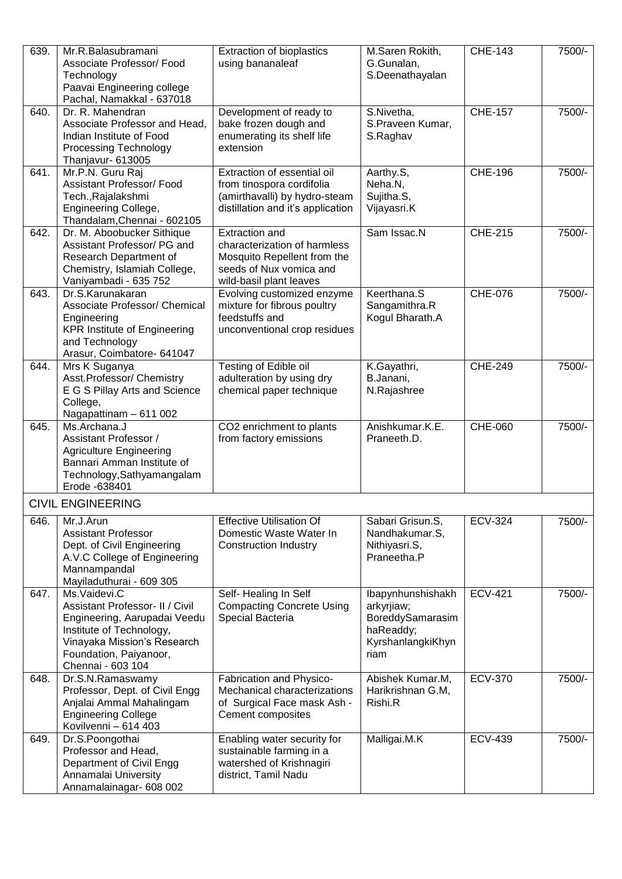| 639. | Mr.R.Balasubramani<br>Associate Professor/ Food Technology<br>Paavai Engineering college<br>Pachal, Namakkal - 637018 | Extraction of bioplastics using bananaleaf | M.Saren Rokith, G.Gunalan, S.Deenathayalan | CHE-143 | 7500/- |
|---|---|---|---|---|---|
| 640. | Dr. R. Mahendran<br>Associate Professor and Head, Indian Institute of Food Processing Technology<br>Thanjavur- 613005 | Development of ready to bake frozen dough and enumerating its shelf life extension | S.Nivetha, S.Praveen Kumar, S.Raghav | CHE-157 | 7500/- |
| 641. | Mr.P.N. Guru Raj<br>Assistant Professor/ Food Tech.,Rajalakshmi Engineering College, Thandalam,Chennai - 602105 | Extraction of essential oil from tinospora cordifolia (amirthavalli) by hydro-steam distillation and it's application | Aarthy.S, Neha.N, Sujitha.S, Vijayasri.K | CHE-196 | 7500/- |
| 642. | Dr. M. Aboobucker Sithique<br>Assistant Professor/ PG and Research Department of Chemistry, Islamiah College, Vaniyambadi - 635 752 | Extraction and characterization of harmless Mosquito Repellent from the seeds of Nux vomica and wild-basil plant leaves | Sam Issac.N | CHE-215 | 7500/- |
| 643. | Dr.S.Karunakaran<br>Associate Professor/ Chemical Engineering<br>KPR Institute of Engineering and Technology<br>Arasur, Coimbatore- 641047 | Evolving customized enzyme mixture for fibrous poultry feedstuffs and unconventional crop residues | Keerthana.S Sangamithra.R Kogul Bharath.A | CHE-076 | 7500/- |
| 644. | Mrs K Suganya<br>Asst.Professor/ Chemistry<br>E G S Pillay Arts and Science College,<br>Nagapattinam – 611 002 | Testing of Edible oil adulteration by using dry chemical paper technique | K.Gayathri, B.Janani, N.Rajashree | CHE-249 | 7500/- |
| 645. | Ms.Archana.J<br>Assistant Professor / Agriculture Engineering<br>Bannari Amman Institute of Technology,Sathyamangalam<br>Erode -638401 | $CO_2$ enrichment to plants from factory emissions | Anishkumar.K.E. Praneeth.D. | CHE-060 | 7500/- |
| **CIVIL ENGINEERING** | | | | | |
| 646. | Mr.J.Arun<br>Assistant Professor<br>Dept. of Civil Engineering<br>A.V.C College of Engineering<br>Mannampandal<br>Mayiladuthurai - 609 305 | Effective Utilisation Of Domestic Waste Water In Construction Industry | Sabari Grisun.S, Nandhakumar.S, Nithiyasri.S, Praneetha.P | ECV-324 | 7500/- |
| 647. | Ms.Vaidevi.C<br>Assistant Professor- II / Civil Engineering, Aarupadai Veedu Institute of Technology, Vinayaka Mission's Research Foundation, Paiyanoor, Chennai - 603 104 | Self- Healing In Self Compacting Concrete Using Special Bacteria | Ibapynhunshishakharkyrjiaw; BoreddySamarasimhaReaddy; KyrshanlangkiKhynriam | ECV-421 | 7500/- |
| 648. | Dr.S.N.Ramaswamy<br>Professor, Dept. of Civil Engg<br>Anjalai Ammal Mahalingam Engineering College<br>Kovilvenni – 614 403 | Fabrication and Physico-Mechanical characterizations of Surgical Face mask Ash - Cement composites | Abishek Kumar.M, Harikrishnan G.M, Rishi.R | ECV-370 | 7500/- |
| 649. | Dr.S.Poongothai<br>Professor and Head, Department of Civil Engg<br>Annamalai University<br>Annamalainagar- 608 002 | Enabling water security for sustainable farming in a watershed of Krishnagiri district, Tamil Nadu | Malligai.M.K | ECV-439 | 7500/- |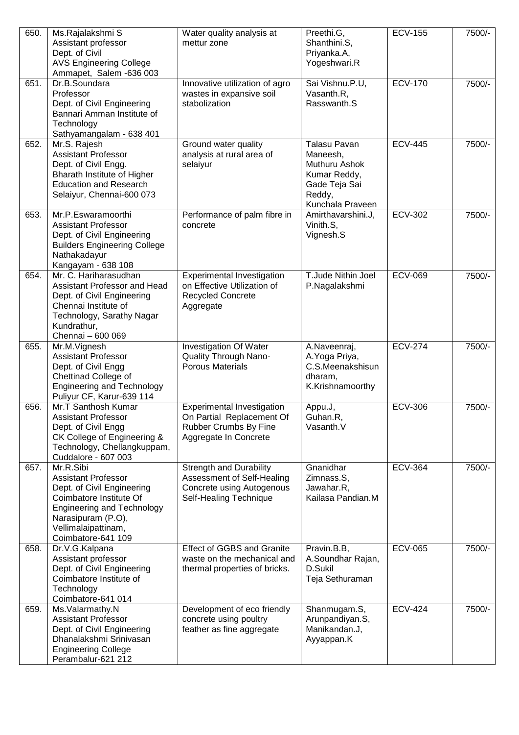| 650. | Ms.Rajalakshmi S<br>Assistant professor<br>Dept. of Civil<br>AVS Engineering College<br>Ammapet, Salem -636 003 | Water quality analysis at mettur zone | Preethi.G,<br>Shanthini.S,<br>Priyanka.A,<br>Yogeshwari.R | ECV-155 | 7500/- |
|---|---|---|---|---|---|
| 651. | Dr.B.Soundara<br>Professor<br>Dept. of Civil Engineering<br>Bannari Amman Institute of Technology<br>Sathyamangalam - 638 401 | Innovative utilization of agro wastes in expansive soil stabolization | Sai Vishnu.P.U,<br>Vasanth.R,<br>Rasswanth.S | ECV-170 | 7500/- |
| 652. | Mr.S. Rajesh<br>Assistant Professor<br>Dept. of Civil Engg.<br>Bharath Institute of Higher Education and Research<br>Selaiyur, Chennai-600 073 | Ground water quality analysis at rural area of selaiyur | Talasu Pavan Maneesh,<br>Muthuru Ashok Kumar Reddy,<br>Gade Teja Sai Reddy,<br>Kunchala Praveen | ECV-445 | 7500/- |
| 653. | Mr.P.Eswaramoorthi<br>Assistant Professor<br>Dept. of Civil Engineering<br>Builders Engineering College<br>Nathakadayur<br>Kangayam - 638 108 | Performance of palm fibre in concrete | Amirthavarshini.J,<br>Vinith.S,<br>Vignesh.S | ECV-302 | 7500/- |
| 654. | Mr. C. Hariharasudhan<br>Assistant Professor and Head<br>Dept. of Civil Engineering<br>Chennai Institute of Technology, Sarathy Nagar<br>Kundrathur,<br>Chennai – 600 069 | Experimental Investigation on Effective Utilization of Recycled Concrete Aggregate | T.Jude Nithin Joel<br>P.Nagalakshmi | ECV-069 | 7500/- |
| 655. | Mr.M.Vignesh<br>Assistant Professor<br>Dept. of Civil Engg<br>Chettinad College of Engineering and Technology<br>Puliyur CF, Karur-639 114 | Investigation Of Water Quality Through Nano-Porous Materials | A.Naveenraj,<br>A.Yoga Priya,<br>C.S.Meenakshisun dharam,<br>K.Krishnamoorthy | ECV-274 | 7500/- |
| 656. | Mr.T Santhosh Kumar<br>Assistant Professor<br>Dept. of Civil Engg<br>CK College of Engineering & Technology, Chellangkuppam,<br>Cuddalore - 607 003 | Experimental Investigation On Partial Replacement Of Rubber Crumbs By Fine Aggregate In Concrete | Appu.J,<br>Guhan.R,<br>Vasanth.V | ECV-306 | 7500/- |
| 657. | Mr.R.Sibi<br>Assistant Professor<br>Dept. of Civil Engineering<br>Coimbatore Institute Of Engineering and Technology<br>Narasipuram (P.O),<br>Vellimalaipattinam,<br>Coimbatore-641 109 | Strength and Durability Assessment of Self-Healing Concrete using Autogenous Self-Healing Technique | Gnanidhar Zimnass.S,<br>Jawahar.R,<br>Kailasa Pandian.M | ECV-364 | 7500/- |
| 658. | Dr.V.G.Kalpana<br>Assistant professor<br>Dept. of Civil Engineering<br>Coimbatore Institute of Technology<br>Coimbatore-641 014 | Effect of GGBS and Granite waste on the mechanical and thermal properties of bricks. | Pravin.B.B,<br>A.Soundhar Rajan,<br>D.Sukil<br>Teja Sethuraman | ECV-065 | 7500/- |
| 659. | Ms.Valarmathy.N<br>Assistant Professor<br>Dept. of Civil Engineering<br>Dhanalakshmi Srinivasan Engineering College<br>Perambalur-621 212 | Development of eco friendly concrete using poultry feather as fine aggregate | Shanmugam.S,<br>Arunpandiyan.S,<br>Manikandan.J,<br>Ayyappan.K | ECV-424 | 7500/- |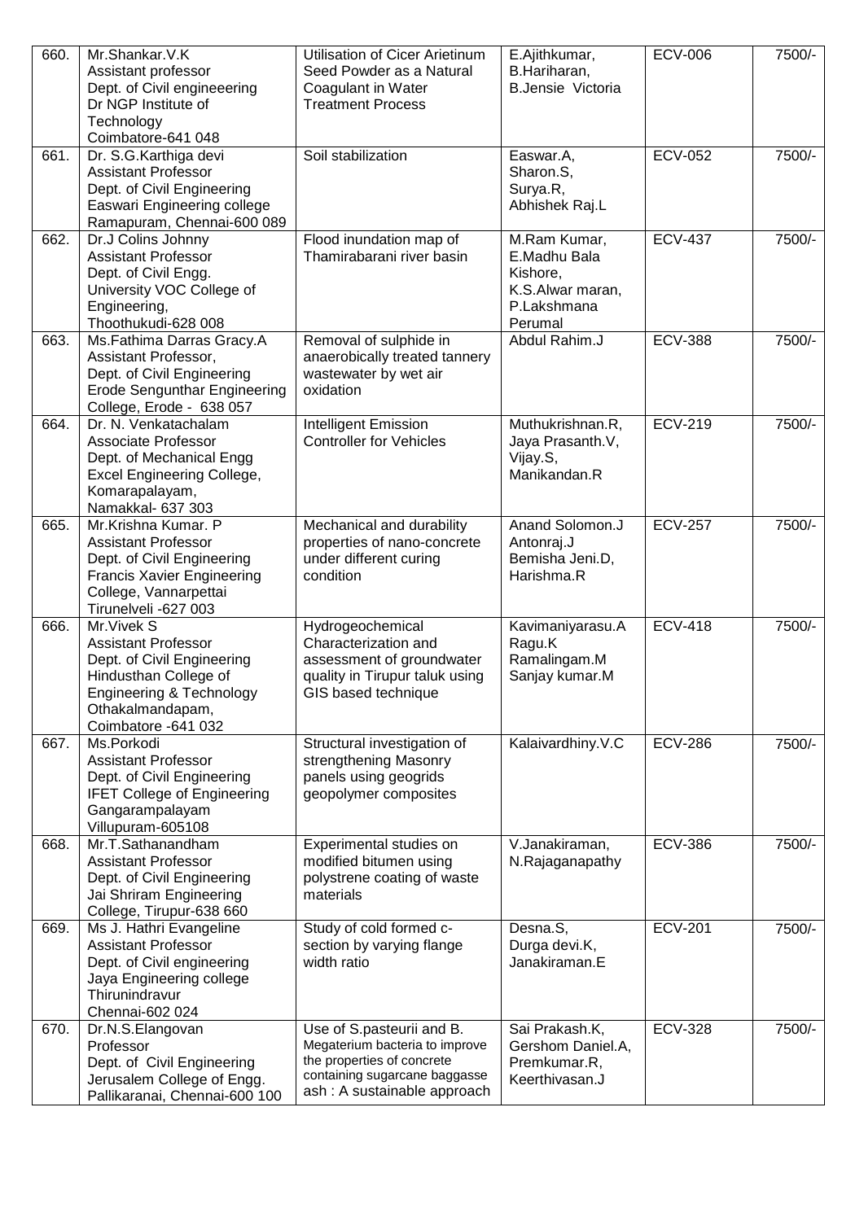| | | | | | |
|---|---|---|---|---|---|
| 660. | Mr.Shankar.V.K<br>Assistant professor<br>Dept. of Civil engineeering<br>Dr NGP Institute of Technology<br>Coimbatore-641 048 | Utilisation of Cicer Arietinum Seed Powder as a Natural Coagulant in Water Treatment Process | E.Ajithkumar,<br>B.Hariharan,<br>B.Jensie Victoria | ECV-006 | 7500/- |
| 661. | Dr. S.G.Karthiga devi<br>Assistant Professor<br>Dept. of Civil Engineering<br>Easwari Engineering college<br>Ramapuram, Chennai-600 089 | Soil stabilization | Easwar.A,<br>Sharon.S,<br>Surya.R,<br>Abhishek Raj.L | ECV-052 | 7500/- |
| 662. | Dr.J Colins Johnny<br>Assistant Professor<br>Dept. of Civil Engg.<br>University VOC College of Engineering,<br>Thoothukudi-628 008 | Flood inundation map of Thamirabarani river basin | M.Ram Kumar,<br>E.Madhu Bala Kishore,<br>K.S.Alwar maran,<br>P.Lakshmana Perumal | ECV-437 | 7500/- |
| 663. | Ms.Fathima Darras Gracy.A<br>Assistant Professor,<br>Dept. of Civil Engineering<br>Erode Sengunthar Engineering College, Erode - 638 057 | Removal of sulphide in anaerobically treated tannery wastewater by wet air oxidation | Abdul Rahim.J | ECV-388 | 7500/- |
| 664. | Dr. N. Venkatachalam<br>Associate Professor<br>Dept. of Mechanical Engg<br>Excel Engineering College,<br>Komarapalayam,<br>Namakkal- 637 303 | Intelligent Emission Controller for Vehicles | Muthukrishnan.R,<br>Jaya Prasanth.V,<br>Vijay.S,<br>Manikandan.R | ECV-219 | 7500/- |
| 665. | Mr.Krishna Kumar. P<br>Assistant Professor<br>Dept. of Civil Engineering<br>Francis Xavier Engineering College, Vannarpettai<br>Tirunelveli -627 003 | Mechanical and durability properties of nano-concrete under different curing condition | Anand Solomon.J<br>Antonraj.J<br>Bemisha Jeni.D,<br>Harishma.R | ECV-257 | 7500/- |
| 666. | Mr.Vivek S<br>Assistant Professor<br>Dept. of Civil Engineering<br>Hindusthan College of Engineering & Technology<br>Othakalmandapam,<br>Coimbatore -641 032 | Hydrogeochemical Characterization and assessment of groundwater quality in Tirupur taluk using GIS based technique | Kavimaniyarasu.A<br>Ragu.K<br>Ramalingam.M<br>Sanjay kumar.M | ECV-418 | 7500/- |
| 667. | Ms.Porkodi<br>Assistant Professor<br>Dept. of Civil Engineering<br>IFET College of Engineering<br>Gangarampalayam<br>Villupuram-605108 | Structural investigation of strengthening Masonry panels using geogrids geopolymer composites | Kalaivardhiny.V.C | ECV-286 | 7500/- |
| 668. | Mr.T.Sathanandham<br>Assistant Professor<br>Dept. of Civil Engineering<br>Jai Shriram Engineering College, Tirupur-638 660 | Experimental studies on modified bitumen using polystrene coating of waste materials | V.Janakiraman,<br>N.Rajaganapathy | ECV-386 | 7500/- |
| 669. | Ms J. Hathri Evangeline<br>Assistant Professor<br>Dept. of Civil engineering<br>Jaya Engineering college<br>Thirunindravur<br>Chennai-602 024 | Study of cold formed c-section by varying flange width ratio | Desna.S,<br>Durga devi.K,<br>Janakiraman.E | ECV-201 | 7500/- |
| 670. | Dr.N.S.Elangovan<br>Professor<br>Dept. of Civil Engineering<br>Jerusalem College of Engg.<br>Pallikaranai, Chennai-600 100 | Use of S.pasteurii and B. Megaterium bacteria to improve the properties of concrete containing sugarcane baggasse ash : A sustainable approach | Sai Prakash.K,<br>Gershom Daniel.A,<br>Premkumar.R,<br>Keerthivasan.J | ECV-328 | 7500/- |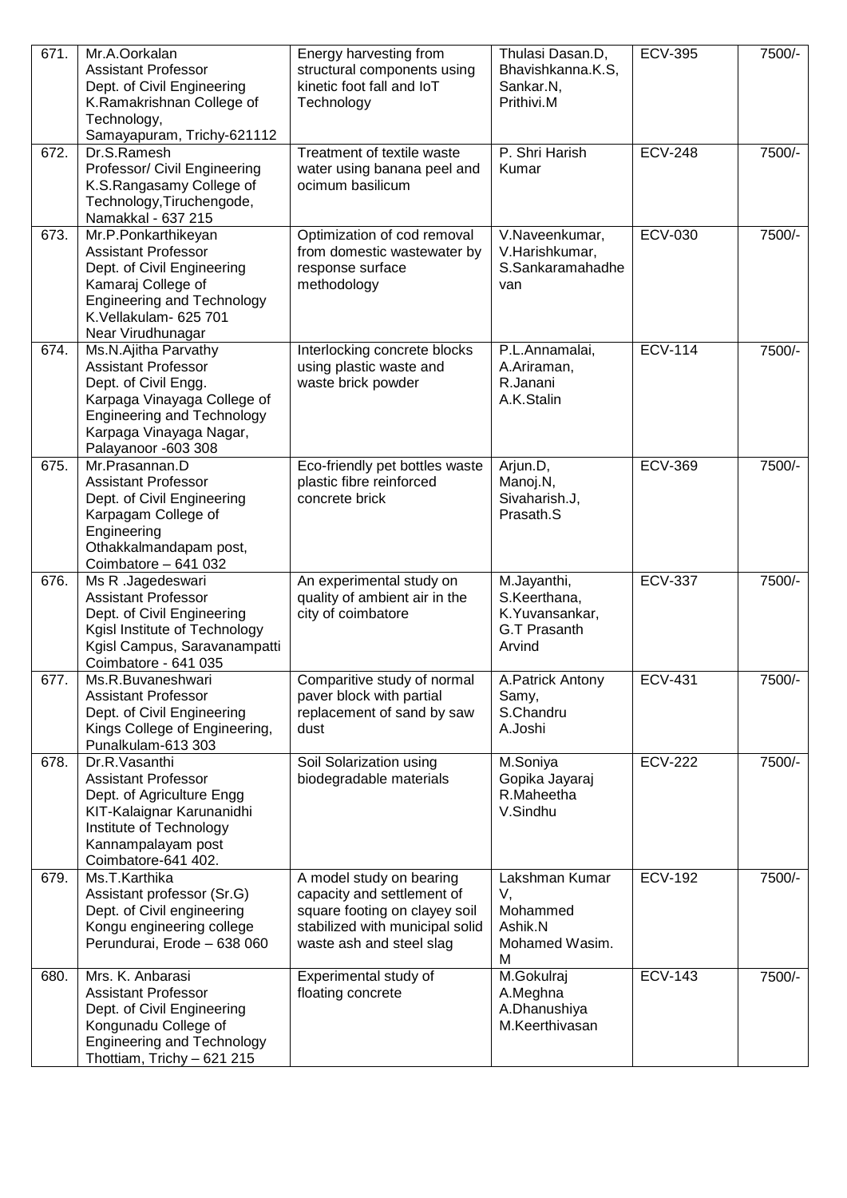| 671. | Mr.A.Oorkalan<br>Assistant Professor<br>Dept. of Civil Engineering<br>K.Ramakrishnan College of Technology,<br>Samayapuram, Trichy-621112 | Energy harvesting from structural components using kinetic foot fall and IoT Technology | Thulasi Dasan.D,<br>Bhavishkanna.K.S,<br>Sankar.N,<br>Prithivi.M | ECV-395 | 7500/- |
|---|---|---|---|---|---|
| 672. | Dr.S.Ramesh<br>Professor/ Civil Engineering<br>K.S.Rangasamy College of Technology,Tiruchengode,<br>Namakkal - 637 215 | Treatment of textile waste water using banana peel and ocimum basilicum | P. Shri Harish Kumar | ECV-248 | 7500/- |
| 673. | Mr.P.Ponkarthikeyan<br>Assistant Professor<br>Dept. of Civil Engineering<br>Kamaraj College of Engineering and Technology<br>K.Vellakulam- 625 701<br>Near Virudhunagar | Optimization of cod removal from domestic wastewater by response surface methodology | V.Naveenkumar,<br>V.Harishkumar,<br>S.Sankaramahadhevan | ECV-030 | 7500/- |
| 674. | Ms.N.Ajitha Parvathy<br>Assistant Professor<br>Dept. of Civil Engg.<br>Karpaga Vinayaga College of Engineering and Technology<br>Karpaga Vinayaga Nagar,<br>Palayanoor -603 308 | Interlocking concrete blocks using plastic waste and waste brick powder | P.L.Annamalai,<br>A.Ariraman,<br>R.Janani<br>A.K.Stalin | ECV-114 | 7500/- |
| 675. | Mr.Prasannan.D<br>Assistant Professor<br>Dept. of Civil Engineering<br>Karpagam College of Engineering<br>Othakkalmandapam post,<br>Coimbatore – 641 032 | Eco-friendly pet bottles waste plastic fibre reinforced concrete brick | Arjun.D,<br>Manoj.N,<br>Sivaharish.J,<br>Prasath.S | ECV-369 | 7500/- |
| 676. | Ms R .Jagedeswari<br>Assistant Professor<br>Dept. of Civil Engineering<br>Kgisl Institute of Technology<br>Kgisl Campus, Saravanampatti<br>Coimbatore - 641 035 | An experimental study on quality of ambient air in the city of coimbatore | M.Jayanthi,<br>S.Keerthana,<br>K.Yuvansankar,<br>G.T Prasanth Arvind | ECV-337 | 7500/- |
| 677. | Ms.R.Buvaneshwari<br>Assistant Professor<br>Dept. of Civil Engineering<br>Kings College of Engineering,<br>Punalkulam-613 303 | Comparitive study of normal paver block with partial replacement of sand by saw dust | A.Patrick Antony Samy,<br>S.Chandru<br>A.Joshi | ECV-431 | 7500/- |
| 678. | Dr.R.Vasanthi<br>Assistant Professor<br>Dept. of Agriculture Engg<br>KIT-Kalaignar Karunanidhi Institute of Technology<br>Kannampalayam post<br>Coimbatore-641 402. | Soil Solarization using biodegradable materials | M.Soniya<br>Gopika Jayaraj<br>R.Maheetha<br>V.Sindhu | ECV-222 | 7500/- |
| 679. | Ms.T.Karthika<br>Assistant professor (Sr.G)<br>Dept. of Civil engineering<br>Kongu engineering college<br>Perundurai, Erode – 638 060 | A model study on bearing capacity and settlement of square footing on clayey soil stabilized with municipal solid waste ash and steel slag | Lakshman Kumar V,<br>Mohammed Ashik.N<br>Mohamed Wasim. M | ECV-192 | 7500/- |
| 680. | Mrs. K. Anbarasi<br>Assistant Professor<br>Dept. of Civil Engineering<br>Kongunadu College of Engineering and Technology<br>Thottiam, Trichy – 621 215 | Experimental study of floating concrete | M.Gokulraj<br>A.Meghna<br>A.Dhanushiya<br>M.Keerthivasan | ECV-143 | 7500/- |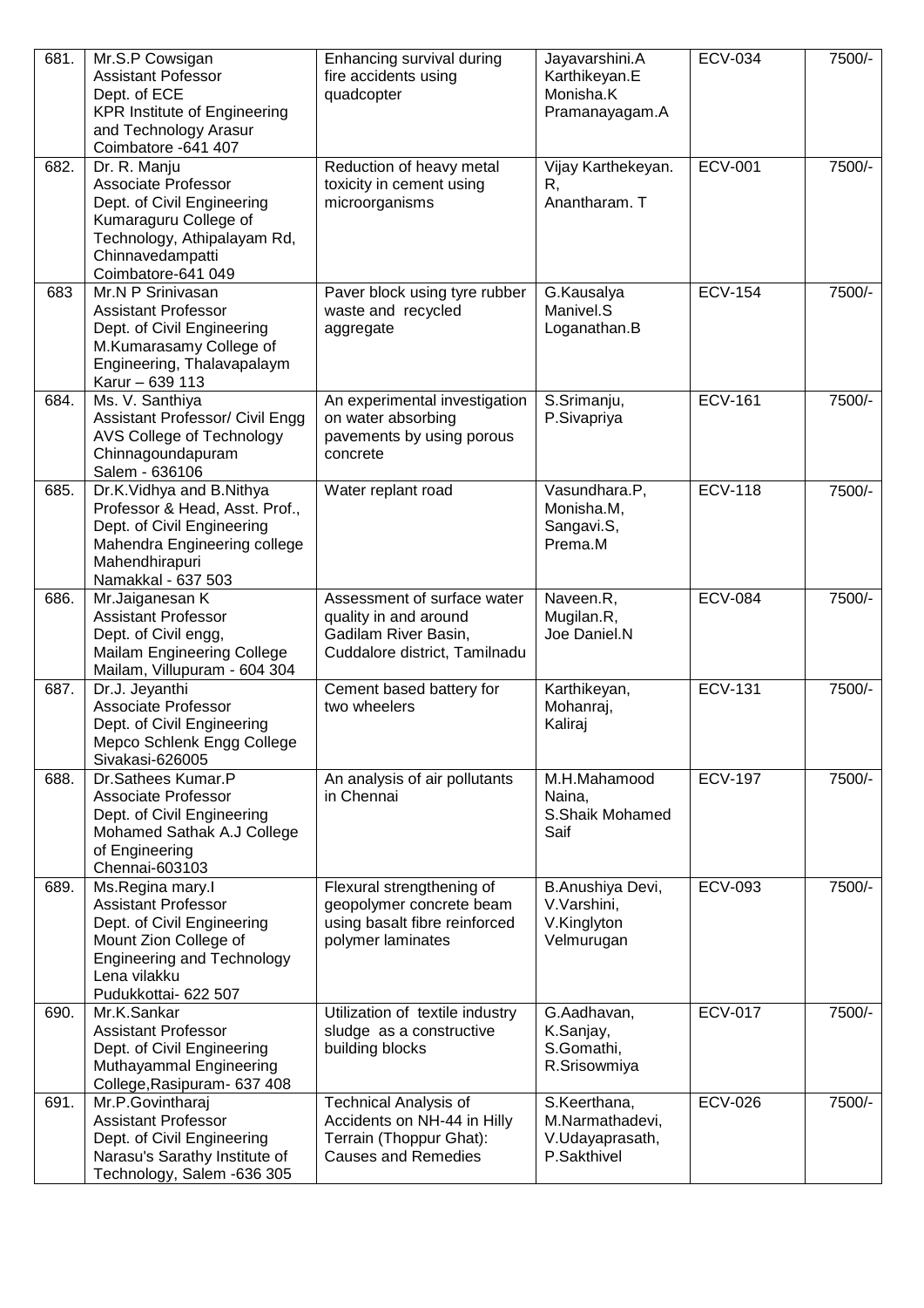| 681. | Mr.S.P Cowsigan<br>Assistant Pofessor<br>Dept. of ECE<br>KPR Institute of Engineering and Technology Arasur<br>Coimbatore -641 407 | Enhancing survival during fire accidents using quadcopter | Jayavarshini.A<br>Karthikeyan.E<br>Monisha.K<br>Pramanayagam.A | ECV-034 | 7500/- |
|---|---|---|---|---|---|
| 682. | Dr. R. Manju<br>Associate Professor<br>Dept. of Civil Engineering<br>Kumaraguru College of Technology, Athipalayam Rd, Chinnavedampatti<br>Coimbatore-641 049 | Reduction of heavy metal toxicity in cement using microorganisms | Vijay Karthekeyan. R,<br>Anantharam. T | ECV-001 | 7500/- |
| 683 | Mr.N P Srinivasan<br>Assistant Professor<br>Dept. of Civil Engineering<br>M.Kumarasamy College of Engineering, Thalavapalaym<br>Karur – 639 113 | Paver block using tyre rubber waste and recycled aggregate | G.Kausalya<br>Manivel.S<br>Loganathan.B | ECV-154 | 7500/- |
| 684. | Ms. V. Santhiya<br>Assistant Professor/ Civil Engg<br>AVS College of Technology<br>Chinnagoundapuram<br>Salem - 636106 | An experimental investigation on water absorbing pavements by using porous concrete | S.Srimanju,<br>P.Sivapriya | ECV-161 | 7500/- |
| 685. | Dr.K.Vidhya and B.Nithya<br>Professor & Head, Asst. Prof.,<br>Dept. of Civil Engineering<br>Mahendra Engineering college<br>Mahendhirapuri<br>Namakkal - 637 503 | Water replant road | Vasundhara.P,<br>Monisha.M,<br>Sangavi.S,<br>Prema.M | ECV-118 | 7500/- |
| 686. | Mr.Jaiganesan K<br>Assistant Professor<br>Dept. of Civil engg,<br>Mailam Engineering College<br>Mailam, Villupuram - 604 304 | Assessment of surface water quality in and around Gadilam River Basin, Cuddalore district, Tamilnadu | Naveen.R,<br>Mugilan.R,<br>Joe Daniel.N | ECV-084 | 7500/- |
| 687. | Dr.J. Jeyanthi<br>Associate Professor<br>Dept. of Civil Engineering<br>Mepco Schlenk Engg College<br>Sivakasi-626005 | Cement based battery for two wheelers | Karthikeyan,<br>Mohanraj,<br>Kaliraj | ECV-131 | 7500/- |
| 688. | Dr.Sathees Kumar.P<br>Associate Professor<br>Dept. of Civil Engineering<br>Mohamed Sathak A.J College of Engineering<br>Chennai-603103 | An analysis of air pollutants in Chennai | M.H.Mahamood Naina,<br>S.Shaik Mohamed Saif | ECV-197 | 7500/- |
| 689. | Ms.Regina mary.I<br>Assistant Professor<br>Dept. of Civil Engineering<br>Mount Zion College of Engineering and Technology<br>Lena vilakku<br>Pudukkottai- 622 507 | Flexural strengthening of geopolymer concrete beam using basalt fibre reinforced polymer laminates | B.Anushiya Devi,<br>V.Varshini,<br>V.Kinglyton Velmurugan | ECV-093 | 7500/- |
| 690. | Mr.K.Sankar<br>Assistant Professor<br>Dept. of Civil Engineering<br>Muthayammal Engineering College,Rasipuram- 637 408 | Utilization of textile industry sludge as a constructive building blocks | G.Aadhavan,<br>K.Sanjay,<br>S.Gomathi,<br>R.Srisowmiya | ECV-017 | 7500/- |
| 691. | Mr.P.Govintharaj<br>Assistant Professor<br>Dept. of Civil Engineering<br>Narasu's Sarathy Institute of Technology, Salem -636 305 | Technical Analysis of Accidents on NH-44 in Hilly Terrain (Thoppur Ghat): Causes and Remedies | S.Keerthana,<br>M.Narmathadevi,<br>V.Udayaprasath,<br>P.Sakthivel | ECV-026 | 7500/- |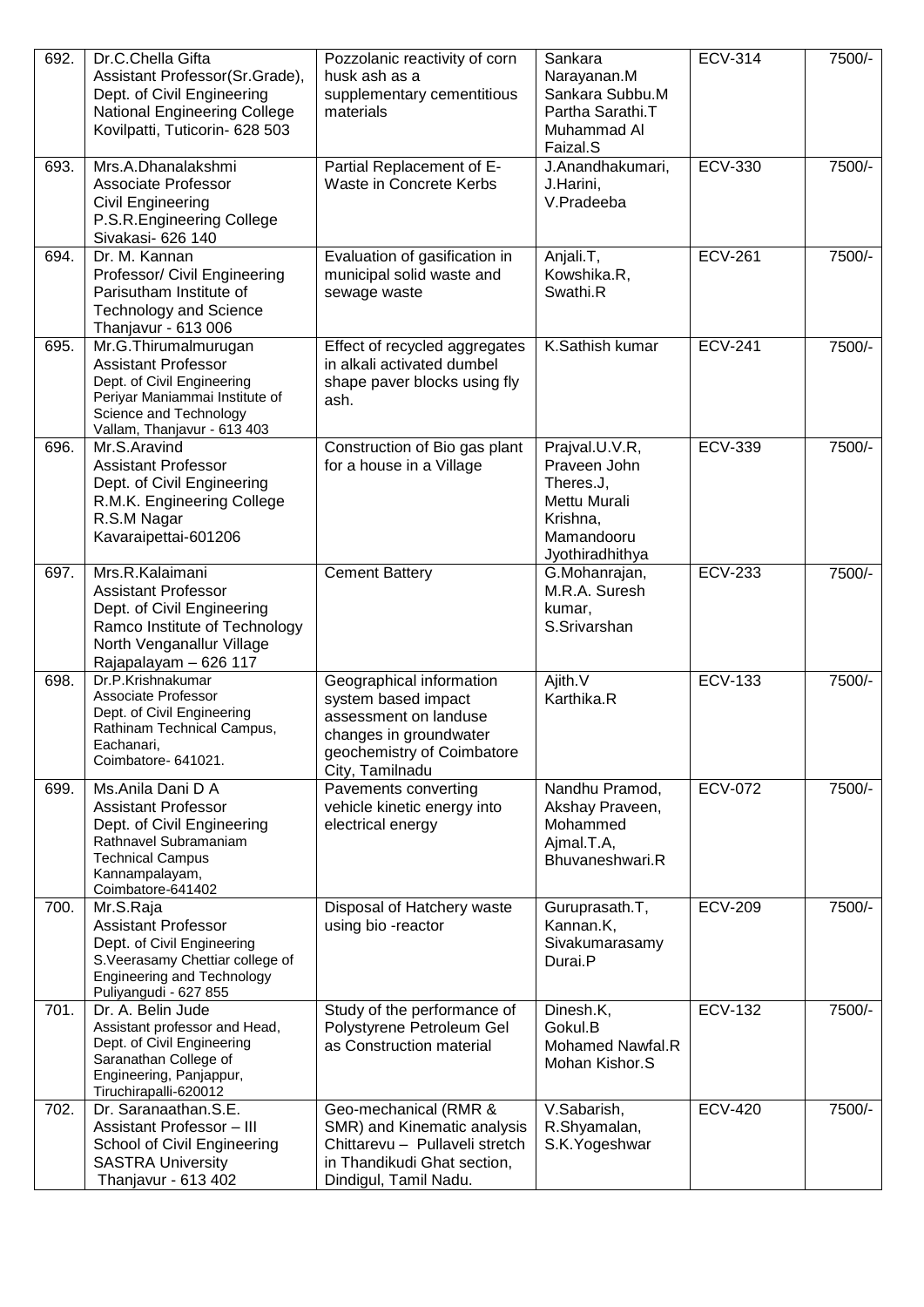| 692. | Dr.C.Chella Gifta Assistant Professor(Sr.Grade), Dept. of Civil Engineering National Engineering College Kovilpatti, Tuticorin- 628 503 | Pozzolanic reactivity of corn husk ash as a supplementary cementitious materials | Sankara Narayanan.M Sankara Subbu.M Partha Sarathi.T Muhammad Al Faizal.S | ECV-314 | 7500/- |
|---|---|---|---|---|---|
| 693. | Mrs.A.Dhanalakshmi Associate Professor Civil Engineering P.S.R.Engineering College Sivakasi- 626 140 | Partial Replacement of E-Waste in Concrete Kerbs | J.Anandhakumari, J.Harini, V.Pradeeba | ECV-330 | 7500/- |
| 694. | Dr. M. Kannan Professor/ Civil Engineering Parisutham Institute of Technology and Science Thanjavur - 613 006 | Evaluation of gasification in municipal solid waste and sewage waste | Anjali.T, Kowshika.R, Swathi.R | ECV-261 | 7500/- |
| 695. | Mr.G.Thirumalmurugan Assistant Professor Dept. of Civil Engineering Periyar Maniammai Institute of Science and Technology Vallam, Thanjavur - 613 403 | Effect of recycled aggregates in alkali activated dumbel shape paver blocks using fly ash. | K.Sathish kumar | ECV-241 | 7500/- |
| 696. | Mr.S.Aravind Assistant Professor Dept. of Civil Engineering R.M.K. Engineering College R.S.M Nagar Kavaraipettai-601206 | Construction of Bio gas plant for a house in a Village | Prajval.U.V.R, Praveen John Theres.J, Mettu Murali Krishna, Mamandooru Jyothiradhithya | ECV-339 | 7500/- |
| 697. | Mrs.R.Kalaimani Assistant Professor Dept. of Civil Engineering Ramco Institute of Technology North Venganallur Village Rajapalayam – 626 117 | Cement Battery | G.Mohanrajan, M.R.A. Suresh kumar, S.Srivarshan | ECV-233 | 7500/- |
| 698. | Dr.P.Krishnakumar Associate Professor Dept. of Civil Engineering Rathinam Technical Campus, Eachanari, Coimbatore- 641021. | Geographical information system based impact assessment on landuse changes in groundwater geochemistry of Coimbatore City, Tamilnadu | Ajith.V Karthika.R | ECV-133 | 7500/- |
| 699. | Ms.Anila Dani D A Assistant Professor Dept. of Civil Engineering Rathnavel Subramaniam Technical Campus Kannampalayam, Coimbatore-641402 | Pavements converting vehicle kinetic energy into electrical energy | Nandhu Pramod, Akshay Praveen, Mohammed Ajmal.T.A, Bhuvaneshwari.R | ECV-072 | 7500/- |
| 700. | Mr.S.Raja Assistant Professor Dept. of Civil Engineering S.Veerasamy Chettiar college of Engineering and Technology Puliyangudi - 627 855 | Disposal of Hatchery waste using bio -reactor | Guruprasath.T, Kannan.K, Sivakumarasamy Durai.P | ECV-209 | 7500/- |
| 701. | Dr. A. Belin Jude Assistant professor and Head, Dept. of Civil Engineering Saranathan College of Engineering, Panjappur, Tiruchirapalli-620012 | Study of the performance of Polystyrene Petroleum Gel as Construction material | Dinesh.K, Gokul.B Mohamed Nawfal.R Mohan Kishor.S | ECV-132 | 7500/- |
| 702. | Dr. Saranaathan.S.E. Assistant Professor – III School of Civil Engineering SASTRA University Thanjavur - 613 402 | Geo-mechanical (RMR & SMR) and Kinematic analysis Chittarevu – Pullaveli stretch in Thandikudi Ghat section, Dindigul, Tamil Nadu. | V.Sabarish, R.Shyamalan, S.K.Yogeshwar | ECV-420 | 7500/- |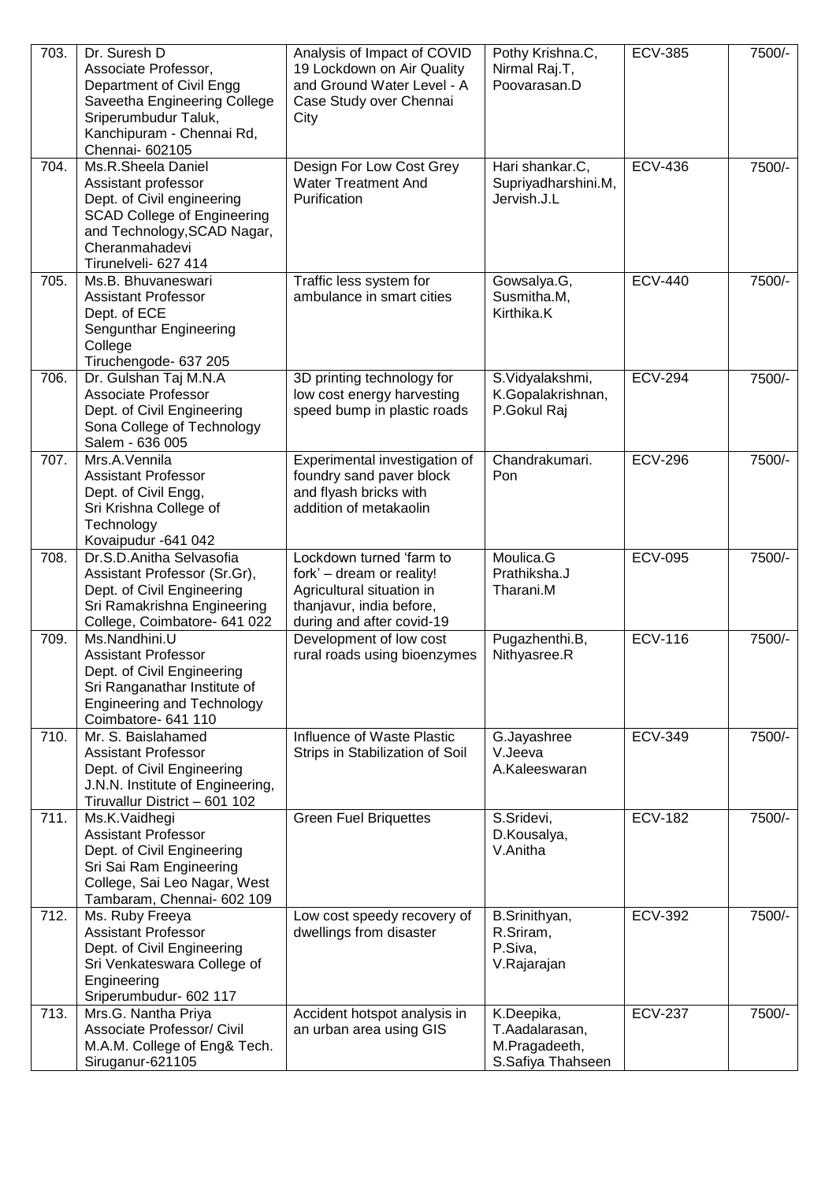| 703. | Dr. Suresh D<br>Associate Professor,<br>Department of Civil Engg<br>Saveetha Engineering College<br>Sriperumbudur Taluk,<br>Kanchipuram - Chennai Rd,<br>Chennai- 602105 | Analysis of Impact of COVID 19 Lockdown on Air Quality and Ground Water Level - A Case Study over Chennai City | Pothy Krishna.C,<br>Nirmal Raj.T,<br>Poovarasan.D | ECV-385 | 7500/- |
|---|---|---|---|---|---|
| 704. | Ms.R.Sheela Daniel<br>Assistant professor<br>Dept. of Civil engineering<br>SCAD College of Engineering and Technology,SCAD Nagar, Cheranmahadevi<br>Tirunelveli- 627 414 | Design For Low Cost Grey Water Treatment And Purification | Hari shankar.C,<br>Supriyadharshini.M,<br>Jervish.J.L | ECV-436 | 7500/- |
| 705. | Ms.B. Bhuvaneswari<br>Assistant Professor<br>Dept. of ECE<br>Sengunthar Engineering College<br>Tiruchengode- 637 205 | Traffic less system for ambulance in smart cities | Gowsalya.G,<br>Susmitha.M,<br>Kirthika.K | ECV-440 | 7500/- |
| 706. | Dr. Gulshan Taj M.N.A<br>Associate Professor<br>Dept. of Civil Engineering<br>Sona College of Technology<br>Salem - 636 005 | 3D printing technology for low cost energy harvesting speed bump in plastic roads | S.Vidyalakshmi,<br>K.Gopalakrishnan,<br>P.Gokul Raj | ECV-294 | 7500/- |
| 707. | Mrs.A.Vennila<br>Assistant Professor<br>Dept. of Civil Engg,<br>Sri Krishna College of Technology<br>Kovaipudur -641 042 | Experimental investigation of foundry sand paver block and flyash bricks with addition of metakaolin | Chandrakumari. Pon | ECV-296 | 7500/- |
| 708. | Dr.S.D.Anitha Selvasofia<br>Assistant Professor (Sr.Gr),<br>Dept. of Civil Engineering<br>Sri Ramakrishna Engineering College, Coimbatore- 641 022 | Lockdown turned 'farm to fork' – dream or reality! Agricultural situation in thanjavur, india before, during and after covid-19 | Moulica.G<br>Prathiksha.J<br>Tharani.M | ECV-095 | 7500/- |
| 709. | Ms.Nandhini.U<br>Assistant Professor<br>Dept. of Civil Engineering<br>Sri Ranganathar Institute of Engineering and Technology<br>Coimbatore- 641 110 | Development of low cost rural roads using bioenzymes | Pugazhenthi.B,<br>Nithyasree.R | ECV-116 | 7500/- |
| 710. | Mr. S. Baislahamed<br>Assistant Professor<br>Dept. of Civil Engineering<br>J.N.N. Institute of Engineering,<br>Tiruvallur District – 601 102 | Influence of Waste Plastic Strips in Stabilization of Soil | G.Jayashree<br>V.Jeeva<br>A.Kaleeswaran | ECV-349 | 7500/- |
| 711. | Ms.K.Vaidhegi<br>Assistant Professor<br>Dept. of Civil Engineering<br>Sri Sai Ram Engineering College, Sai Leo Nagar, West Tambaram, Chennai- 602 109 | Green Fuel Briquettes | S.Sridevi,<br>D.Kousalya,<br>V.Anitha | ECV-182 | 7500/- |
| 712. | Ms. Ruby Freeya<br>Assistant Professor<br>Dept. of Civil Engineering<br>Sri Venkateswara College of Engineering<br>Sriperumbudur- 602 117 | Low cost speedy recovery of dwellings from disaster | B.Srinithyan,<br>R.Sriram,<br>P.Siva,<br>V.Rajarajan | ECV-392 | 7500/- |
| 713. | Mrs.G. Nantha Priya<br>Associate Professor/ Civil<br>M.A.M. College of Eng& Tech.<br>Siruganur-621105 | Accident hotspot analysis in an urban area using GIS | K.Deepika,<br>T.Aadalarasan,<br>M.Pragadeeth,<br>S.Safiya Thahseen | ECV-237 | 7500/- |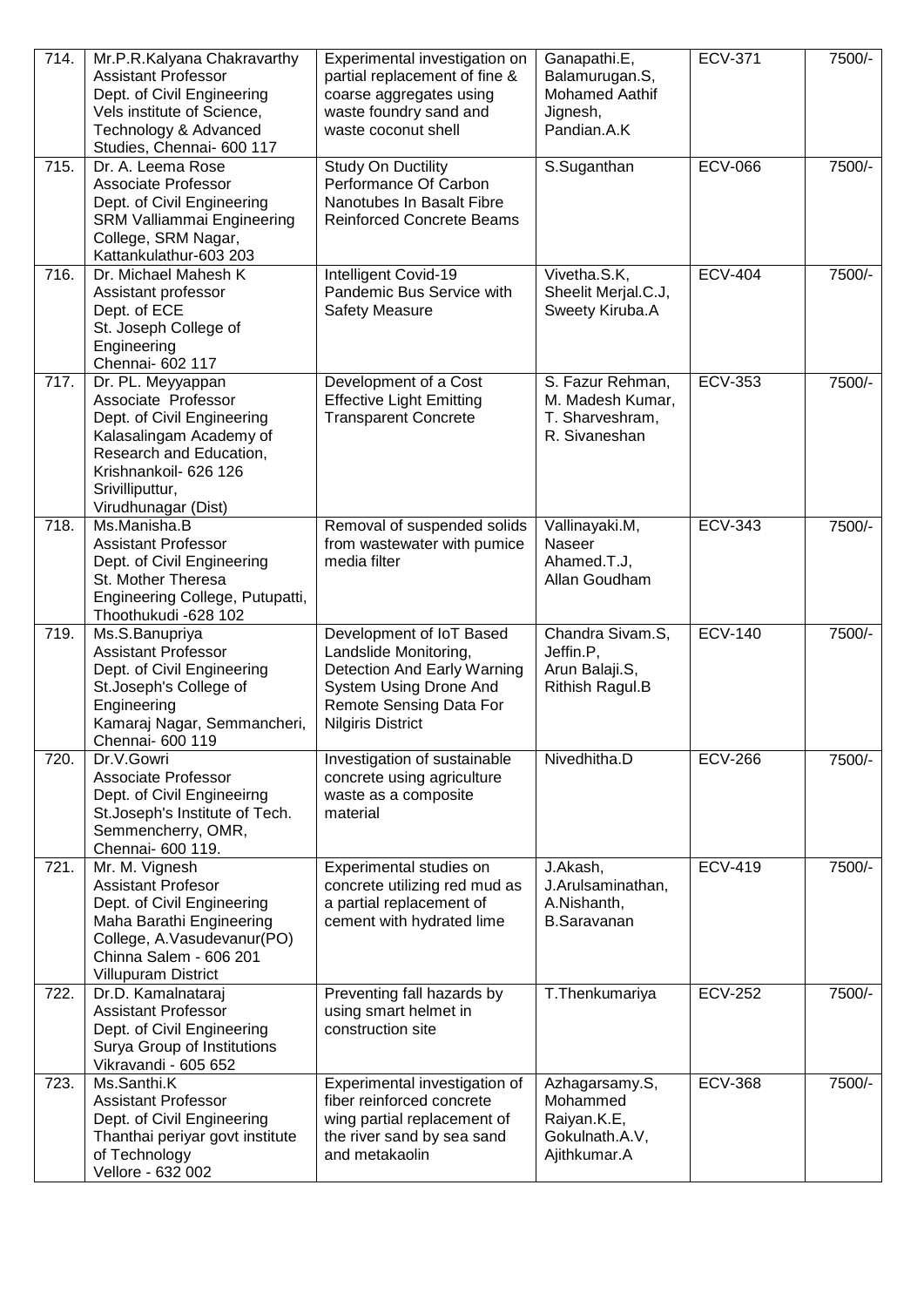| 714. | Mr.P.R.Kalyana Chakravarthy Assistant Professor Dept. of Civil Engineering Vels institute of Science, Technology & Advanced Studies, Chennai- 600 117 | Experimental investigation on partial replacement of fine & coarse aggregates using waste foundry sand and waste coconut shell | Ganapathi.E, Balamurugan.S, Mohamed Aathif Jignesh, Pandian.A.K | ECV-371 | 7500/- |
|---|---|---|---|---|---|
| 715. | Dr. A. Leema Rose Associate Professor Dept. of Civil Engineering SRM Valliammai Engineering College, SRM Nagar, Kattankulathur-603 203 | Study On Ductility Performance Of Carbon Nanotubes In Basalt Fibre Reinforced Concrete Beams | S.Suganthan | ECV-066 | 7500/- |
| 716. | Dr. Michael Mahesh K Assistant professor Dept. of ECE St. Joseph College of Engineering Chennai- 602 117 | Intelligent Covid-19 Pandemic Bus Service with Safety Measure | Vivetha.S.K, Sheelit Merjal.C.J, Sweety Kiruba.A | ECV-404 | 7500/- |
| 717. | Dr. PL. Meyyappan Associate Professor Dept. of Civil Engineering Kalasalingam Academy of Research and Education, Krishnankoil- 626 126 Srivilliputtur, Virudhunagar (Dist) | Development of a Cost Effective Light Emitting Transparent Concrete | S. Fazur Rehman, M. Madesh Kumar, T. Sharveshram, R. Sivaneshan | ECV-353 | 7500/- |
| 718. | Ms.Manisha.B Assistant Professor Dept. of Civil Engineering St. Mother Theresa Engineering College, Putupatti, Thoothukudi -628 102 | Removal of suspended solids from wastewater with pumice media filter | Vallinayaki.M, Naseer Ahamed.T.J, Allan Goudham | ECV-343 | 7500/- |
| 719. | Ms.S.Banupriya Assistant Professor Dept. of Civil Engineering St.Joseph's College of Engineering Kamaraj Nagar, Semmancheri, Chennai- 600 119 | Development of IoT Based Landslide Monitoring, Detection And Early Warning System Using Drone And Remote Sensing Data For Nilgiris District | Chandra Sivam.S, Jeffin.P, Arun Balaji.S, Rithish Ragul.B | ECV-140 | 7500/- |
| 720. | Dr.V.Gowri Associate Professor Dept. of Civil Engineeirng St.Joseph's Institute of Tech. Semmencherry, OMR, Chennai- 600 119. | Investigation of sustainable concrete using agriculture waste as a composite material | Nivedhitha.D | ECV-266 | 7500/- |
| 721. | Mr. M. Vignesh Assistant Profesor Dept. of Civil Engineering Maha Barathi Engineering College, A.Vasudevanur(PO) Chinna Salem - 606 201 Villupuram District | Experimental studies on concrete utilizing red mud as a partial replacement of cement with hydrated lime | J.Akash, J.Arulsaminathan, A.Nishanth, B.Saravanan | ECV-419 | 7500/- |
| 722. | Dr.D. Kamalnataraj Assistant Professor Dept. of Civil Engineering Surya Group of Institutions Vikravandi - 605 652 | Preventing fall hazards by using smart helmet in construction site | T.Thenkumariya | ECV-252 | 7500/- |
| 723. | Ms.Santhi.K Assistant Professor Dept. of Civil Engineering Thanthai periyar govt institute of Technology Vellore - 632 002 | Experimental investigation of fiber reinforced concrete wing partial replacement of the river sand by sea sand and metakaolin | Azhagarsamy.S, Mohammed Raiyan.K.E, Gokulnath.A.V, Ajithkumar.A | ECV-368 | 7500/- |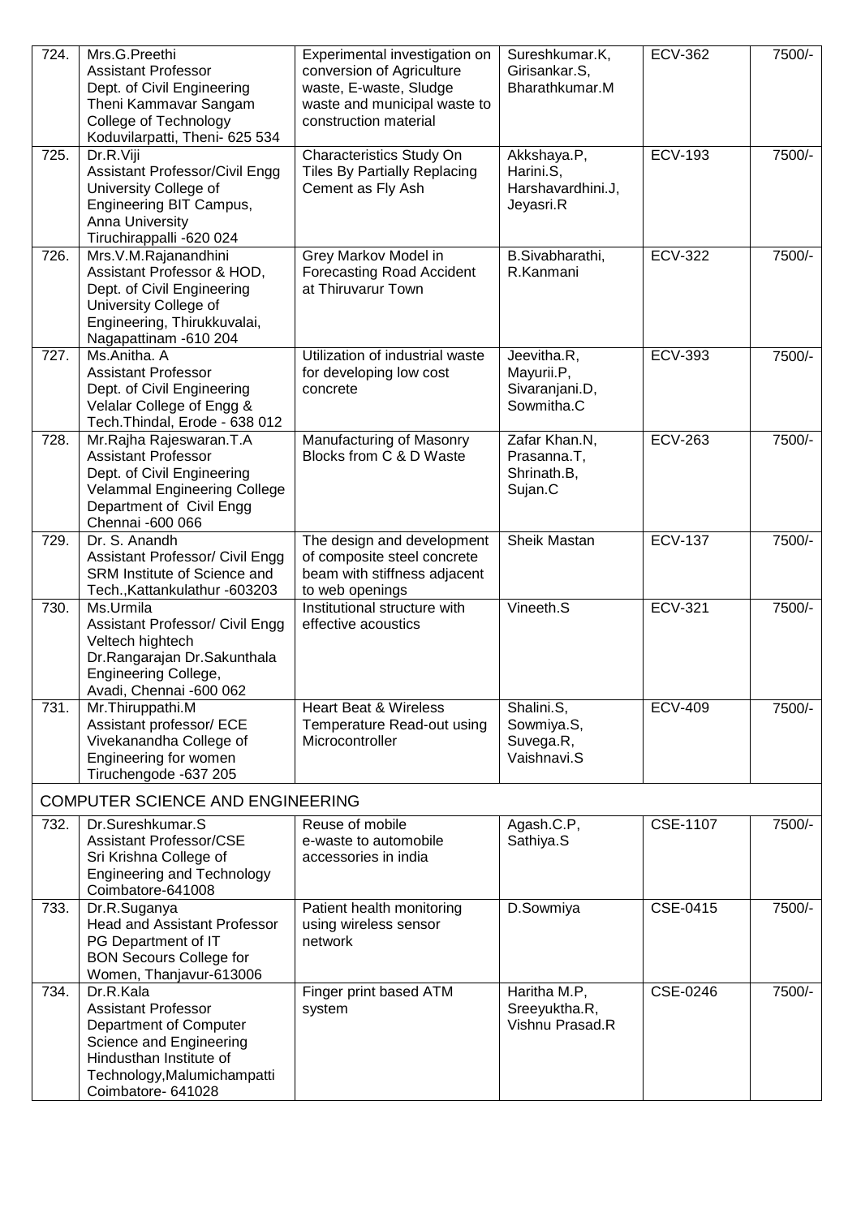| | | | | | |
|---|---|---|---|---|---|
| 724. | Mrs.G.Preethi<br>Assistant Professor<br>Dept. of Civil Engineering<br>Theni Kammavar Sangam College of Technology<br>Koduvilarpatti, Theni- 625 534 | Experimental investigation on conversion of Agriculture waste, E-waste, Sludge waste and municipal waste to construction material | Sureshkumar.K,<br>Girisankar.S,<br>Bharathkumar.M | ECV-362 | 7500/- |
| 725. | Dr.R.Viji<br>Assistant Professor/Civil Engg<br>University College of Engineering BIT Campus, Anna University<br>Tiruchirappalli -620 024 | Characteristics Study On Tiles By Partially Replacing Cement as Fly Ash | Akkshaya.P,<br>Harini.S,<br>Harshavardhini.J,<br>Jeyasri.R | ECV-193 | 7500/- |
| 726. | Mrs.V.M.Rajanandhini<br>Assistant Professor & HOD,<br>Dept. of Civil Engineering<br>University College of Engineering, Thirukkuvalai,<br>Nagapattinam -610 204 | Grey Markov Model in Forecasting Road Accident at Thiruvarur Town | B.Sivabharathi,<br>R.Kanmani | ECV-322 | 7500/- |
| 727. | Ms.Anitha. A<br>Assistant Professor<br>Dept. of Civil Engineering<br>Velalar College of Engg & Tech.Thindal, Erode - 638 012 | Utilization of industrial waste for developing low cost concrete | Jeevitha.R,<br>Mayurii.P,<br>Sivaranjani.D,<br>Sowmitha.C | ECV-393 | 7500/- |
| 728. | Mr.Rajha Rajeswaran.T.A<br>Assistant Professor<br>Dept. of Civil Engineering<br>Velammal Engineering College<br>Department of Civil Engg<br>Chennai -600 066 | Manufacturing of Masonry Blocks from C & D Waste | Zafar Khan.N,<br>Prasanna.T,<br>Shrinath.B,<br>Sujan.C | ECV-263 | 7500/- |
| 729. | Dr. S. Anandh<br>Assistant Professor/ Civil Engg<br>SRM Institute of Science and Tech.,Kattankulathur -603203 | The design and development of composite steel concrete beam with stiffness adjacent to web openings | Sheik Mastan | ECV-137 | 7500/- |
| 730. | Ms.Urmila<br>Assistant Professor/ Civil Engg<br>Veltech hightech<br>Dr.Rangarajan Dr.Sakunthala Engineering College,<br>Avadi, Chennai -600 062 | Institutional structure with effective acoustics | Vineeth.S | ECV-321 | 7500/- |
| 731. | Mr.Thiruppathi.M<br>Assistant professor/ ECE<br>Vivekanandha College of Engineering for women<br>Tiruchengode -637 205 | Heart Beat & Wireless Temperature Read-out using Microcontroller | Shalini.S,<br>Sowmiya.S,<br>Suvega.R,<br>Vaishnavi.S | ECV-409 | 7500/- |
| **COMPUTER SCIENCE AND ENGINEERING** | | | | | |
| 732. | Dr.Sureshkumar.S<br>Assistant Professor/CSE<br>Sri Krishna College of Engineering and Technology<br>Coimbatore-641008 | Reuse of mobile e-waste to automobile accessories in india | Agash.C.P,<br>Sathiya.S | CSE-1107 | 7500/- |
| 733. | Dr.R.Suganya<br>Head and Assistant Professor<br>PG Department of IT<br>BON Secours College for Women, Thanjavur-613006 | Patient health monitoring using wireless sensor network | D.Sowmiya | CSE-0415 | 7500/- |
| 734. | Dr.R.Kala<br>Assistant Professor<br>Department of Computer Science and Engineering<br>Hindusthan Institute of Technology,Malumichampatti<br>Coimbatore- 641028 | Finger print based ATM system | Haritha M.P,<br>Sreeyuktha.R,<br>Vishnu Prasad.R | CSE-0246 | 7500/- |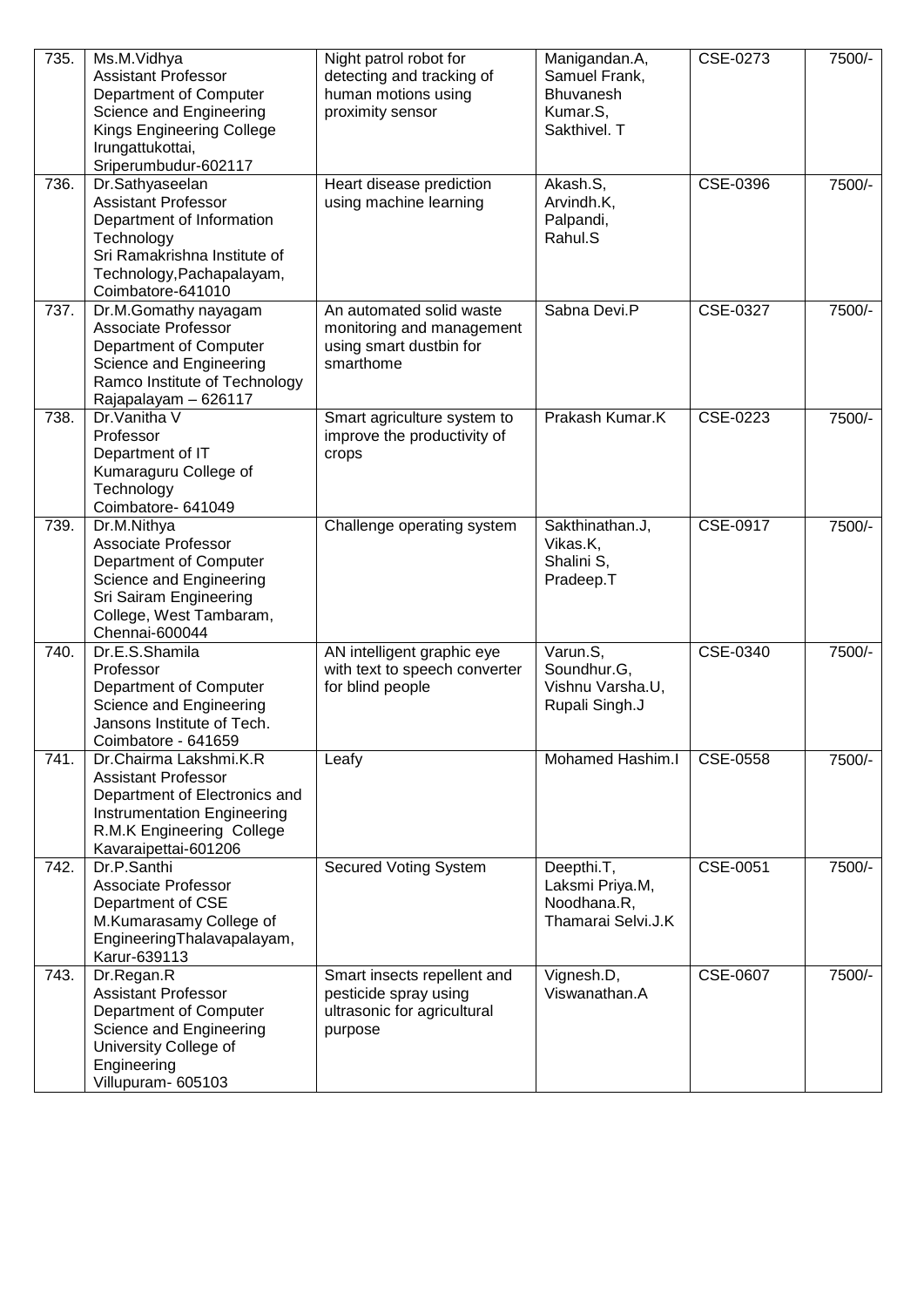| 735. | Ms.M.Vidhya<br>Assistant Professor<br>Department of Computer Science and Engineering<br>Kings Engineering College<br>Irungattukottai,<br>Sriperumbudur-602117 | Night patrol robot for detecting and tracking of human motions using proximity sensor | Manigandan.A,<br>Samuel Frank,<br>Bhuvanesh Kumar.S,<br>Sakthivel. T | CSE-0273 | 7500/- |
|---|---|---|---|---|---|
| 736. | Dr.Sathyaseelan<br>Assistant Professor<br>Department of Information Technology<br>Sri Ramakrishna Institute of Technology,Pachapalayam,<br>Coimbatore-641010 | Heart disease prediction using machine learning | Akash.S,<br>Arvindh.K,<br>Palpandi,<br>Rahul.S | CSE-0396 | 7500/- |
| 737. | Dr.M.Gomathy nayagam<br>Associate Professor<br>Department of Computer Science and Engineering<br>Ramco Institute of Technology<br>Rajapalayam – 626117 | An automated solid waste monitoring and management using smart dustbin for smarthome | Sabna Devi.P | CSE-0327 | 7500/- |
| 738. | Dr.Vanitha V<br>Professor<br>Department of IT<br>Kumaraguru College of Technology<br>Coimbatore- 641049 | Smart agriculture system to improve the productivity of crops | Prakash Kumar.K | CSE-0223 | 7500/- |
| 739. | Dr.M.Nithya<br>Associate Professor<br>Department of Computer Science and Engineering<br>Sri Sairam Engineering College, West Tambaram,<br>Chennai-600044 | Challenge operating system | Sakthinathan.J,<br>Vikas.K,<br>Shalini S,<br>Pradeep.T | CSE-0917 | 7500/- |
| 740. | Dr.E.S.Shamila<br>Professor<br>Department of Computer Science and Engineering<br>Jansons Institute of Tech.<br>Coimbatore - 641659 | AN intelligent graphic eye with text to speech converter for blind people | Varun.S,<br>Soundhur.G,<br>Vishnu Varsha.U,<br>Rupali Singh.J | CSE-0340 | 7500/- |
| 741. | Dr.Chairma Lakshmi.K.R<br>Assistant Professor<br>Department of Electronics and Instrumentation Engineering<br>R.M.K Engineering College<br>Kavaraipettai-601206 | Leafy | Mohamed Hashim.I | CSE-0558 | 7500/- |
| 742. | Dr.P.Santhi<br>Associate Professor<br>Department of CSE<br>M.Kumarasamy College of EngineeringThalavapalayam,<br>Karur-639113 | Secured Voting System | Deepthi.T,<br>Laksmi Priya.M,<br>Noodhana.R,<br>Thamarai Selvi.J.K | CSE-0051 | 7500/- |
| 743. | Dr.Regan.R<br>Assistant Professor<br>Department of Computer Science and Engineering<br>University College of Engineering<br>Villupuram- 605103 | Smart insects repellent and pesticide spray using ultrasonic for agricultural purpose | Vignesh.D,<br>Viswanathan.A | CSE-0607 | 7500/- |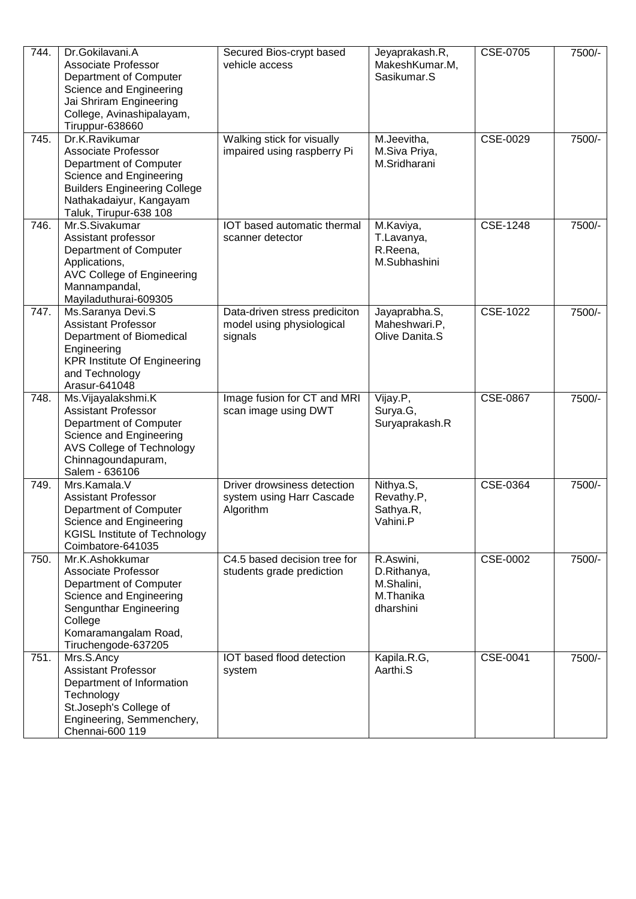| 744. | Dr.Gokilavani.A<br>Associate Professor<br>Department of Computer Science and Engineering<br>Jai Shriram Engineering College, Avinashipalayam, Tiruppur-638660 | Secured Bios-crypt based vehicle access | Jeyaprakash.R,<br>MakeshKumar.M,<br>Sasikumar.S | CSE-0705 | 7500/- |
|---|---|---|---|---|---|
| 745. | Dr.K.Ravikumar<br>Associate Professor<br>Department of Computer Science and Engineering<br>Builders Engineering College<br>Nathakadaiyur, Kangayam Taluk, Tirupur-638 108 | Walking stick for visually impaired using raspberry Pi | M.Jeevitha,<br>M.Siva Priya,<br>M.Sridharani | CSE-0029 | 7500/- |
| 746. | Mr.S.Sivakumar<br>Assistant professor<br>Department of Computer Applications,<br>AVC College of Engineering<br>Mannampandal,<br>Mayiladuthurai-609305 | IOT based automatic thermal scanner detector | M.Kaviya,<br>T.Lavanya,<br>R.Reena,<br>M.Subhashini | CSE-1248 | 7500/- |
| 747. | Ms.Saranya Devi.S<br>Assistant Professor<br>Department of Biomedical Engineering<br>KPR Institute Of Engineering and Technology<br>Arasur-641048 | Data-driven stress prediciton model using physiological signals | Jayaprabha.S,<br>Maheshwari.P,<br>Olive Danita.S | CSE-1022 | 7500/- |
| 748. | Ms.Vijayalakshmi.K<br>Assistant Professor<br>Department of Computer Science and Engineering<br>AVS College of Technology<br>Chinnagoundapuram,<br>Salem - 636106 | Image fusion for CT and MRI scan image using DWT | Vijay.P,<br>Surya.G,<br>Suryaprakash.R | CSE-0867 | 7500/- |
| 749. | Mrs.Kamala.V<br>Assistant Professor<br>Department of Computer Science and Engineering<br>KGISL Institute of Technology<br>Coimbatore-641035 | Driver drowsiness detection system using Harr Cascade Algorithm | Nithya.S,<br>Revathy.P,<br>Sathya.R,<br>Vahini.P | CSE-0364 | 7500/- |
| 750. | Mr.K.Ashokkumar<br>Associate Professor<br>Department of Computer Science and Engineering<br>Sengunthar Engineering College<br>Komaramangalam Road,<br>Tiruchengode-637205 | C4.5 based decision tree for students grade prediction | R.Aswini,<br>D.Rithanya,<br>M.Shalini,<br>M.Thanika dharshini | CSE-0002 | 7500/- |
| 751. | Mrs.S.Ancy<br>Assistant Professor<br>Department of Information Technology<br>St.Joseph's College of Engineering, Semmenchery,<br>Chennai-600 119 | IOT based flood detection system | Kapila.R.G,<br>Aarthi.S | CSE-0041 | 7500/- |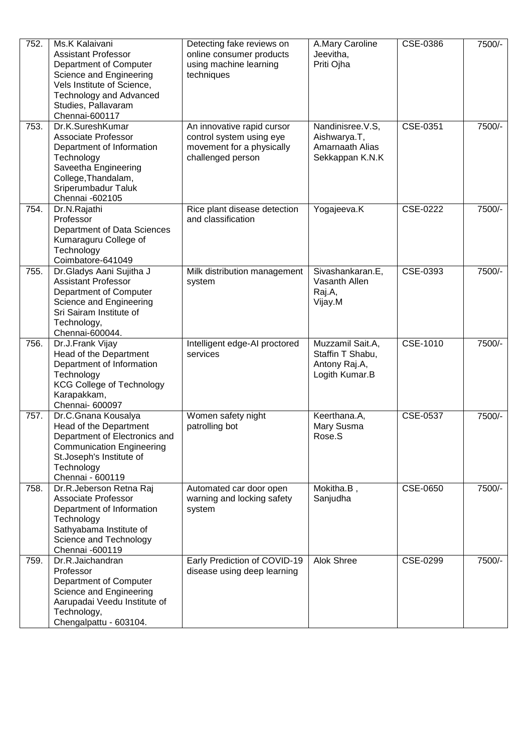| | | | | | |
|---|---|---|---|---|---|
| 752. | Ms.K Kalaivani<br>Assistant Professor<br>Department of Computer Science and Engineering<br>Vels Institute of Science, Technology and Advanced Studies, Pallavaram<br>Chennai-600117 | Detecting fake reviews on online consumer products using machine learning techniques | A.Mary Caroline Jeevitha,<br>Priti Ojha | CSE-0386 | 7500/- |
| 753. | Dr.K.SureshKumar<br>Associate Professor<br>Department of Information Technology<br>Saveetha Engineering College,Thandalam, Sriperumbadur Taluk<br>Chennai -602105 | An innovative rapid cursor control system using eye movement for a physically challenged person | Nandinisree.V.S,<br>Aishwarya.T,<br>Amarnaath Alias Sekkappan K.N.K | CSE-0351 | 7500/- |
| 754. | Dr.N.Rajathi<br>Professor<br>Department of Data Sciences<br>Kumaraguru College of Technology<br>Coimbatore-641049 | Rice plant disease detection and classification | Yogajeeva.K | CSE-0222 | 7500/- |
| 755. | Dr.Gladys Aani Sujitha J<br>Assistant Professor<br>Department of Computer Science and Engineering<br>Sri Sairam Institute of Technology,<br>Chennai-600044. | Milk distribution management system | Sivashankaran.E,<br>Vasanth Allen Raj.A,<br>Vijay.M | CSE-0393 | 7500/- |
| 756. | Dr.J.Frank Vijay<br>Head of the Department<br>Department of Information Technology<br>KCG College of Technology<br>Karapakkam,<br>Chennai- 600097 | Intelligent edge-AI proctored services | Muzzamil Sait.A,<br>Staffin T Shabu,<br>Antony Raj.A,<br>Logith Kumar.B | CSE-1010 | 7500/- |
| 757. | Dr.C.Gnana Kousalya<br>Head of the Department<br>Department of Electronics and Communication Engineering<br>St.Joseph's Institute of Technology<br>Chennai - 600119 | Women safety night patrolling bot | Keerthana.A,<br>Mary Susma Rose.S | CSE-0537 | 7500/- |
| 758. | Dr.R.Jeberson Retna Raj<br>Associate Professor<br>Department of Information Technology<br>Sathyabama Institute of Science and Technology<br>Chennai -600119 | Automated car door open warning and locking safety system | Mokitha.B ,<br>Sanjudha | CSE-0650 | 7500/- |
| 759. | Dr.R.Jaichandran<br>Professor<br>Department of Computer Science and Engineering<br>Aarupadai Veedu Institute of Technology,<br>Chengalpattu - 603104. | Early Prediction of COVID-19 disease using deep learning | Alok Shree | CSE-0299 | 7500/- |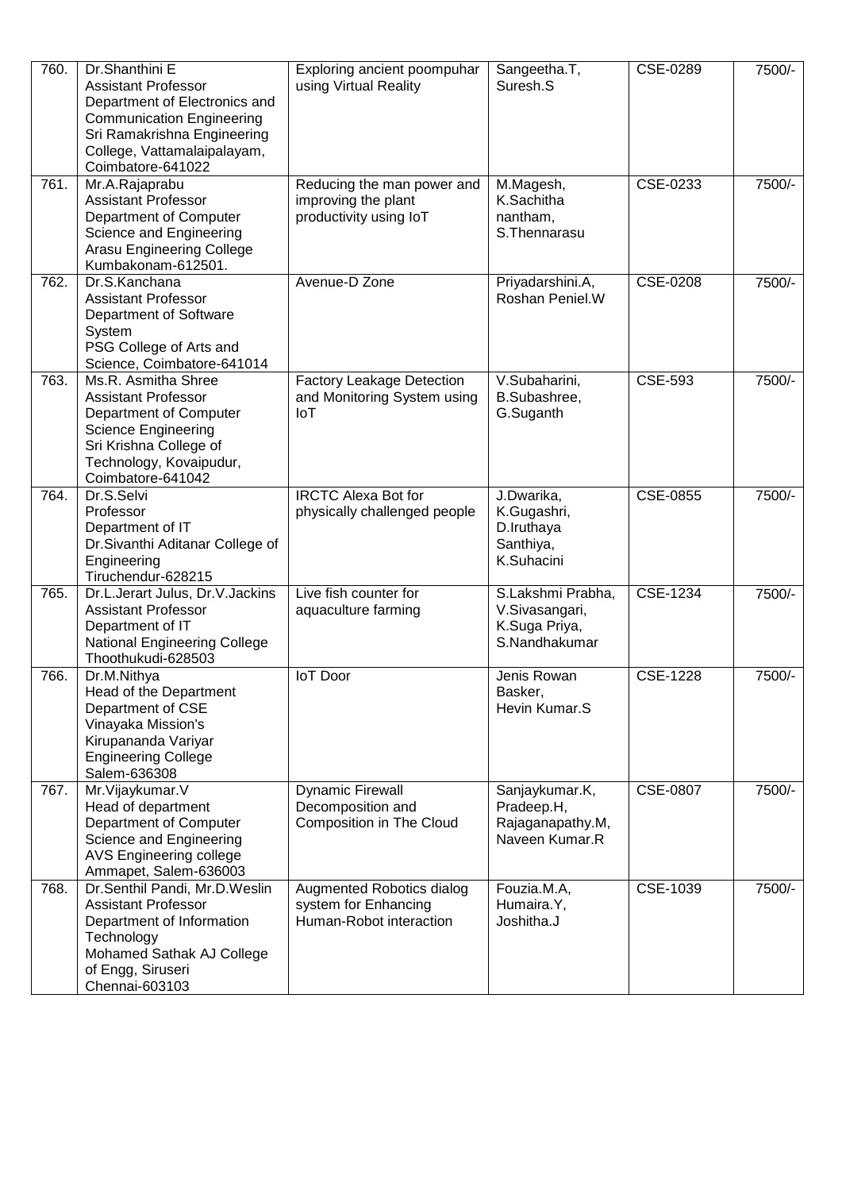| 760. | Dr.Shanthini E<br>Assistant Professor<br>Department of Electronics and Communication Engineering<br>Sri Ramakrishna Engineering College, Vattamalaipalayam, Coimbatore-641022 | Exploring ancient poompuhar using Virtual Reality | Sangeetha.T, Suresh.S | CSE-0289 | 7500/- |
|---|---|---|---|---|---|
| 761. | Mr.A.Rajaprabu<br>Assistant Professor<br>Department of Computer Science and Engineering<br>Arasu Engineering College Kumbakonam-612501. | Reducing the man power and improving the plant productivity using IoT | M.Magesh, K.Sachitha nantham, S.Thennarasu | CSE-0233 | 7500/- |
| 762. | Dr.S.Kanchana<br>Assistant Professor<br>Department of Software System<br>PSG College of Arts and Science, Coimbatore-641014 | Avenue-D Zone | Priyadarshini.A, Roshan Peniel.W | CSE-0208 | 7500/- |
| 763. | Ms.R. Asmitha Shree<br>Assistant Professor<br>Department of Computer Science Engineering<br>Sri Krishna College of Technology, Kovaipudur, Coimbatore-641042 | Factory Leakage Detection and Monitoring System using IoT | V.Subaharini, B.Subashree, G.Suganth | CSE-593 | 7500/- |
| 764. | Dr.S.Selvi<br>Professor<br>Department of IT<br>Dr.Sivanthi Aditanar College of Engineering<br>Tiruchendur-628215 | IRCTC Alexa Bot for physically challenged people | J.Dwarika, K.Gugashri, D.Iruthaya Santhiya, K.Suhacini | CSE-0855 | 7500/- |
| 765. | Dr.L.Jerart Julus, Dr.V.Jackins<br>Assistant Professor<br>Department of IT<br>National Engineering College Thoothukudi-628503 | Live fish counter for aquaculture farming | S.Lakshmi Prabha, V.Sivasangari, K.Suga Priya, S.Nandhakumar | CSE-1234 | 7500/- |
| 766. | Dr.M.Nithya<br>Head of the Department<br>Department of CSE<br>Vinayaka Mission's Kirupananda Variyar Engineering College<br>Salem-636308 | IoT Door | Jenis Rowan Basker, Hevin Kumar.S | CSE-1228 | 7500/- |
| 767. | Mr.Vijaykumar.V<br>Head of department<br>Department of Computer Science and Engineering<br>AVS Engineering college Ammapet, Salem-636003 | Dynamic Firewall Decomposition and Composition in The Cloud | Sanjaykumar.K, Pradeep.H, Rajaganapathy.M, Naveen Kumar.R | CSE-0807 | 7500/- |
| 768. | Dr.Senthil Pandi, Mr.D.Weslin<br>Assistant Professor<br>Department of Information Technology<br>Mohamed Sathak AJ College of Engg, Siruseri<br>Chennai-603103 | Augmented Robotics dialog system for Enhancing Human-Robot interaction | Fouzia.M.A, Humaira.Y, Joshitha.J | CSE-1039 | 7500/- |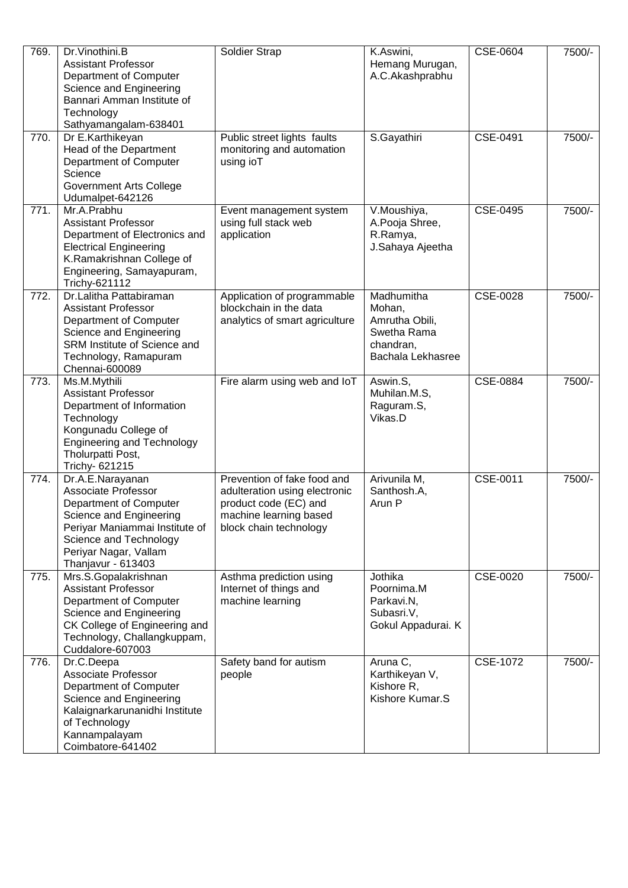| | | | | |
|---|---|---|---|---|
| 769. | Dr.Vinothini.B<br>Assistant Professor<br>Department of Computer Science and Engineering<br>Bannari Amman Institute of Technology<br>Sathyamangalam-638401 | Soldier Strap | K.Aswini,<br>Hemang Murugan,<br>A.C.Akashprabhu | CSE-0604 | 7500/- |
| 770. | Dr E.Karthikeyan<br>Head of the Department<br>Department of Computer Science<br>Government Arts College<br>Udumalpet-642126 | Public street lights faults monitoring and automation using ioT | S.Gayathiri | CSE-0491 | 7500/- |
| 771. | Mr.A.Prabhu<br>Assistant Professor<br>Department of Electronics and Electrical Engineering<br>K.Ramakrishnan College of Engineering, Samayapuram, Trichy-621112 | Event management system using full stack web application | V.Moushiya,<br>A.Pooja Shree,<br>R.Ramya,<br>J.Sahaya Ajeetha | CSE-0495 | 7500/- |
| 772. | Dr.Lalitha Pattabiraman<br>Assistant Professor<br>Department of Computer Science and Engineering<br>SRM Institute of Science and Technology, Ramapuram<br>Chennai-600089 | Application of programmable blockchain in the data analytics of smart agriculture | Madhumitha Mohan,<br>Amrutha Obili,<br>Swetha Rama chandran,<br>Bachala Lekhasree | CSE-0028 | 7500/- |
| 773. | Ms.M.Mythili<br>Assistant Professor<br>Department of Information Technology<br>Kongunadu College of Engineering and Technology<br>Tholurpatti Post,<br>Trichy- 621215 | Fire alarm using web and IoT | Aswin.S,<br>Muhilan.M.S,<br>Raguram.S,<br>Vikas.D | CSE-0884 | 7500/- |
| 774. | Dr.A.E.Narayanan<br>Associate Professor<br>Department of Computer Science and Engineering<br>Periyar Maniammai Institute of Science and Technology<br>Periyar Nagar, Vallam<br>Thanjavur - 613403 | Prevention of fake food and adulteration using electronic product code (EC) and machine learning based block chain technology | Arivunila M,<br>Santhosh.A,<br>Arun P | CSE-0011 | 7500/- |
| 775. | Mrs.S.Gopalakrishnan<br>Assistant Professor<br>Department of Computer Science and Engineering<br>CK College of Engineering and Technology, Challangkuppam, Cuddalore-607003 | Asthma prediction using Internet of things and machine learning | Jothika Poornima.M<br>Parkavi.N,<br>Subasri.V,<br>Gokul Appadurai. K | CSE-0020 | 7500/- |
| 776. | Dr.C.Deepa<br>Associate Professor<br>Department of Computer Science and Engineering<br>Kalaignarkarunanidhi Institute of Technology<br>Kannampalayam<br>Coimbatore-641402 | Safety band for autism people | Aruna C,<br>Karthikeyan V,<br>Kishore R,<br>Kishore Kumar.S | CSE-1072 | 7500/- |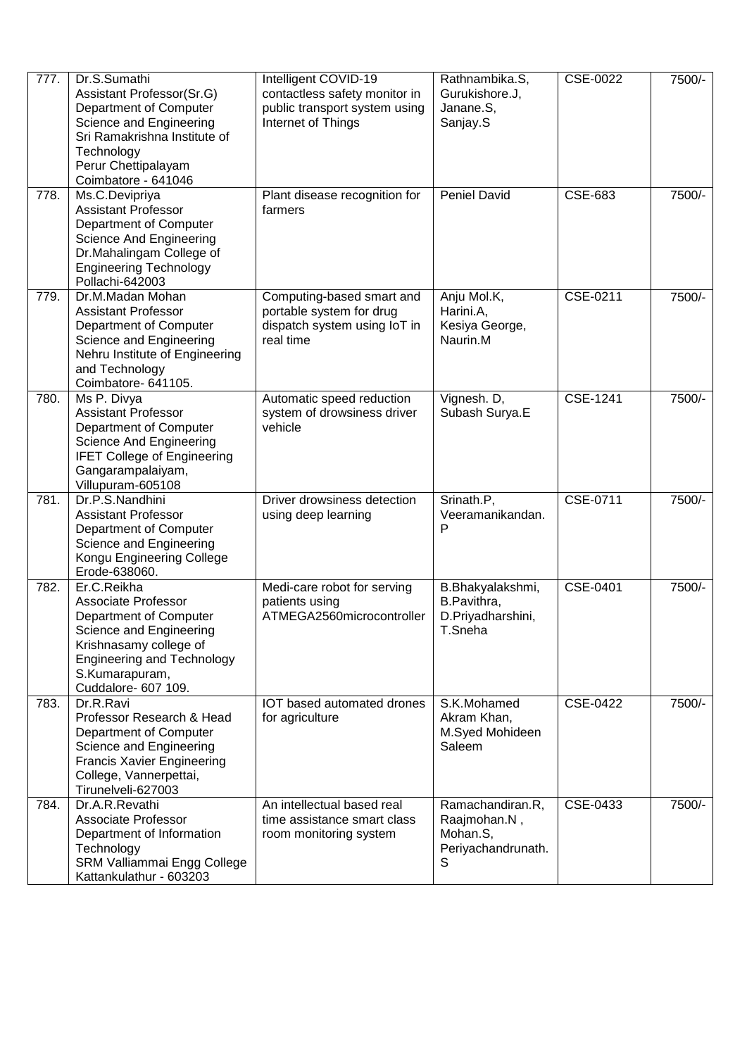| 777. | Dr.S.Sumathi<br>Assistant Professor(Sr.G)<br>Department of Computer Science and Engineering<br>Sri Ramakrishna Institute of Technology<br>Perur Chettipalayam<br>Coimbatore - 641046 | Intelligent COVID-19 contactless safety monitor in public transport system using Internet of Things | Rathnambika.S,<br>Gurukishore.J,<br>Janane.S,<br>Sanjay.S | CSE-0022 | 7500/- |
|---|---|---|---|---|---|
| 778. | Ms.C.Devipriya<br>Assistant Professor<br>Department of Computer Science And Engineering<br>Dr.Mahalingam College of Engineering Technology<br>Pollachi-642003 | Plant disease recognition for farmers | Peniel David | CSE-683 | 7500/- |
| 779. | Dr.M.Madan Mohan<br>Assistant Professor<br>Department of Computer Science and Engineering<br>Nehru Institute of Engineering and Technology<br>Coimbatore- 641105. | Computing-based smart and portable system for drug dispatch system using IoT in real time | Anju Mol.K,<br>Harini.A,<br>Kesiya George,<br>Naurin.M | CSE-0211 | 7500/- |
| 780. | Ms P. Divya<br>Assistant Professor<br>Department of Computer Science And Engineering<br>IFET College of Engineering<br>Gangarampalaiyam,<br>Villupuram-605108 | Automatic speed reduction system of drowsiness driver vehicle | Vignesh. D,<br>Subash Surya.E | CSE-1241 | 7500/- |
| 781. | Dr.P.S.Nandhini<br>Assistant Professor<br>Department of Computer Science and Engineering<br>Kongu Engineering College<br>Erode-638060. | Driver drowsiness detection using deep learning | Srinath.P,<br>Veeramanikandan.P | CSE-0711 | 7500/- |
| 782. | Er.C.Reikha<br>Associate Professor<br>Department of Computer Science and Engineering<br>Krishnasamy college of Engineering and Technology<br>S.Kumarapuram,<br>Cuddalore- 607 109. | Medi-care robot for serving patients using ATMEGA2560microcontroller | B.Bhakyalakshmi,<br>B.Pavithra,<br>D.Priyadharshini,<br>T.Sneha | CSE-0401 | 7500/- |
| 783. | Dr.R.Ravi<br>Professor Research & Head<br>Department of Computer Science and Engineering<br>Francis Xavier Engineering College, Vannerpettai,<br>Tirunelveli-627003 | IOT based automated drones for agriculture | S.K.Mohamed Akram Khan,<br>M.Syed Mohideen Saleem | CSE-0422 | 7500/- |
| 784. | Dr.A.R.Revathi<br>Associate Professor<br>Department of Information Technology<br>SRM Valliammai Engg College<br>Kattankulathur - 603203 | An intellectual based real time assistance smart class room monitoring system | Ramachandiran.R,<br>Raajmohan.N ,<br>Mohan.S,<br>Periyachandrunath.S | CSE-0433 | 7500/- |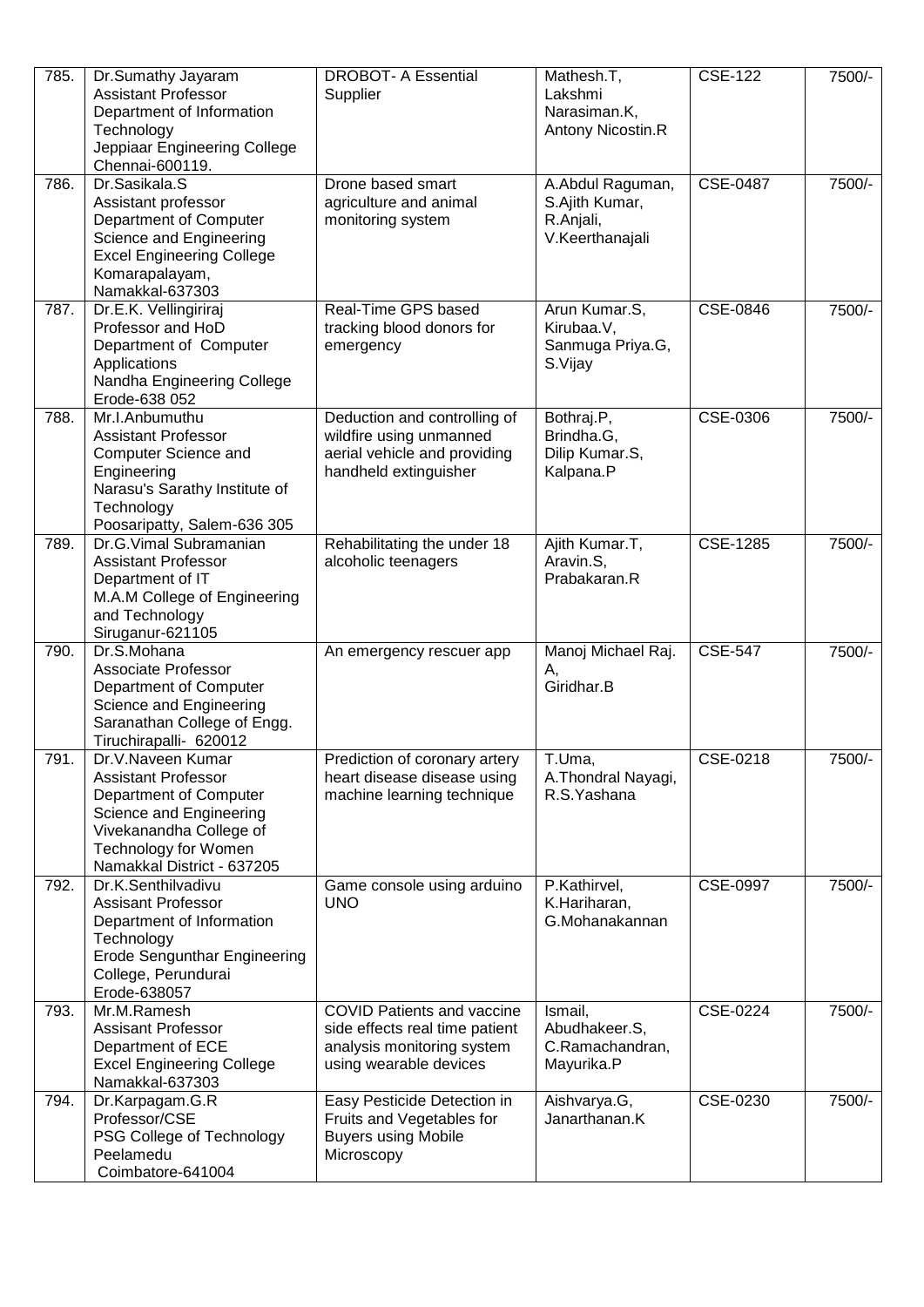| 785. | Dr.Sumathy Jayaram<br>Assistant Professor<br>Department of Information Technology<br>Jeppiaar Engineering College<br>Chennai-600119. | DROBOT- A Essential Supplier | Mathesh.T,<br>Lakshmi Narasiman.K,<br>Antony Nicostin.R | CSE-122 | 7500/- |
|---|---|---|---|---|---|
| 786. | Dr.Sasikala.S<br>Assistant professor<br>Department of Computer Science and Engineering<br>Excel Engineering College<br>Komarapalayam,<br>Namakkal-637303 | Drone based smart agriculture and animal monitoring system | A.Abdul Raguman,<br>S.Ajith Kumar,<br>R.Anjali,<br>V.Keerthanajali | CSE-0487 | 7500/- |
| 787. | Dr.E.K. Vellingiriraj<br>Professor and HoD<br>Department of Computer Applications<br>Nandha Engineering College<br>Erode-638 052 | Real-Time GPS based tracking blood donors for emergency | Arun Kumar.S,<br>Kirubaa.V,<br>Sanmuga Priya.G,<br>S.Vijay | CSE-0846 | 7500/- |
| 788. | Mr.I.Anbumuthu<br>Assistant Professor<br>Computer Science and Engineering<br>Narasu's Sarathy Institute of Technology<br>Poosaripatty, Salem-636 305 | Deduction and controlling of wildfire using unmanned aerial vehicle and providing handheld extinguisher | Bothraj.P,<br>Brindha.G,<br>Dilip Kumar.S,<br>Kalpana.P | CSE-0306 | 7500/- |
| 789. | Dr.G.Vimal Subramanian<br>Assistant Professor<br>Department of IT<br>M.A.M College of Engineering and Technology<br>Siruganur-621105 | Rehabilitating the under 18 alcoholic teenagers | Ajith Kumar.T,<br>Aravin.S,<br>Prabakaran.R | CSE-1285 | 7500/- |
| 790. | Dr.S.Mohana<br>Associate Professor<br>Department of Computer Science and Engineering<br>Saranathan College of Engg.<br>Tiruchirapalli- 620012 | An emergency rescuer app | Manoj Michael Raj. A,<br>Giridhar.B | CSE-547 | 7500/- |
| 791. | Dr.V.Naveen Kumar<br>Assistant Professor<br>Department of Computer Science and Engineering<br>Vivekanandha College of Technology for Women<br>Namakkal District - 637205 | Prediction of coronary artery heart disease disease using machine learning technique | T.Uma,<br>A.Thondral Nayagi,<br>R.S.Yashana | CSE-0218 | 7500/- |
| 792. | Dr.K.Senthilvadivu<br>Assisant Professor<br>Department of Information Technology<br>Erode Sengunthar Engineering College, Perundurai<br>Erode-638057 | Game console using arduino UNO | P.Kathirvel,<br>K.Hariharan,<br>G.Mohanakannan | CSE-0997 | 7500/- |
| 793. | Mr.M.Ramesh<br>Assisant Professor<br>Department of ECE<br>Excel Engineering College<br>Namakkal-637303 | COVID Patients and vaccine side effects real time patient analysis monitoring system using wearable devices | Ismail,<br>Abudhakeer.S,<br>C.Ramachandran,<br>Mayurika.P | CSE-0224 | 7500/- |
| 794. | Dr.Karpagam.G.R<br>Professor/CSE<br>PSG College of Technology<br>Peelamedu<br>Coimbatore-641004 | Easy Pesticide Detection in Fruits and Vegetables for Buyers using Mobile Microscopy | Aishvarya.G,<br>Janarthanan.K | CSE-0230 | 7500/- |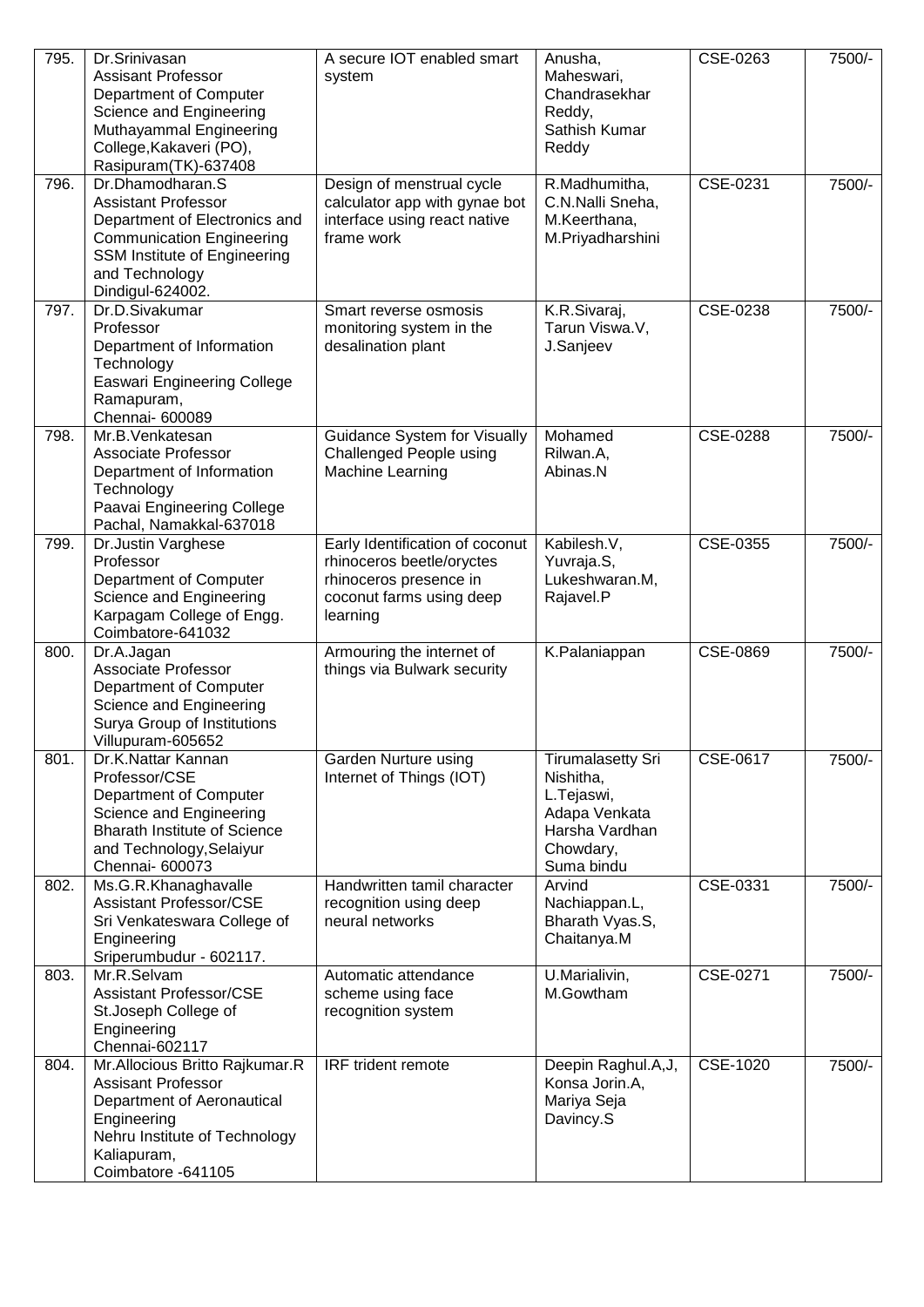| 795. | Dr.Srinivasan<br>Assisant Professor<br>Department of Computer Science and Engineering<br>Muthayammal Engineering College,Kakaveri (PO), Rasipuram(TK)-637408 | A secure IOT enabled smart system | Anusha,<br>Maheswari,<br>Chandrasekhar Reddy,<br>Sathish Kumar Reddy | CSE-0263 | 7500/- |
|---|---|---|---|---|---|
| 796. | Dr.Dhamodharan.S<br>Assistant Professor<br>Department of Electronics and Communication Engineering<br>SSM Institute of Engineering and Technology<br>Dindigul-624002. | Design of menstrual cycle calculator app with gynae bot interface using react native frame work | R.Madhumitha,<br>C.N.Nalli Sneha,<br>M.Keerthana,<br>M.Priyadharshini | CSE-0231 | 7500/- |
| 797. | Dr.D.Sivakumar<br>Professor<br>Department of Information Technology<br>Easwari Engineering College<br>Ramapuram,<br>Chennai- 600089 | Smart reverse osmosis monitoring system in the desalination plant | K.R.Sivaraj,<br>Tarun Viswa.V,<br>J.Sanjeev | CSE-0238 | 7500/- |
| 798. | Mr.B.Venkatesan<br>Associate Professor<br>Department of Information Technology<br>Paavai Engineering College<br>Pachal, Namakkal-637018 | Guidance System for Visually Challenged People using Machine Learning | Mohamed Rilwan.A,<br>Abinas.N | CSE-0288 | 7500/- |
| 799. | Dr.Justin Varghese<br>Professor<br>Department of Computer Science and Engineering<br>Karpagam College of Engg.<br>Coimbatore-641032 | Early Identification of coconut rhinoceros beetle/oryctes rhinoceros presence in coconut farms using deep learning | Kabilesh.V,<br>Yuvraja.S,<br>Lukeshwaran.M,<br>Rajavel.P | CSE-0355 | 7500/- |
| 800. | Dr.A.Jagan<br>Associate Professor<br>Department of Computer Science and Engineering<br>Surya Group of Institutions<br>Villupuram-605652 | Armouring the internet of things via Bulwark security | K.Palaniappan | CSE-0869 | 7500/- |
| 801. | Dr.K.Nattar Kannan<br>Professor/CSE<br>Department of Computer Science and Engineering<br>Bharath Institute of Science and Technology,Selaiyur<br>Chennai- 600073 | Garden Nurture using Internet of Things (IOT) | Tirumalasetty Sri Nishitha,<br>L.Tejaswi,<br>Adapa Venkata Harsha Vardhan Chowdary,<br>Suma bindu | CSE-0617 | 7500/- |
| 802. | Ms.G.R.Khanaghavalle<br>Assistant Professor/CSE<br>Sri Venkateswara College of Engineering<br>Sriperumbudur - 602117. | Handwritten tamil character recognition using deep neural networks | Arvind Nachiappan.L,<br>Bharath Vyas.S,<br>Chaitanya.M | CSE-0331 | 7500/- |
| 803. | Mr.R.Selvam<br>Assistant Professor/CSE<br>St.Joseph College of Engineering<br>Chennai-602117 | Automatic attendance scheme using face recognition system | U.Marialivin,<br>M.Gowtham | CSE-0271 | 7500/- |
| 804. | Mr.Allocious Britto Rajkumar.R<br>Assisant Professor<br>Department of Aeronautical Engineering<br>Nehru Institute of Technology<br>Kaliapuram,<br>Coimbatore -641105 | IRF trident remote | Deepin Raghul.A,J,<br>Konsa Jorin.A,<br>Mariya Seja Davincy.S | CSE-1020 | 7500/- |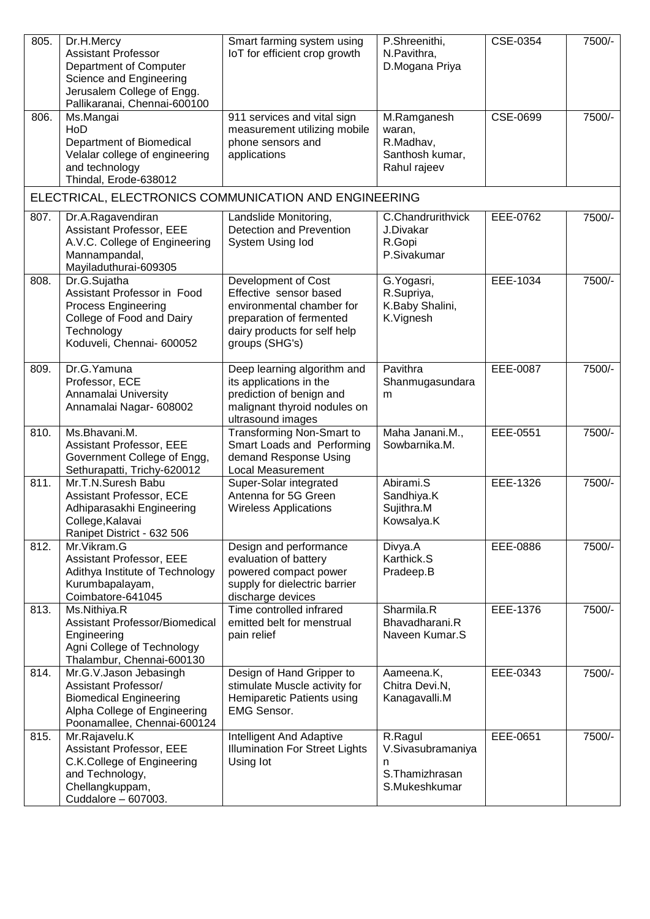| | | | | | |
|---|---|---|---|---|---|
| 805. | Dr.H.Mercy<br>Assistant Professor<br>Department of Computer Science and Engineering<br>Jerusalem College of Engg.<br>Pallikaranai, Chennai-600100 | Smart farming system using IoT for efficient crop growth | P.Shreenithi,<br>N.Pavithra,<br>D.Mogana Priya | CSE-0354 | 7500/- |
| 806. | Ms.Mangai<br>HoD<br>Department of Biomedical<br>Velalar college of engineering and technology<br>Thindal, Erode-638012 | 911 services and vital sign measurement utilizing mobile phone sensors and applications | M.Ramganesh waran,<br>R.Madhav,<br>Santhosh kumar,<br>Rahul rajeev | CSE-0699 | 7500/- |
| **ELECTRICAL, ELECTRONICS COMMUNICATION AND ENGINEERING** | | | | | |
| 807. | Dr.A.Ragavendiran<br>Assistant Professor, EEE<br>A.V.C. College of Engineering<br>Mannampandal,<br>Mayiladuthurai-609305 | Landslide Monitoring, Detection and Prevention System Using Iod | C.Chandrurithvick<br>J.Divakar<br>R.Gopi<br>P.Sivakumar | EEE-0762 | 7500/- |
| 808. | Dr.G.Sujatha<br>Assistant Professor in Food Process Engineering<br>College of Food and Dairy Technology<br>Koduveli, Chennai- 600052 | Development of Cost Effective sensor based environmental chamber for preparation of fermented dairy products for self help groups (SHG's) | G.Yogasri,<br>R.Supriya,<br>K.Baby Shalini,<br>K.Vignesh | EEE-1034 | 7500/- |
| 809. | Dr.G.Yamuna<br>Professor, ECE<br>Annamalai University<br>Annamalai Nagar- 608002 | Deep learning algorithm and its applications in the prediction of benign and malignant thyroid nodules on ultrasound images | Pavithra Shanmugasundaram | EEE-0087 | 7500/- |
| 810. | Ms.Bhavani.M.<br>Assistant Professor, EEE<br>Government College of Engg,<br>Sethurapatti, Trichy-620012 | Transforming Non-Smart to Smart Loads and Performing demand Response Using Local Measurement | Maha Janani.M.,<br>Sowbarnika.M. | EEE-0551 | 7500/- |
| 811. | Mr.T.N.Suresh Babu<br>Assistant Professor, ECE<br>Adhiparasakhi Engineering College,Kalavai<br>Ranipet District - 632 506 | Super-Solar integrated Antenna for 5G Green Wireless Applications | Abirami.S<br>Sandhiya.K<br>Sujithra.M<br>Kowsalya.K | EEE-1326 | 7500/- |
| 812. | Mr.Vikram.G<br>Assistant Professor, EEE<br>Adithya Institute of Technology<br>Kurumbapalayam,<br>Coimbatore-641045 | Design and performance evaluation of battery powered compact power supply for dielectric barrier discharge devices | Divya.A<br>Karthick.S<br>Pradeep.B | EEE-0886 | 7500/- |
| 813. | Ms.Nithiya.R<br>Assistant Professor/Biomedical Engineering<br>Agni College of Technology<br>Thalambur, Chennai-600130 | Time controlled infrared emitted belt for menstrual pain relief | Sharmila.R<br>Bhavadharani.R<br>Naveen Kumar.S | EEE-1376 | 7500/- |
| 814. | Mr.G.V.Jason Jebasingh<br>Assistant Professor/<br>Biomedical Engineering<br>Alpha College of Engineering<br>Poonamallee, Chennai-600124 | Design of Hand Gripper to stimulate Muscle activity for Hemiparetic Patients using EMG Sensor. | Aameena.K,<br>Chitra Devi.N,<br>Kanagavalli.M | EEE-0343 | 7500/- |
| 815. | Mr.Rajavelu.K<br>Assistant Professor, EEE<br>C.K.College of Engineering and Technology,<br>Chellangkuppam,<br>Cuddalore – 607003. | Intelligent And Adaptive Illumination For Street Lights Using Iot | R.Ragul<br>V.Sivasubramaniyan<br>S.Thamizhrasan<br>S.Mukeshkumar | EEE-0651 | 7500/- |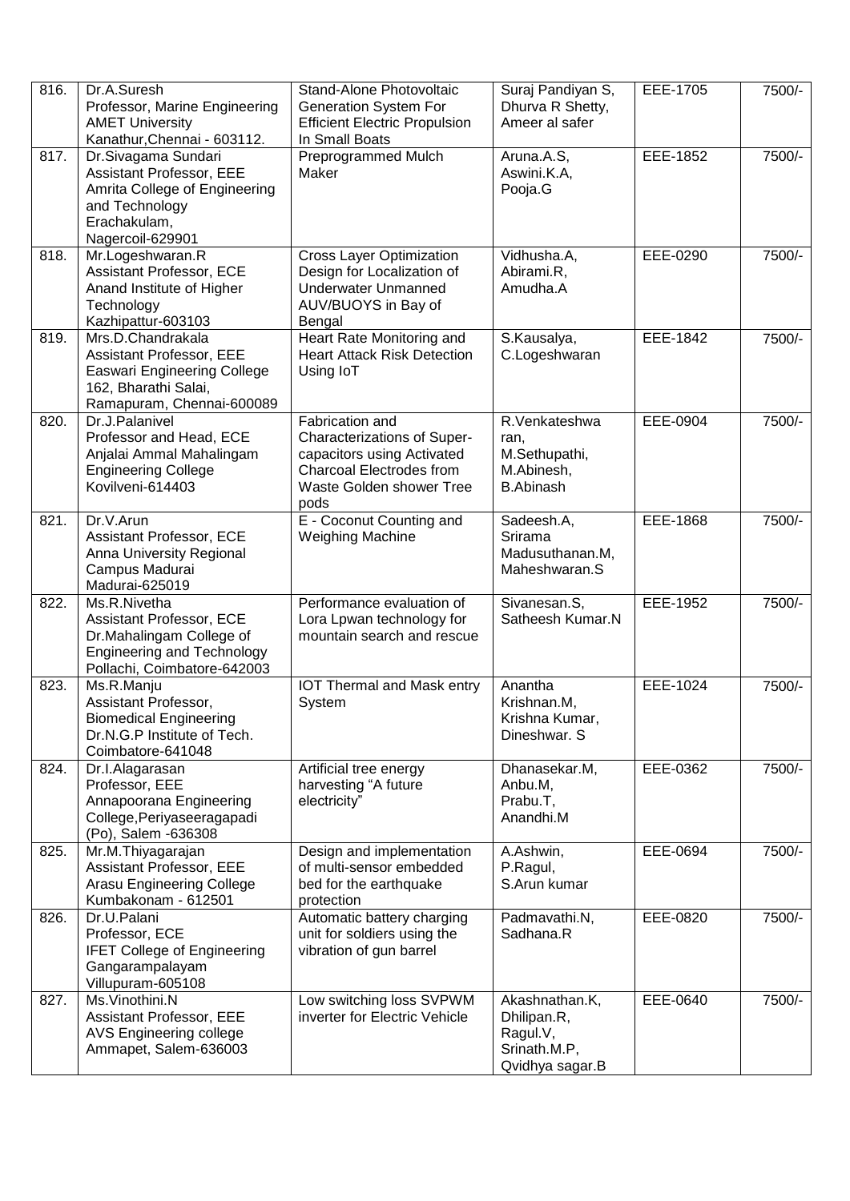| | | | | | |
|---|---|---|---|---|---|
| 816. | Dr.A.Suresh<br>Professor, Marine Engineering<br>AMET University<br>Kanathur,Chennai - 603112. | Stand-Alone Photovoltaic Generation System For Efficient Electric Propulsion In Small Boats | Suraj Pandiyan S,<br>Dhurva R Shetty,<br>Ameer al safer | EEE-1705 | 7500/- |
| 817. | Dr.Sivagama Sundari<br>Assistant Professor, EEE<br>Amrita College of Engineering and Technology<br>Erachakulam,<br>Nagercoil-629901 | Preprogrammed Mulch Maker | Aruna.A.S,<br>Aswini.K.A,<br>Pooja.G | EEE-1852 | 7500/- |
| 818. | Mr.Logeshwaran.R<br>Assistant Professor, ECE<br>Anand Institute of Higher Technology<br>Kazhipattur-603103 | Cross Layer Optimization Design for Localization of Underwater Unmanned AUV/BUOYS in Bay of Bengal | Vidhusha.A,<br>Abirami.R,<br>Amudha.A | EEE-0290 | 7500/- |
| 819. | Mrs.D.Chandrakala<br>Assistant Professor, EEE<br>Easwari Engineering College<br>162, Bharathi Salai,<br>Ramapuram, Chennai-600089 | Heart Rate Monitoring and Heart Attack Risk Detection Using IoT | S.Kausalya,<br>C.Logeshwaran | EEE-1842 | 7500/- |
| 820. | Dr.J.Palanivel<br>Professor and Head, ECE<br>Anjalai Ammal Mahalingam Engineering College<br>Kovilveni-614403 | Fabrication and Characterizations of Super-capacitors using Activated Charcoal Electrodes from Waste Golden shower Tree pods | R.Venkateshwaran,<br>M.Sethupathi,<br>M.Abinesh,<br>B.Abinash | EEE-0904 | 7500/- |
| 821. | Dr.V.Arun<br>Assistant Professor, ECE<br>Anna University Regional Campus Madurai<br>Madurai-625019 | E - Coconut Counting and Weighing Machine | Sadeesh.A,<br>Srirama Madusuthanan.M,<br>Maheshwaran.S | EEE-1868 | 7500/- |
| 822. | Ms.R.Nivetha<br>Assistant Professor, ECE<br>Dr.Mahalingam College of Engineering and Technology<br>Pollachi, Coimbatore-642003 | Performance evaluation of Lora Lpwan technology for mountain search and rescue | Sivanesan.S,<br>Satheesh Kumar.N | EEE-1952 | 7500/- |
| 823. | Ms.R.Manju<br>Assistant Professor,<br>Biomedical Engineering<br>Dr.N.G.P Institute of Tech.<br>Coimbatore-641048 | IOT Thermal and Mask entry System | Anantha Krishnan.M,<br>Krishna Kumar,<br>Dineshwar. S | EEE-1024 | 7500/- |
| 824. | Dr.I.Alagarasan<br>Professor, EEE<br>Annapoorana Engineering College,Periyaseeragapadi (Po), Salem -636308 | Artificial tree energy harvesting "A future electricity" | Dhanasekar.M,<br>Anbu.M,<br>Prabu.T,<br>Anandhi.M | EEE-0362 | 7500/- |
| 825. | Mr.M.Thiyagarajan<br>Assistant Professor, EEE<br>Arasu Engineering College<br>Kumbakonam - 612501 | Design and implementation of multi-sensor embedded bed for the earthquake protection | A.Ashwin,<br>P.Ragul,<br>S.Arun kumar | EEE-0694 | 7500/- |
| 826. | Dr.U.Palani<br>Professor, ECE<br>IFET College of Engineering<br>Gangarampalayam<br>Villupuram-605108 | Automatic battery charging unit for soldiers using the vibration of gun barrel | Padmavathi.N,<br>Sadhana.R | EEE-0820 | 7500/- |
| 827. | Ms.Vinothini.N<br>Assistant Professor, EEE<br>AVS Engineering college<br>Ammapet, Salem-636003 | Low switching loss SVPWM inverter for Electric Vehicle | Akashnathan.K,<br>Dhilipan.R,<br>Ragul.V,<br>Srinath.M.P,<br>Qvidhya sagar.B | EEE-0640 | 7500/- |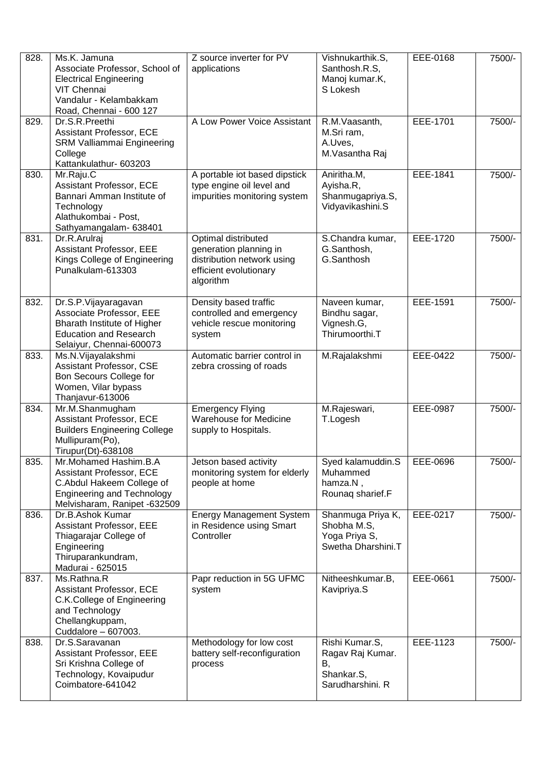| 828. | Ms.K. Jamuna<br>Associate Professor, School of Electrical Engineering<br>VIT Chennai<br>Vandalur - Kelambakkam Road, Chennai - 600 127 | Z source inverter for PV applications | Vishnukarthik.S,<br>Santhosh.R.S,<br>Manoj kumar.K,<br>S Lokesh | EEE-0168 | 7500/- |
|---|---|---|---|---|---|
| 829. | Dr.S.R.Preethi<br>Assistant Professor, ECE<br>SRM Valliammai Engineering College<br>Kattankulathur- 603203 | A Low Power Voice Assistant | R.M.Vaasanth,<br>M.Sri ram,<br>A.Uves,<br>M.Vasantha Raj | EEE-1701 | 7500/- |
| 830. | Mr.Raju.C<br>Assistant Professor, ECE<br>Bannari Amman Institute of Technology<br>Alathukombai - Post,<br>Sathyamangalam- 638401 | A portable iot based dipstick type engine oil level and impurities monitoring system | Aniritha.M,<br>Ayisha.R,<br>Shanmugapriya.S,<br>Vidyavikashini.S | EEE-1841 | 7500/- |
| 831. | Dr.R.Arulraj<br>Assistant Professor, EEE<br>Kings College of Engineering<br>Punalkulam-613303 | Optimal distributed generation planning in distribution network using efficient evolutionary algorithm | S.Chandra kumar,<br>G.Santhosh,<br>G.Santhosh | EEE-1720 | 7500/- |
| 832. | Dr.S.P.Vijayaragavan<br>Associate Professor, EEE<br>Bharath Institute of Higher Education and Research<br>Selaiyur, Chennai-600073 | Density based traffic controlled and emergency vehicle rescue monitoring system | Naveen kumar,<br>Bindhu sagar,<br>Vignesh.G,<br>Thirumoorthi.T | EEE-1591 | 7500/- |
| 833. | Ms.N.Vijayalakshmi<br>Assistant Professor, CSE<br>Bon Secours College for Women, Vilar bypass<br>Thanjavur-613006 | Automatic barrier control in zebra crossing of roads | M.Rajalakshmi | EEE-0422 | 7500/- |
| 834. | Mr.M.Shanmugham<br>Assistant Professor, ECE<br>Builders Engineering College<br>Mullipuram(Po),<br>Tirupur(Dt)-638108 | Emergency Flying Warehouse for Medicine supply to Hospitals. | M.Rajeswari,<br>T.Logesh | EEE-0987 | 7500/- |
| 835. | Mr.Mohamed Hashim.B.A<br>Assistant Professor, ECE<br>C.Abdul Hakeem College of Engineering and Technology<br>Melvisharam, Ranipet -632509 | Jetson based activity monitoring system for elderly people at home | Syed kalamuddin.S<br>Muhammed hamza.N ,<br>Rounaq sharief.F | EEE-0696 | 7500/- |
| 836. | Dr.B.Ashok Kumar<br>Assistant Professor, EEE<br>Thiagarajar College of Engineering<br>Thiruparankundram,<br>Madurai - 625015 | Energy Management System in Residence using Smart Controller | Shanmuga Priya K,<br>Shobha M.S,<br>Yoga Priya S,<br>Swetha Dharshini.T | EEE-0217 | 7500/- |
| 837. | Ms.Rathna.R<br>Assistant Professor, ECE<br>C.K.College of Engineering and Technology<br>Chellangkuppam,<br>Cuddalore – 607003. | Papr reduction in 5G UFMC system | Nitheeshkumar.B,<br>Kavipriya.S | EEE-0661 | 7500/- |
| 838. | Dr.S.Saravanan<br>Assistant Professor, EEE<br>Sri Krishna College of Technology, Kovaipudur<br>Coimbatore-641042 | Methodology for low cost battery self-reconfiguration process | Rishi Kumar.S,<br>Ragav Raj Kumar. B,<br>Shankar.S,<br>Sarudharshini. R | EEE-1123 | 7500/- |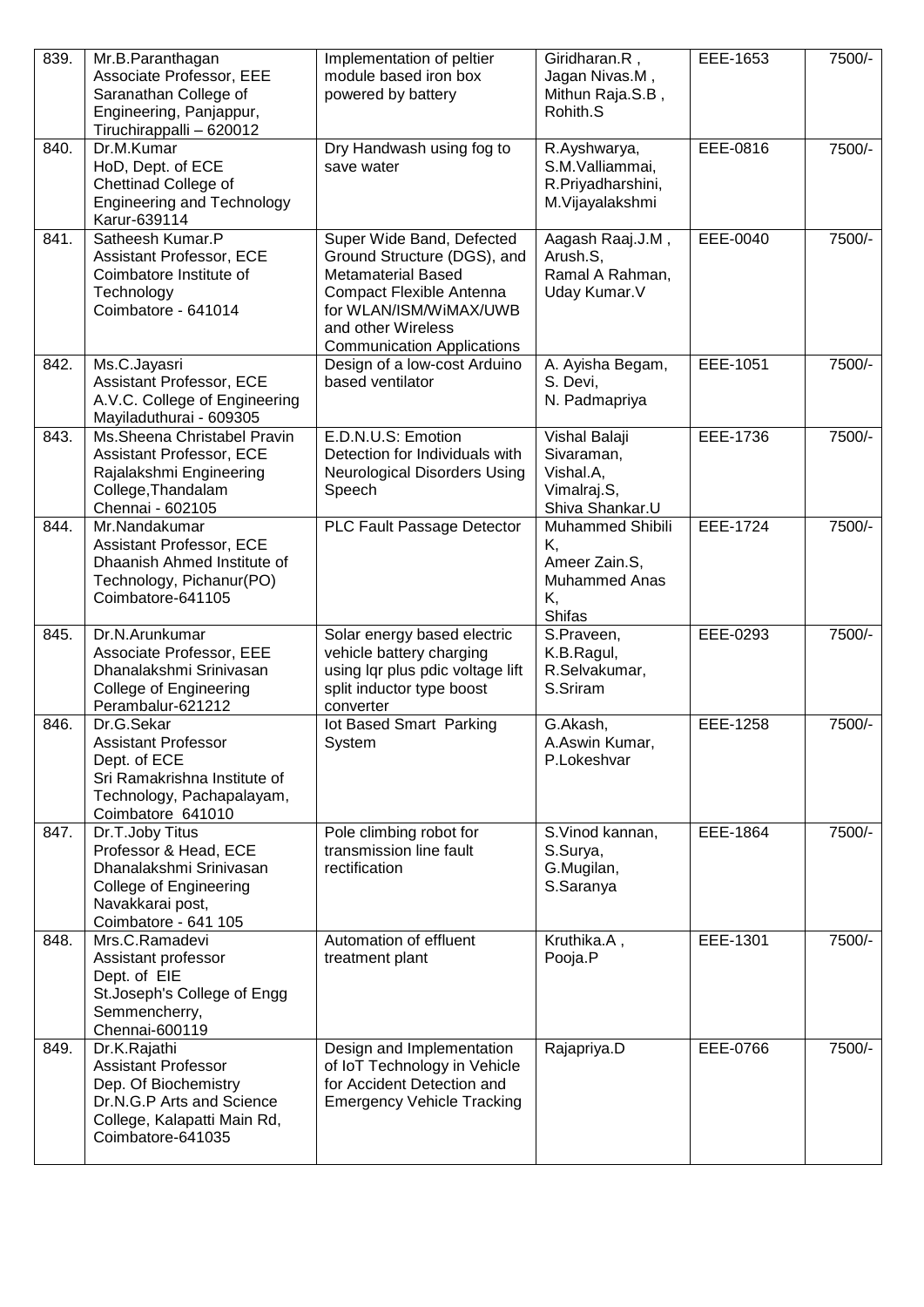| 839. | Mr.B.Paranthagan<br>Associate Professor, EEE<br>Saranathan College of Engineering, Panjappur,<br>Tiruchirappalli – 620012 | Implementation of peltier module based iron box powered by battery | Giridharan.R ,<br>Jagan Nivas.M ,<br>Mithun Raja.S.B ,<br>Rohith.S | EEE-1653 | 7500/- |
|---|---|---|---|---|---|
| 840. | Dr.M.Kumar<br>HoD, Dept. of ECE<br>Chettinad College of Engineering and Technology<br>Karur-639114 | Dry Handwash using fog to save water | R.Ayshwarya,<br>S.M.Valliammai,<br>R.Priyadharshini,<br>M.Vijayalakshmi | EEE-0816 | 7500/- |
| 841. | Satheesh Kumar.P<br>Assistant Professor, ECE<br>Coimbatore Institute of Technology<br>Coimbatore - 641014 | Super Wide Band, Defected Ground Structure (DGS), and Metamaterial Based Compact Flexible Antenna for WLAN/ISM/WiMAX/UWB and other Wireless Communication Applications | Aagash Raaj.J.M ,<br>Arush.S,<br>Ramal A Rahman,<br>Uday Kumar.V | EEE-0040 | 7500/- |
| 842. | Ms.C.Jayasri<br>Assistant Professor, ECE<br>A.V.C. College of Engineering<br>Mayiladuthurai - 609305 | Design of a low-cost Arduino based ventilator | A. Ayisha Begam,<br>S. Devi,<br>N. Padmapriya | EEE-1051 | 7500/- |
| 843. | Ms.Sheena Christabel Pravin<br>Assistant Professor, ECE<br>Rajalakshmi Engineering College,Thandalam<br>Chennai - 602105 | E.D.N.U.S: Emotion Detection for Individuals with Neurological Disorders Using Speech | Vishal Balaji Sivaraman,<br>Vishal.A,<br>Vimalraj.S,<br>Shiva Shankar.U | EEE-1736 | 7500/- |
| 844. | Mr.Nandakumar<br>Assistant Professor, ECE<br>Dhaanish Ahmed Institute of Technology, Pichanur(PO)<br>Coimbatore-641105 | PLC Fault Passage Detector | Muhammed Shibili K,<br>Ameer Zain.S,<br>Muhammed Anas K,<br>Shifas | EEE-1724 | 7500/- |
| 845. | Dr.N.Arunkumar<br>Associate Professor, EEE<br>Dhanalakshmi Srinivasan College of Engineering<br>Perambalur-621212 | Solar energy based electric vehicle battery charging using lqr plus pdic voltage lift split inductor type boost converter | S.Praveen,<br>K.B.Ragul,<br>R.Selvakumar,<br>S.Sriram | EEE-0293 | 7500/- |
| 846. | Dr.G.Sekar<br>Assistant Professor<br>Dept. of ECE<br>Sri Ramakrishna Institute of Technology, Pachapalayam,<br>Coimbatore 641010 | Iot Based Smart Parking System | G.Akash,<br>A.Aswin Kumar,<br>P.Lokeshvar | EEE-1258 | 7500/- |
| 847. | Dr.T.Joby Titus<br>Professor & Head, ECE<br>Dhanalakshmi Srinivasan College of Engineering<br>Navakkarai post,<br>Coimbatore - 641 105 | Pole climbing robot for transmission line fault rectification | S.Vinod kannan,<br>S.Surya,<br>G.Mugilan,<br>S.Saranya | EEE-1864 | 7500/- |
| 848. | Mrs.C.Ramadevi<br>Assistant professor<br>Dept. of EIE<br>St.Joseph's College of Engg<br>Semmencherry,<br>Chennai-600119 | Automation of effluent treatment plant | Kruthika.A ,<br>Pooja.P | EEE-1301 | 7500/- |
| 849. | Dr.K.Rajathi<br>Assistant Professor<br>Dep. Of Biochemistry<br>Dr.N.G.P Arts and Science College, Kalapatti Main Rd,<br>Coimbatore-641035 | Design and Implementation of IoT Technology in Vehicle for Accident Detection and Emergency Vehicle Tracking | Rajapriya.D | EEE-0766 | 7500/- |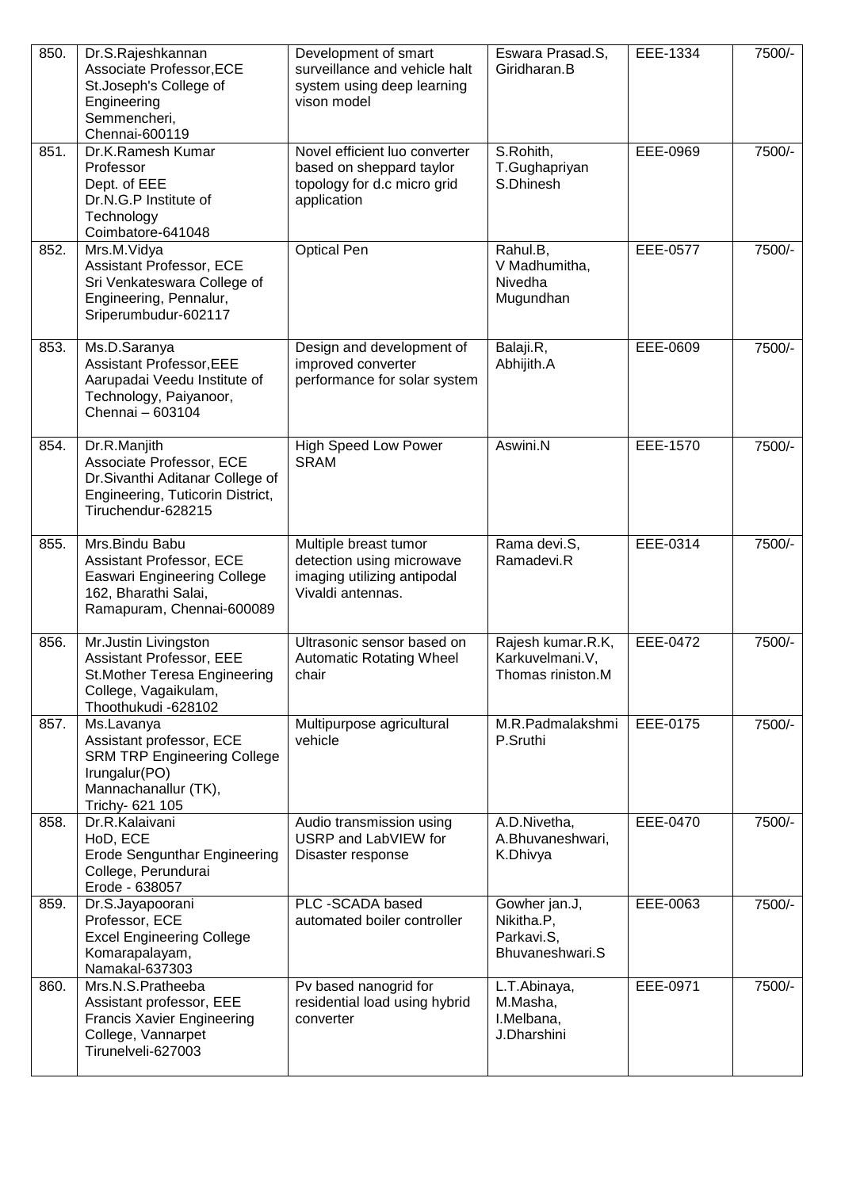| 850. | Dr.S.Rajeshkannan<br>Associate Professor,ECE<br>St.Joseph's College of Engineering<br>Semmencheri,<br>Chennai-600119 | Development of smart surveillance and vehicle halt system using deep learning vison model | Eswara Prasad.S,<br>Giridharan.B | EEE-1334 | 7500/- |
|---|---|---|---|---|---|
| 851. | Dr.K.Ramesh Kumar<br>Professor<br>Dept. of EEE<br>Dr.N.G.P Institute of Technology<br>Coimbatore-641048 | Novel efficient luo converter based on sheppard taylor topology for d.c micro grid application | S.Rohith,<br>T.Gughapriyan<br>S.Dhinesh | EEE-0969 | 7500/- |
| 852. | Mrs.M.Vidya<br>Assistant Professor, ECE<br>Sri Venkateswara College of Engineering, Pennalur,<br>Sriperumbudur-602117 | Optical Pen | Rahul.B,<br>V Madhumitha,<br>Nivedha<br>Mugundhan | EEE-0577 | 7500/- |
| 853. | Ms.D.Saranya<br>Assistant Professor,EEE<br>Aarupadai Veedu Institute of Technology, Paiyanoor,<br>Chennai – 603104 | Design and development of improved converter performance for solar system | Balaji.R,<br>Abhijith.A | EEE-0609 | 7500/- |
| 854. | Dr.R.Manjith<br>Associate Professor, ECE<br>Dr.Sivanthi Aditanar College of Engineering, Tuticorin District,<br>Tiruchendur-628215 | High Speed Low Power SRAM | Aswini.N | EEE-1570 | 7500/- |
| 855. | Mrs.Bindu Babu<br>Assistant Professor, ECE<br>Easwari Engineering College<br>162, Bharathi Salai,<br>Ramapuram, Chennai-600089 | Multiple breast tumor detection using microwave imaging utilizing antipodal Vivaldi antennas. | Rama devi.S,<br>Ramadevi.R | EEE-0314 | 7500/- |
| 856. | Mr.Justin Livingston<br>Assistant Professor, EEE<br>St.Mother Teresa Engineering College, Vagaikulam,<br>Thoothukudi -628102 | Ultrasonic sensor based on Automatic Rotating Wheel chair | Rajesh kumar.R.K,<br>Karkuvelmani.V,<br>Thomas riniston.M | EEE-0472 | 7500/- |
| 857. | Ms.Lavanya<br>Assistant professor, ECE<br>SRM TRP Engineering College<br>Irungalur(PO)<br>Mannachanallur (TK),<br>Trichy- 621 105 | Multipurpose agricultural vehicle | M.R.Padmalakshmi<br>P.Sruthi | EEE-0175 | 7500/- |
| 858. | Dr.R.Kalaivani<br>HoD, ECE<br>Erode Sengunthar Engineering College, Perundurai<br>Erode - 638057 | Audio transmission using USRP and LabVIEW for Disaster response | A.D.Nivetha,<br>A.Bhuvaneshwari,<br>K.Dhivya | EEE-0470 | 7500/- |
| 859. | Dr.S.Jayapoorani<br>Professor, ECE<br>Excel Engineering College<br>Komarapalayam,<br>Namakal-637303 | PLC -SCADA based automated boiler controller | Gowher jan.J,<br>Nikitha.P,<br>Parkavi.S,<br>Bhuvaneshwari.S | EEE-0063 | 7500/- |
| 860. | Mrs.N.S.Pratheeba<br>Assistant professor, EEE<br>Francis Xavier Engineering College, Vannarpet<br>Tirunelveli-627003 | Pv based nanogrid for residential load using hybrid converter | L.T.Abinaya,<br>M.Masha,<br>I.Melbana,<br>J.Dharshini | EEE-0971 | 7500/- |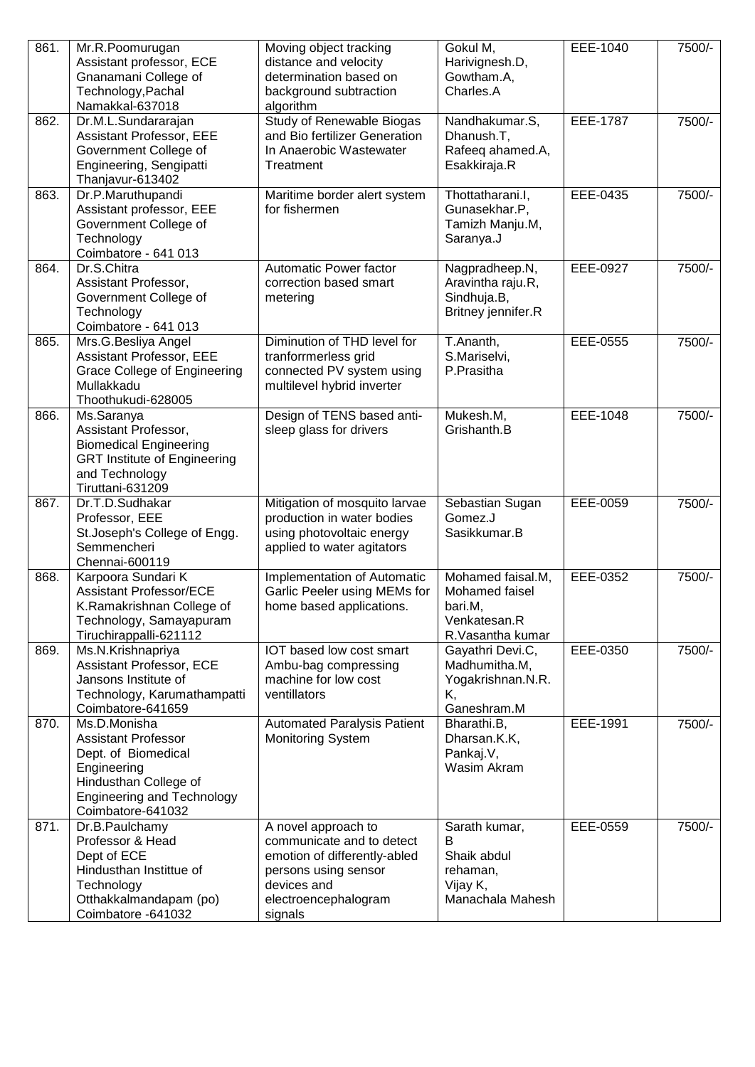| | | | | | |
|---|---|---|---|---|---|
| 861. | Mr.R.Poomurugan Assistant professor, ECE Gnanamani College of Technology,Pachal Namakkal-637018 | Moving object tracking distance and velocity determination based on background subtraction algorithm | Gokul M, Harivignesh.D, Gowtham.A, Charles.A | EEE-1040 | 7500/- |
| 862. | Dr.M.L.Sundararajan Assistant Professor, EEE Government College of Engineering, Sengipatti Thanjavur-613402 | Study of Renewable Biogas and Bio fertilizer Generation In Anaerobic Wastewater Treatment | Nandhakumar.S, Dhanush.T, Rafeeq ahamed.A, Esakkiraja.R | EEE-1787 | 7500/- |
| 863. | Dr.P.Maruthupandi Assistant professor, EEE Government College of Technology Coimbatore - 641 013 | Maritime border alert system for fishermen | Thottatharani.I, Gunasekhar.P, Tamizh Manju.M, Saranya.J | EEE-0435 | 7500/- |
| 864. | Dr.S.Chitra Assistant Professor, Government College of Technology Coimbatore - 641 013 | Automatic Power factor correction based smart metering | Nagpradheep.N, Aravintha raju.R, Sindhuja.B, Britney jennifer.R | EEE-0927 | 7500/- |
| 865. | Mrs.G.Besliya Angel Assistant Professor, EEE Grace College of Engineering Mullakkadu Thoothukudi-628005 | Diminution of THD level for tranforrmerless grid connected PV system using multilevel hybrid inverter | T.Ananth, S.Mariselvi, P.Prasitha | EEE-0555 | 7500/- |
| 866. | Ms.Saranya Assistant Professor, Biomedical Engineering GRT Institute of Engineering and Technology Tiruttani-631209 | Design of TENS based anti-sleep glass for drivers | Mukesh.M, Grishanth.B | EEE-1048 | 7500/- |
| 867. | Dr.T.D.Sudhakar Professor, EEE St.Joseph's College of Engg. Semmencheri Chennai-600119 | Mitigation of mosquito larvae production in water bodies using photovoltaic energy applied to water agitators | Sebastian Sugan Gomez.J Sasikkumar.B | EEE-0059 | 7500/- |
| 868. | Karpoora Sundari K Assistant Professor/ECE K.Ramakrishnan College of Technology, Samayapuram Tiruchirappalli-621112 | Implementation of Automatic Garlic Peeler using MEMs for home based applications. | Mohamed faisal.M, Mohamed faisel bari.M, Venkatesan.R R.Vasantha kumar | EEE-0352 | 7500/- |
| 869. | Ms.N.Krishnapriya Assistant Professor, ECE Jansons Institute of Technology, Karumathampatti Coimbatore-641659 | IOT based low cost smart Ambu-bag compressing machine for low cost ventillators | Gayathri Devi.C, Madhumitha.M, Yogakrishnan.N.R.K, Ganeshram.M | EEE-0350 | 7500/- |
| 870. | Ms.D.Monisha Assistant Professor Dept. of Biomedical Engineering Hindusthan College of Engineering and Technology Coimbatore-641032 | Automated Paralysis Patient Monitoring System | Bharathi.B, Dharsan.K.K, Pankaj.V, Wasim Akram | EEE-1991 | 7500/- |
| 871. | Dr.B.Paulchamy Professor & Head Dept of ECE Hindusthan Instittue of Technology Otthakkalmandapam (po) Coimbatore -641032 | A novel approach to communicate and to detect emotion of differently-abled persons using sensor devices and electroencephalogram signals | Sarath kumar, B Shaik abdul rehaman, Vijay K, Manachala Mahesh | EEE-0559 | 7500/- |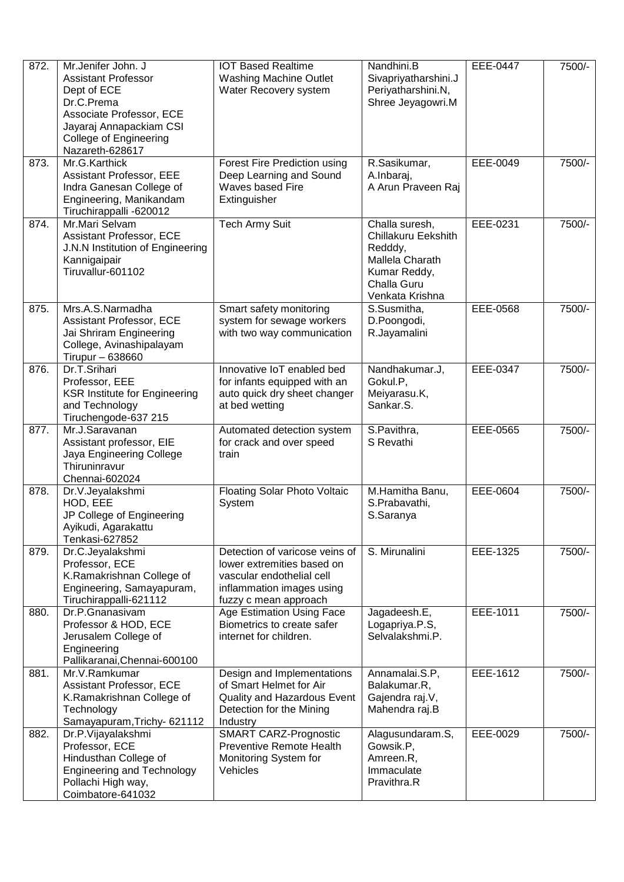| 872. | Mr.Jenifer John. J<br>Assistant Professor<br>Dept of ECE<br>Dr.C.Prema<br>Associate Professor, ECE<br>Jayaraj Annapackiam CSI College of Engineering<br>Nazareth-628617 | IOT Based Realtime Washing Machine Outlet Water Recovery system | Nandhini.B<br>Sivapriyatharshini.J<br>Periyatharshini.N,<br>Shree Jeyagowri.M | EEE-0447 | 7500/- |
|---|---|---|---|---|---|
| 873. | Mr.G.Karthick<br>Assistant Professor, EEE<br>Indra Ganesan College of Engineering, Manikandam<br>Tiruchirappalli -620012 | Forest Fire Prediction using Deep Learning and Sound Waves based Fire Extinguisher | R.Sasikumar,<br>A.Inbaraj,<br>A Arun Praveen Raj | EEE-0049 | 7500/- |
| 874. | Mr.Mari Selvam<br>Assistant Professor, ECE<br>J.N.N Institution of Engineering<br>Kannigaipair<br>Tiruvallur-601102 | Tech Army Suit | Challa suresh,<br>Chillakuru Eekshith Redddy,<br>Mallela Charath Kumar Reddy,<br>Challa Guru Venkata Krishna | EEE-0231 | 7500/- |
| 875. | Mrs.A.S.Narmadha<br>Assistant Professor, ECE<br>Jai Shriram Engineering College, Avinashipalayam<br>Tirupur – 638660 | Smart safety monitoring system for sewage workers with two way communication | S.Susmitha,<br>D.Poongodi,<br>R.Jayamalini | EEE-0568 | 7500/- |
| 876. | Dr.T.Srihari<br>Professor, EEE<br>KSR Institute for Engineering and Technology<br>Tiruchengode-637 215 | Innovative IoT enabled bed for infants equipped with an auto quick dry sheet changer at bed wetting | Nandhakumar.J,<br>Gokul.P,<br>Meiyarasu.K,<br>Sankar.S. | EEE-0347 | 7500/- |
| 877. | Mr.J.Saravanan<br>Assistant professor, EIE<br>Jaya Engineering College<br>Thiruninravur<br>Chennai-602024 | Automated detection system for crack and over speed train | S.Pavithra,<br>S Revathi | EEE-0565 | 7500/- |
| 878. | Dr.V.Jeyalakshmi<br>HOD, EEE<br>JP College of Engineering<br>Ayikudi, Agarakattu<br>Tenkasi-627852 | Floating Solar Photo Voltaic System | M.Hamitha Banu,<br>S.Prabavathi,<br>S.Saranya | EEE-0604 | 7500/- |
| 879. | Dr.C.Jeyalakshmi<br>Professor, ECE<br>K.Ramakrishnan College of Engineering, Samayapuram,<br>Tiruchirappalli-621112 | Detection of varicose veins of lower extremities based on vascular endothelial cell inflammation images using fuzzy c mean approach | S. Mirunalini | EEE-1325 | 7500/- |
| 880. | Dr.P.Gnanasivam<br>Professor & HOD, ECE<br>Jerusalem College of Engineering<br>Pallikaranai,Chennai-600100 | Age Estimation Using Face Biometrics to create safer internet for children. | Jagadeesh.E,<br>Logapriya.P.S,<br>Selvalakshmi.P. | EEE-1011 | 7500/- |
| 881. | Mr.V.Ramkumar<br>Assistant Professor, ECE<br>K.Ramakrishnan College of Technology<br>Samayapuram,Trichy- 621112 | Design and Implementations of Smart Helmet for Air Quality and Hazardous Event Detection for the Mining Industry | Annamalai.S.P,<br>Balakumar.R,<br>Gajendra raj.V,<br>Mahendra raj.B | EEE-1612 | 7500/- |
| 882. | Dr.P.Vijayalakshmi<br>Professor, ECE<br>Hindusthan College of Engineering and Technology<br>Pollachi High way,<br>Coimbatore-641032 | SMART CARZ-Prognostic Preventive Remote Health Monitoring System for Vehicles | Alagusundaram.S,<br>Gowsik.P,<br>Amreen.R,<br>Immaculate Pravithra.R | EEE-0029 | 7500/- |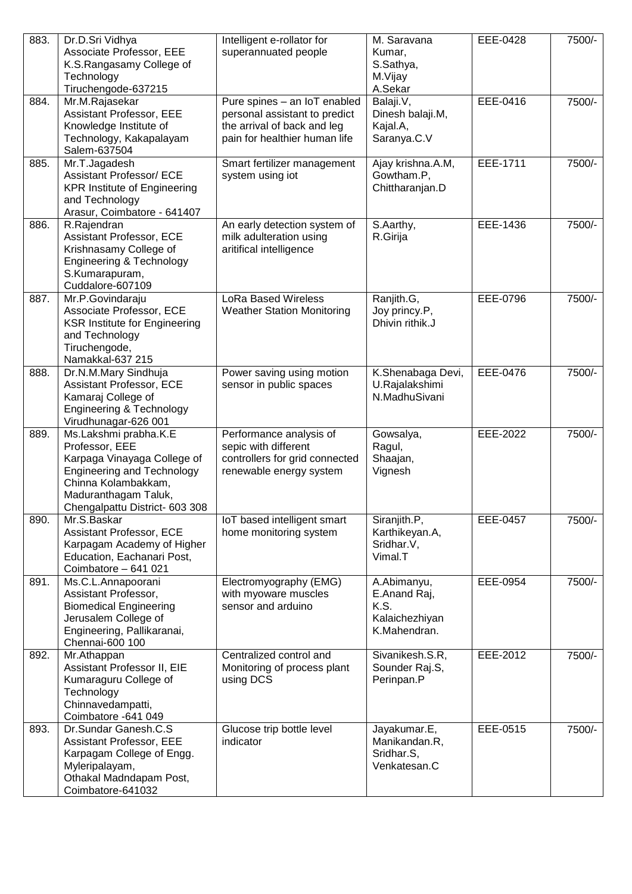| | | | | | |
|---|---|---|---|---|---|
| 883. | Dr.D.Sri Vidhya<br>Associate Professor, EEE<br>K.S.Rangasamy College of Technology<br>Tiruchengode-637215 | Intelligent e-rollator for superannuated people | M. Saravana Kumar,<br>S.Sathya,<br>M.Vijay<br>A.Sekar | EEE-0428 | 7500/- |
| 884. | Mr.M.Rajasekar<br>Assistant Professor, EEE<br>Knowledge Institute of Technology, Kakapalayam<br>Salem-637504 | Pure spines – an IoT enabled personal assistant to predict the arrival of back and leg pain for healthier human life | Balaji.V,<br>Dinesh balaji.M,<br>Kajal.A,<br>Saranya.C.V | EEE-0416 | 7500/- |
| 885. | Mr.T.Jagadesh<br>Assistant Professor/ ECE<br>KPR Institute of Engineering and Technology<br>Arasur, Coimbatore - 641407 | Smart fertilizer management system using iot | Ajay krishna.A.M,<br>Gowtham.P,<br>Chittharanjan.D | EEE-1711 | 7500/- |
| 886. | R.Rajendran<br>Assistant Professor, ECE<br>Krishnasamy College of Engineering & Technology<br>S.Kumarapuram,<br>Cuddalore-607109 | An early detection system of milk adulteration using aritifical intelligence | S.Aarthy,<br>R.Girija | EEE-1436 | 7500/- |
| 887. | Mr.P.Govindaraju<br>Associate Professor, ECE<br>KSR Institute for Engineering and Technology<br>Tiruchengode,<br>Namakkal-637 215 | LoRa Based Wireless Weather Station Monitoring | Ranjith.G,<br>Joy princy.P,<br>Dhivin rithik.J | EEE-0796 | 7500/- |
| 888. | Dr.N.M.Mary Sindhuja<br>Assistant Professor, ECE<br>Kamaraj College of Engineering & Technology<br>Virudhunagar-626 001 | Power saving using motion sensor in public spaces | K.Shenabaga Devi,<br>U.Rajalakshimi<br>N.MadhuSivani | EEE-0476 | 7500/- |
| 889. | Ms.Lakshmi prabha.K.E<br>Professor, EEE<br>Karpaga Vinayaga College of Engineering and Technology<br>Chinna Kolambakkam,<br>Maduranthagam Taluk,<br>Chengalpattu District- 603 308 | Performance analysis of sepic with different controllers for grid connected renewable energy system | Gowsalya,<br>Ragul,<br>Shaajan,<br>Vignesh | EEE-2022 | 7500/- |
| 890. | Mr.S.Baskar<br>Assistant Professor, ECE<br>Karpagam Academy of Higher Education, Eachanari Post,<br>Coimbatore – 641 021 | IoT based intelligent smart home monitoring system | Siranjith.P,<br>Karthikeyan.A,<br>Sridhar.V,<br>Vimal.T | EEE-0457 | 7500/- |
| 891. | Ms.C.L.Annapoorani<br>Assistant Professor,<br>Biomedical Engineering<br>Jerusalem College of Engineering, Pallikaranai,<br>Chennai-600 100 | Electromyography (EMG) with myoware muscles sensor and arduino | A.Abimanyu,<br>E.Anand Raj,<br>K.S. Kalaichezhiyan<br>K.Mahendran. | EEE-0954 | 7500/- |
| 892. | Mr.Athappan<br>Assistant Professor II, EIE<br>Kumaraguru College of Technology<br>Chinnavedampatti,<br>Coimbatore -641 049 | Centralized control and Monitoring of process plant using DCS | Sivanikesh.S.R,<br>Sounder Raj.S,<br>Perinpan.P | EEE-2012 | 7500/- |
| 893. | Dr.Sundar Ganesh.C.S<br>Assistant Professor, EEE<br>Karpagam College of Engg.<br>Myleripalayam,<br>Othakal Madndapam Post,<br>Coimbatore-641032 | Glucose trip bottle level indicator | Jayakumar.E,<br>Manikandan.R,<br>Sridhar.S,<br>Venkatesan.C | EEE-0515 | 7500/- |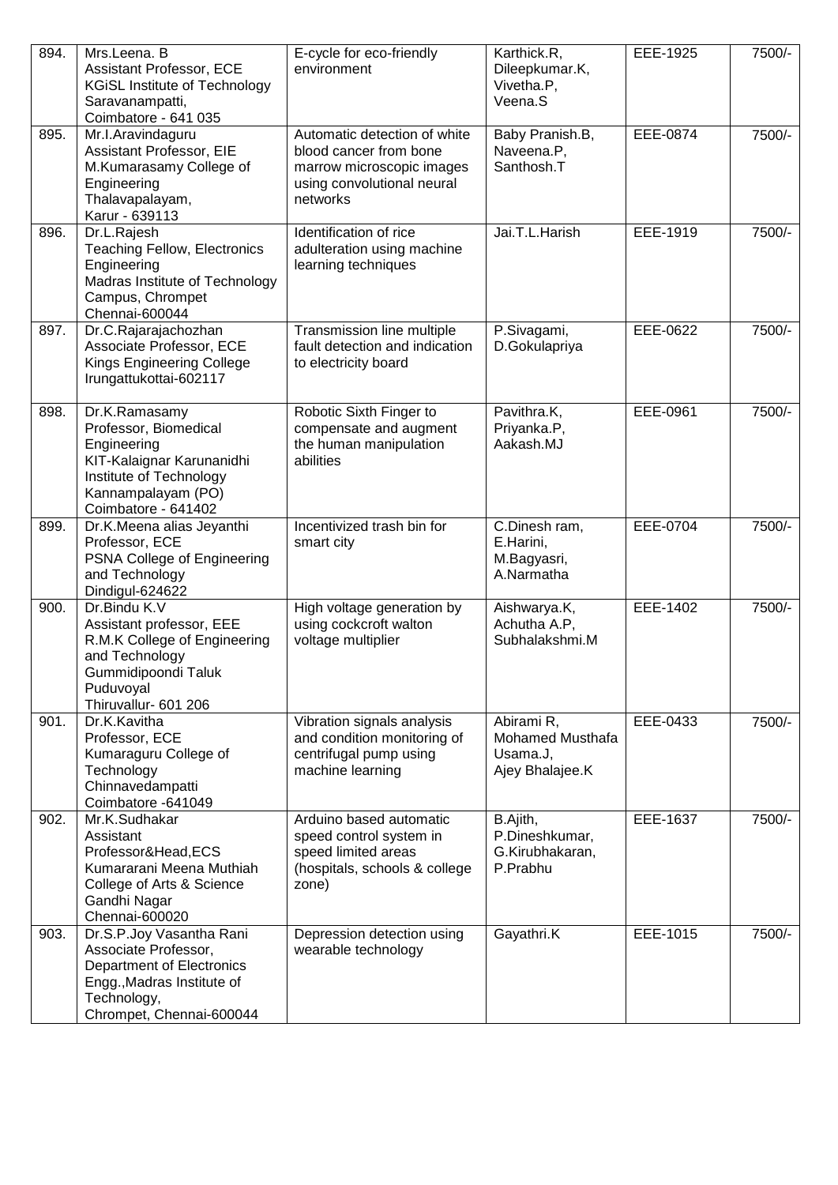| 894. | Mrs.Leena. B<br>Assistant Professor, ECE<br>KGiSL Institute of Technology<br>Saravanampatti,<br>Coimbatore - 641 035 | E-cycle for eco-friendly environment | Karthick.R,<br>Dileepkumar.K,<br>Vivetha.P,<br>Veena.S | EEE-1925 | 7500/- |
|---|---|---|---|---|---|
| 895. | Mr.I.Aravindaguru<br>Assistant Professor, EIE<br>M.Kumarasamy College of Engineering<br>Thalavapalayam,<br>Karur - 639113 | Automatic detection of white blood cancer from bone marrow microscopic images using convolutional neural networks | Baby Pranish.B,<br>Naveena.P,<br>Santhosh.T | EEE-0874 | 7500/- |
| 896. | Dr.L.Rajesh<br>Teaching Fellow, Electronics Engineering<br>Madras Institute of Technology Campus, Chrompet<br>Chennai-600044 | Identification of rice adulteration using machine learning techniques | Jai.T.L.Harish | EEE-1919 | 7500/- |
| 897. | Dr.C.Rajarajachozhan<br>Associate Professor, ECE<br>Kings Engineering College<br>Irungattukottai-602117 | Transmission line multiple fault detection and indication to electricity board | P.Sivagami,<br>D.Gokulapriya | EEE-0622 | 7500/- |
| 898. | Dr.K.Ramasamy<br>Professor, Biomedical Engineering<br>KIT-Kalaignar Karunanidhi Institute of Technology<br>Kannampalayam (PO)<br>Coimbatore - 641402 | Robotic Sixth Finger to compensate and augment the human manipulation abilities | Pavithra.K,<br>Priyanka.P,<br>Aakash.MJ | EEE-0961 | 7500/- |
| 899. | Dr.K.Meena alias Jeyanthi<br>Professor, ECE<br>PSNA College of Engineering and Technology<br>Dindigul-624622 | Incentivized trash bin for smart city | C.Dinesh ram,<br>E.Harini,<br>M.Bagyasri,<br>A.Narmatha | EEE-0704 | 7500/- |
| 900. | Dr.Bindu K.V<br>Assistant professor, EEE<br>R.M.K College of Engineering and Technology<br>Gummidipoondi Taluk<br>Puduvoyal<br>Thiruvallur- 601 206 | High voltage generation by using cockcroft walton voltage multiplier | Aishwarya.K,<br>Achutha A.P,<br>Subhalakshmi.M | EEE-1402 | 7500/- |
| 901. | Dr.K.Kavitha<br>Professor, ECE<br>Kumaraguru College of Technology<br>Chinnavedampatti<br>Coimbatore -641049 | Vibration signals analysis and condition monitoring of centrifugal pump using machine learning | Abirami R,<br>Mohamed Musthafa Usama.J,<br>Ajey Bhalajee.K | EEE-0433 | 7500/- |
| 902. | Mr.K.Sudhakar<br>Assistant Professor&Head,ECS<br>Kumararani Meena Muthiah College of Arts & Science<br>Gandhi Nagar<br>Chennai-600020 | Arduino based automatic speed control system in speed limited areas (hospitals, schools & college zone) | B.Ajith,<br>P.Dineshkumar,<br>G.Kirubhakaran,<br>P.Prabhu | EEE-1637 | 7500/- |
| 903. | Dr.S.P.Joy Vasantha Rani<br>Associate Professor,<br>Department of Electronics Engg.,Madras Institute of Technology,<br>Chrompet, Chennai-600044 | Depression detection using wearable technology | Gayathri.K | EEE-1015 | 7500/- |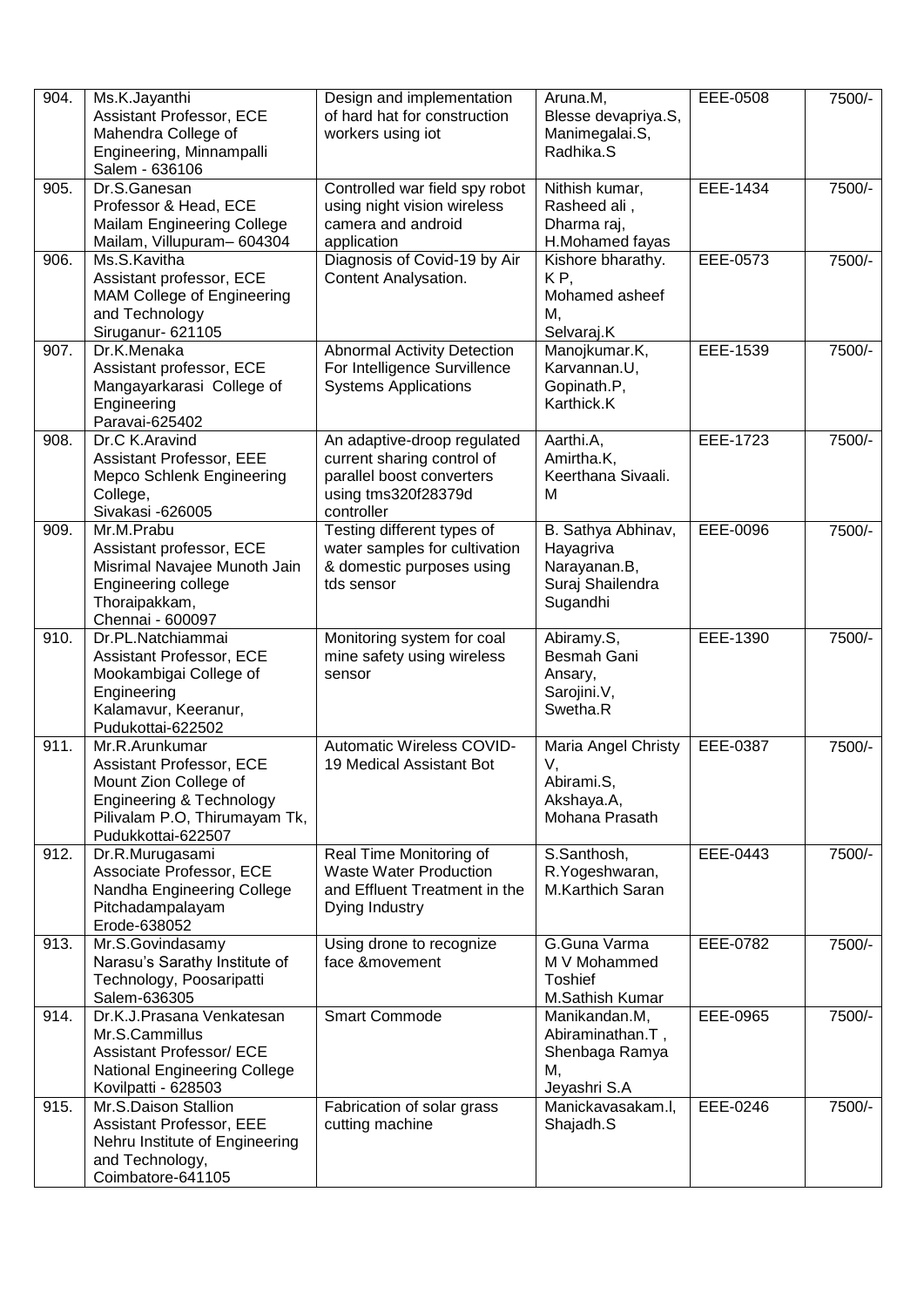| | | | | | |
|---|---|---|---|---|---|
| 904. | Ms.K.Jayanthi<br>Assistant Professor, ECE<br>Mahendra College of Engineering, Minnampalli<br>Salem - 636106 | Design and implementation of hard hat for construction workers using iot | Aruna.M,<br>Blesse devapriya.S,<br>Manimegalai.S,<br>Radhika.S | EEE-0508 | 7500/- |
| 905. | Dr.S.Ganesan<br>Professor & Head, ECE<br>Mailam Engineering College<br>Mailam, Villupuram– 604304 | Controlled war field spy robot using night vision wireless camera and android application | Nithish kumar,<br>Rasheed ali ,<br>Dharma raj,<br>H.Mohamed fayas | EEE-1434 | 7500/- |
| 906. | Ms.S.Kavitha<br>Assistant professor, ECE<br>MAM College of Engineering and Technology<br>Siruganur- 621105 | Diagnosis of Covid-19 by Air Content Analysation. | Kishore bharathy. K P,<br>Mohamed asheef M,<br>Selvaraj.K | EEE-0573 | 7500/- |
| 907. | Dr.K.Menaka<br>Assistant professor, ECE<br>Mangayarkarasi College of Engineering<br>Paravai-625402 | Abnormal Activity Detection For Intelligence Survillence Systems Applications | Manojkumar.K,<br>Karvannan.U,<br>Gopinath.P,<br>Karthick.K | EEE-1539 | 7500/- |
| 908. | Dr.C K.Aravind<br>Assistant Professor, EEE<br>Mepco Schlenk Engineering College,<br>Sivakasi -626005 | An adaptive-droop regulated current sharing control of parallel boost converters using tms320f28379d controller | Aarthi.A,<br>Amirtha.K,<br>Keerthana Sivaali. M | EEE-1723 | 7500/- |
| 909. | Mr.M.Prabu<br>Assistant professor, ECE<br>Misrimal Navajee Munoth Jain Engineering college<br>Thoraipakkam,<br>Chennai - 600097 | Testing different types of water samples for cultivation & domestic purposes using tds sensor | B. Sathya Abhinav,<br>Hayagriva Narayanan.B,<br>Suraj Shailendra Sugandhi | EEE-0096 | 7500/- |
| 910. | Dr.PL.Natchiammai<br>Assistant Professor, ECE<br>Mookambigai College of Engineering<br>Kalamavur, Keeranur,<br>Pudukottai-622502 | Monitoring system for coal mine safety using wireless sensor | Abiramy.S,<br>Besmah Gani Ansary,<br>Sarojini.V,<br>Swetha.R | EEE-1390 | 7500/- |
| 911. | Mr.R.Arunkumar<br>Assistant Professor, ECE<br>Mount Zion College of Engineering & Technology<br>Pilivalam P.O, Thirumayam Tk,<br>Pudukkottai-622507 | Automatic Wireless COVID-19 Medical Assistant Bot | Maria Angel Christy V,<br>Abirami.S,<br>Akshaya.A,<br>Mohana Prasath | EEE-0387 | 7500/- |
| 912. | Dr.R.Murugasami<br>Associate Professor, ECE<br>Nandha Engineering College<br>Pitchadampalayam<br>Erode-638052 | Real Time Monitoring of Waste Water Production and Effluent Treatment in the Dying Industry | S.Santhosh,<br>R.Yogeshwaran,<br>M.Karthich Saran | EEE-0443 | 7500/- |
| 913. | Mr.S.Govindasamy<br>Narasu's Sarathy Institute of Technology, Poosaripatti<br>Salem-636305 | Using drone to recognize face &movement | G.Guna Varma<br>M V Mohammed Toshief<br>M.Sathish Kumar | EEE-0782 | 7500/- |
| 914. | Dr.K.J.Prasana Venkatesan<br>Mr.S.Cammillus<br>Assistant Professor/ ECE<br>National Engineering College<br>Kovilpatti - 628503 | Smart Commode | Manikandan.M,<br>Abiraminathan.T ,<br>Shenbaga Ramya M,<br>Jeyashri S.A | EEE-0965 | 7500/- |
| 915. | Mr.S.Daison Stallion<br>Assistant Professor, EEE<br>Nehru Institute of Engineering and Technology,<br>Coimbatore-641105 | Fabrication of solar grass cutting machine | Manickavasakam.l,<br>Shajadh.S | EEE-0246 | 7500/- |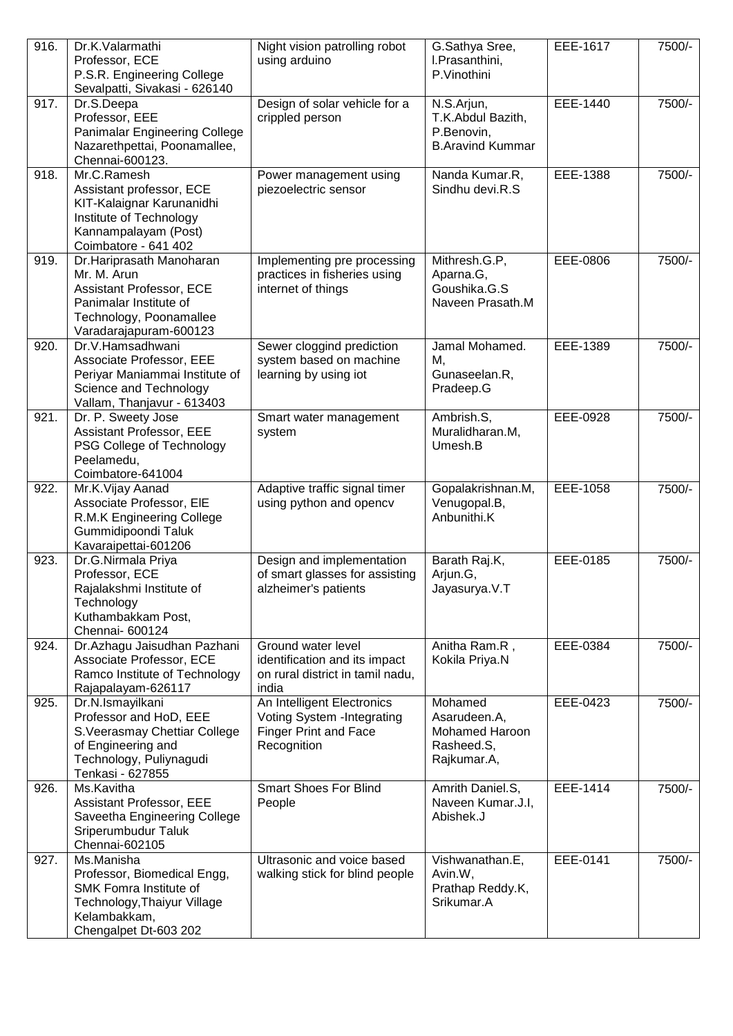| 916. | Dr.K.Valarmathi<br>Professor, ECE<br>P.S.R. Engineering College<br>Sevalpatti, Sivakasi - 626140 | Night vision patrolling robot using arduino | G.Sathya Sree,<br>I.Prasanthini,<br>P.Vinothini | EEE-1617 | 7500/- |
|---|---|---|---|---|---|
| 917. | Dr.S.Deepa<br>Professor, EEE<br>Panimalar Engineering College<br>Nazarethpettai, Poonamallee,<br>Chennai-600123. | Design of solar vehicle for a crippled person | N.S.Arjun,<br>T.K.Abdul Bazith,<br>P.Benovin,<br>B.Aravind Kummar | EEE-1440 | 7500/- |
| 918. | Mr.C.Ramesh<br>Assistant professor, ECE<br>KIT-Kalaignar Karunanidhi Institute of Technology<br>Kannampalayam (Post)<br>Coimbatore - 641 402 | Power management using piezoelectric sensor | Nanda Kumar.R,<br>Sindhu devi.R.S | EEE-1388 | 7500/- |
| 919. | Dr.Hariprasath Manoharan<br>Mr. M. Arun<br>Assistant Professor, ECE<br>Panimalar Institute of Technology, Poonamallee<br>Varadarajapuram-600123 | Implementing pre processing practices in fisheries using internet of things | Mithresh.G.P,<br>Aparna.G,<br>Goushika.G.S<br>Naveen Prasath.M | EEE-0806 | 7500/- |
| 920. | Dr.V.Hamsadhwani<br>Associate Professor, EEE<br>Periyar Maniammai Institute of Science and Technology<br>Vallam, Thanjavur - 613403 | Sewer cloggind prediction system based on machine learning by using iot | Jamal Mohamed. M,<br>Gunaseelan.R,<br>Pradeep.G | EEE-1389 | 7500/- |
| 921. | Dr. P. Sweety Jose<br>Assistant Professor, EEE<br>PSG College of Technology<br>Peelamedu,<br>Coimbatore-641004 | Smart water management system | Ambrish.S,<br>Muralidharan.M,<br>Umesh.B | EEE-0928 | 7500/- |
| 922. | Mr.K.Vijay Aanad<br>Associate Professor, EIE<br>R.M.K Engineering College<br>Gummidipoondi Taluk<br>Kavaraipettai-601206 | Adaptive traffic signal timer using python and opencv | Gopalakrishnan.M,<br>Venugopal.B,<br>Anbunithi.K | EEE-1058 | 7500/- |
| 923. | Dr.G.Nirmala Priya<br>Professor, ECE<br>Rajalakshmi Institute of Technology<br>Kuthambakkam Post,<br>Chennai- 600124 | Design and implementation of smart glasses for assisting alzheimer's patients | Barath Raj.K,<br>Arjun.G,<br>Jayasurya.V.T | EEE-0185 | 7500/- |
| 924. | Dr.Azhagu Jaisudhan Pazhani<br>Associate Professor, ECE<br>Ramco Institute of Technology<br>Rajapalayam-626117 | Ground water level identification and its impact on rural district in tamil nadu, india | Anitha Ram.R ,<br>Kokila Priya.N | EEE-0384 | 7500/- |
| 925. | Dr.N.Ismayilkani<br>Professor and HoD, EEE<br>S.Veerasmay Chettiar College of Engineering and Technology, Puliynagudi<br>Tenkasi - 627855 | An Intelligent Electronics Voting System -Integrating Finger Print and Face Recognition | Mohamed Asarudeen.A,<br>Mohamed Haroon Rasheed.S,<br>Rajkumar.A, | EEE-0423 | 7500/- |
| 926. | Ms.Kavitha<br>Assistant Professor, EEE<br>Saveetha Engineering College<br>Sriperumbudur Taluk<br>Chennai-602105 | Smart Shoes For Blind People | Amrith Daniel.S,<br>Naveen Kumar.J.I,<br>Abishek.J | EEE-1414 | 7500/- |
| 927. | Ms.Manisha<br>Professor, Biomedical Engg,<br>SMK Fomra Institute of Technology,Thaiyur Village<br>Kelambakkam,<br>Chengalpet Dt-603 202 | Ultrasonic and voice based walking stick for blind people | Vishwanathan.E,<br>Avin.W,<br>Prathap Reddy.K,<br>Srikumar.A | EEE-0141 | 7500/- |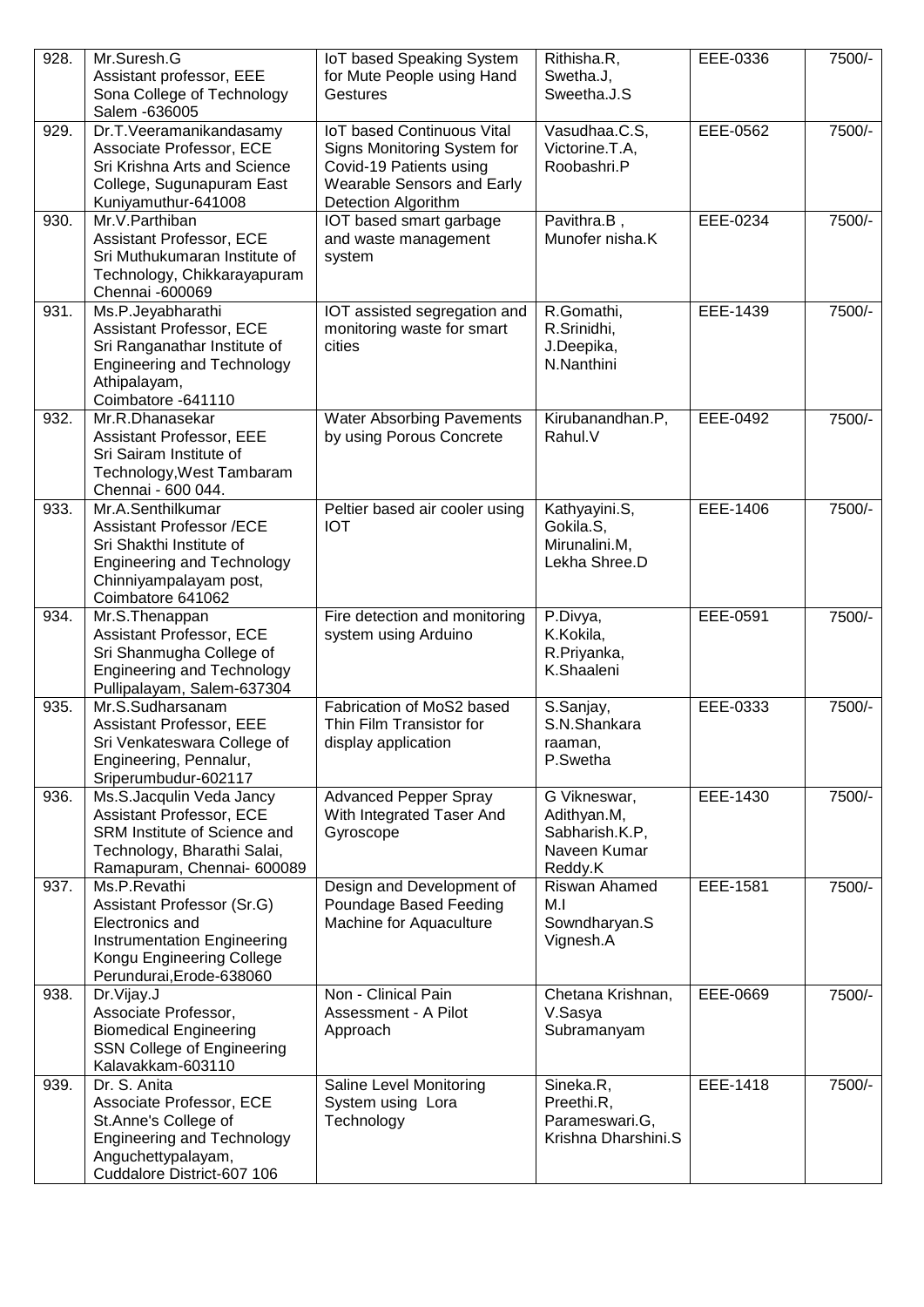| 928. | Mr.Suresh.G<br>Assistant professor, EEE<br>Sona College of Technology<br>Salem -636005 | IoT based Speaking System for Mute People using Hand Gestures | Rithisha.R,<br>Swetha.J,<br>Sweetha.J.S | EEE-0336 | 7500/- |
|---|---|---|---|---|---|
| 929. | Dr.T.Veeramanikandasamy<br>Associate Professor, ECE<br>Sri Krishna Arts and Science College, Sugunapuram East Kuniyamuthur-641008 | IoT based Continuous Vital Signs Monitoring System for Covid-19 Patients using Wearable Sensors and Early Detection Algorithm | Vasudhaa.C.S,<br>Victorine.T.A,<br>Roobashri.P | EEE-0562 | 7500/- |
| 930. | Mr.V.Parthiban<br>Assistant Professor, ECE<br>Sri Muthukumaran Institute of Technology, Chikkarayapuram Chennai -600069 | IOT based smart garbage and waste management system | Pavithra.B ,<br>Munofer nisha.K | EEE-0234 | 7500/- |
| 931. | Ms.P.Jeyabharathi<br>Assistant Professor, ECE<br>Sri Ranganathar Institute of Engineering and Technology Athipalayam,<br>Coimbatore -641110 | IOT assisted segregation and monitoring waste for smart cities | R.Gomathi,<br>R.Srinidhi,<br>J.Deepika,<br>N.Nanthini | EEE-1439 | 7500/- |
| 932. | Mr.R.Dhanasekar<br>Assistant Professor, EEE<br>Sri Sairam Institute of Technology,West Tambaram Chennai - 600 044. | Water Absorbing Pavements by using Porous Concrete | Kirubanandhan.P,<br>Rahul.V | EEE-0492 | 7500/- |
| 933. | Mr.A.Senthilkumar<br>Assistant Professor /ECE<br>Sri Shakthi Institute of Engineering and Technology Chinniyampalayam post,<br>Coimbatore 641062 | Peltier based air cooler using IOT | Kathyayini.S,<br>Gokila.S,<br>Mirunalini.M,<br>Lekha Shree.D | EEE-1406 | 7500/- |
| 934. | Mr.S.Thenappan<br>Assistant Professor, ECE<br>Sri Shanmugha College of Engineering and Technology Pullipalayam, Salem-637304 | Fire detection and monitoring system using Arduino | P.Divya,<br>K.Kokila,<br>R.Priyanka,<br>K.Shaaleni | EEE-0591 | 7500/- |
| 935. | Mr.S.Sudharsanam<br>Assistant Professor, EEE<br>Sri Venkateswara College of Engineering, Pennalur, Sriperumbudur-602117 | Fabrication of MoS2 based Thin Film Transistor for display application | S.Sanjay,<br>S.N.Shankara raaman,<br>P.Swetha | EEE-0333 | 7500/- |
| 936. | Ms.S.Jacqulin Veda Jancy<br>Assistant Professor, ECE<br>SRM Institute of Science and Technology, Bharathi Salai, Ramapuram, Chennai- 600089 | Advanced Pepper Spray With Integrated Taser And Gyroscope | G Vikneswar,<br>Adithyan.M,<br>Sabharish.K.P,<br>Naveen Kumar Reddy.K | EEE-1430 | 7500/- |
| 937. | Ms.P.Revathi<br>Assistant Professor (Sr.G)<br>Electronics and Instrumentation Engineering<br>Kongu Engineering College Perundurai,Erode-638060 | Design and Development of Poundage Based Feeding Machine for Aquaculture | Riswan Ahamed M.I<br>Sowndharyan.S<br>Vignesh.A | EEE-1581 | 7500/- |
| 938. | Dr.Vijay.J<br>Associate Professor,<br>Biomedical Engineering<br>SSN College of Engineering Kalavakkam-603110 | Non - Clinical Pain Assessment - A Pilot Approach | Chetana Krishnan,<br>V.Sasya Subramanyam | EEE-0669 | 7500/- |
| 939. | Dr. S. Anita<br>Associate Professor, ECE<br>St.Anne's College of Engineering and Technology Anguchettypalayam,<br>Cuddalore District-607 106 | Saline Level Monitoring System using Lora Technology | Sineka.R,<br>Preethi.R,<br>Parameswari.G,<br>Krishna Dharshini.S | EEE-1418 | 7500/- |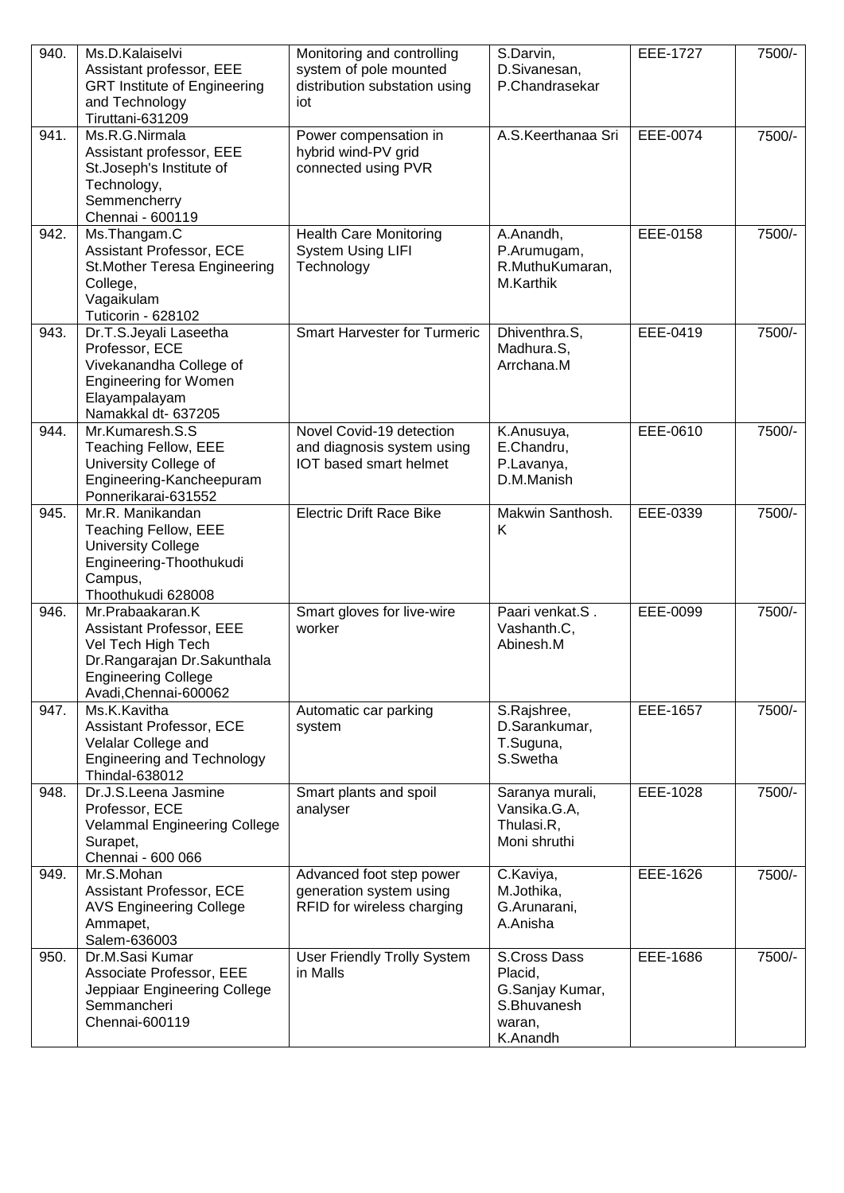| | | | | | |
|---|---|---|---|---|---|
| 940. | Ms.D.Kalaiselvi<br>Assistant professor, EEE<br>GRT Institute of Engineering and Technology<br>Tiruttani-631209 | Monitoring and controlling system of pole mounted distribution substation using iot | S.Darvin,<br>D.Sivanesan,<br>P.Chandrasekar | EEE-1727 | 7500/- |
| 941. | Ms.R.G.Nirmala<br>Assistant professor, EEE<br>St.Joseph's Institute of Technology,<br>Semmencherry<br>Chennai - 600119 | Power compensation in hybrid wind-PV grid connected using PVR | A.S.Keerthanaa Sri | EEE-0074 | 7500/- |
| 942. | Ms.Thangam.C<br>Assistant Professor, ECE<br>St.Mother Teresa Engineering College,<br>Vagaikulam<br>Tuticorin - 628102 | Health Care Monitoring System Using LIFI Technology | A.Anandh,<br>P.Arumugam,<br>R.MuthuKumaran,<br>M.Karthik | EEE-0158 | 7500/- |
| 943. | Dr.T.S.Jeyali Laseetha<br>Professor, ECE<br>Vivekanandha College of Engineering for Women<br>Elayampalayam<br>Namakkal dt- 637205 | Smart Harvester for Turmeric | Dhiventhra.S,<br>Madhura.S,<br>Arrchana.M | EEE-0419 | 7500/- |
| 944. | Mr.Kumaresh.S.S<br>Teaching Fellow, EEE<br>University College of Engineering-Kancheepuram<br>Ponnerikarai-631552 | Novel Covid-19 detection and diagnosis system using IOT based smart helmet | K.Anusuya,<br>E.Chandru,<br>P.Lavanya,<br>D.M.Manish | EEE-0610 | 7500/- |
| 945. | Mr.R. Manikandan<br>Teaching Fellow, EEE<br>University College Engineering-Thoothukudi Campus,<br>Thoothukudi 628008 | Electric Drift Race Bike | Makwin Santhosh. K | EEE-0339 | 7500/- |
| 946. | Mr.Prabaakaran.K<br>Assistant Professor, EEE<br>Vel Tech High Tech Dr.Rangarajan Dr.Sakunthala Engineering College<br>Avadi,Chennai-600062 | Smart gloves for live-wire worker | Paari venkat.S .<br>Vashanth.C,<br>Abinesh.M | EEE-0099 | 7500/- |
| 947. | Ms.K.Kavitha<br>Assistant Professor, ECE<br>Velalar College and Engineering and Technology<br>Thindal-638012 | Automatic car parking system | S.Rajshree,<br>D.Sarankumar,<br>T.Suguna,<br>S.Swetha | EEE-1657 | 7500/- |
| 948. | Dr.J.S.Leena Jasmine<br>Professor, ECE<br>Velammal Engineering College<br>Surapet,<br>Chennai - 600 066 | Smart plants and spoil analyser | Saranya murali,<br>Vansika.G.A,<br>Thulasi.R,<br>Moni shruthi | EEE-1028 | 7500/- |
| 949. | Mr.S.Mohan<br>Assistant Professor, ECE<br>AVS Engineering College<br>Ammapet,<br>Salem-636003 | Advanced foot step power generation system using RFID for wireless charging | C.Kaviya,<br>M.Jothika,<br>G.Arunarani,<br>A.Anisha | EEE-1626 | 7500/- |
| 950. | Dr.M.Sasi Kumar<br>Associate Professor, EEE<br>Jeppiaar Engineering College<br>Semmancheri<br>Chennai-600119 | User Friendly Trolly System in Malls | S.Cross Dass Placid,<br>G.Sanjay Kumar,<br>S.Bhuvanesh waran,<br>K.Anandh | EEE-1686 | 7500/- |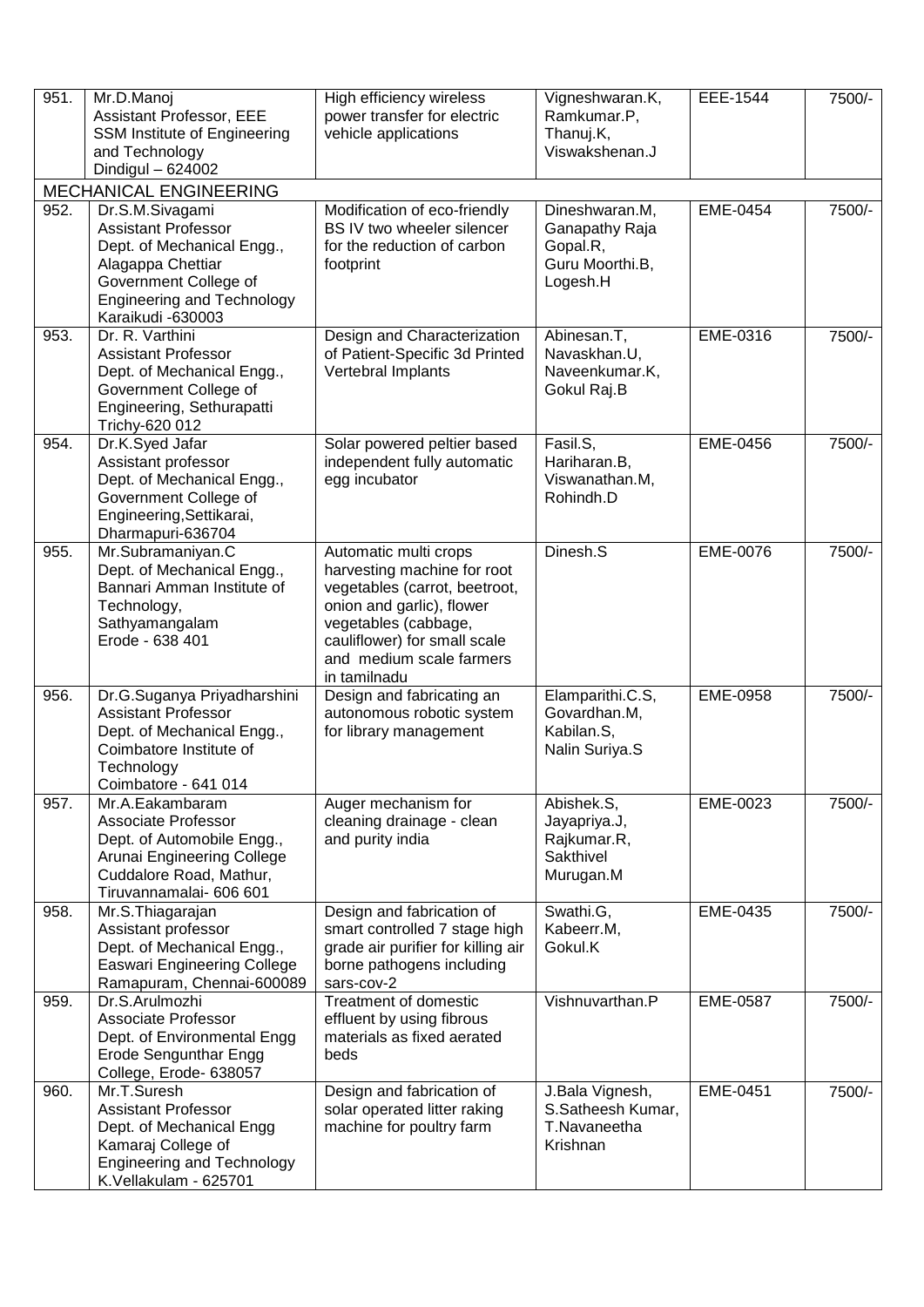| | | | | | |
|---|---|---|---|---|---|
| 951. | Mr.D.Manoj<br>Assistant Professor, EEE<br>SSM Institute of Engineering and Technology<br>Dindigul – 624002 | High efficiency wireless power transfer for electric vehicle applications | Vigneshwaran.K,<br>Ramkumar.P,<br>Thanuj.K,<br>Viswakshenan.J | EEE-1544 | 7500/- |
| MECHANICAL ENGINEERING | | | | | |
| 952. | Dr.S.M.Sivagami<br>Assistant Professor<br>Dept. of Mechanical Engg.,<br>Alagappa Chettiar Government College of Engineering and Technology<br>Karaikudi -630003 | Modification of eco-friendly BS IV two wheeler silencer for the reduction of carbon footprint | Dineshwaran.M,<br>Ganapathy Raja Gopal.R,<br>Guru Moorthi.B,<br>Logesh.H | EME-0454 | 7500/- |
| 953. | Dr. R. Varthini<br>Assistant Professor<br>Dept. of Mechanical Engg.,<br>Government College of Engineering, Sethurapatti<br>Trichy-620 012 | Design and Characterization of Patient-Specific 3d Printed Vertebral Implants | Abinesan.T,<br>Navaskhan.U,<br>Naveenkumar.K,<br>Gokul Raj.B | EME-0316 | 7500/- |
| 954. | Dr.K.Syed Jafar<br>Assistant professor<br>Dept. of Mechanical Engg.,<br>Government College of Engineering,Settikarai,<br>Dharmapuri-636704 | Solar powered peltier based independent fully automatic egg incubator | Fasil.S,<br>Hariharan.B,<br>Viswanathan.M,<br>Rohindh.D | EME-0456 | 7500/- |
| 955. | Mr.Subramaniyan.C<br>Dept. of Mechanical Engg.,<br>Bannari Amman Institute of Technology,<br>Sathyamangalam<br>Erode - 638 401 | Automatic multi crops harvesting machine for root vegetables (carrot, beetroot, onion and garlic), flower vegetables (cabbage, cauliflower) for small scale and medium scale farmers in tamilnadu | Dinesh.S | EME-0076 | 7500/- |
| 956. | Dr.G.Suganya Priyadharshini<br>Assistant Professor<br>Dept. of Mechanical Engg.,<br>Coimbatore Institute of Technology<br>Coimbatore - 641 014 | Design and fabricating an autonomous robotic system for library management | Elamparithi.C.S,<br>Govardhan.M,<br>Kabilan.S,<br>Nalin Suriya.S | EME-0958 | 7500/- |
| 957. | Mr.A.Eakambaram<br>Associate Professor<br>Dept. of Automobile Engg.,<br>Arunai Engineering College<br>Cuddalore Road, Mathur,<br>Tiruvannamalai- 606 601 | Auger mechanism for cleaning drainage - clean and purity india | Abishek.S,<br>Jayapriya.J,<br>Rajkumar.R,<br>Sakthivel Murugan.M | EME-0023 | 7500/- |
| 958. | Mr.S.Thiagarajan<br>Assistant professor<br>Dept. of Mechanical Engg.,<br>Easwari Engineering College<br>Ramapuram, Chennai-600089 | Design and fabrication of smart controlled 7 stage high grade air purifier for killing air borne pathogens including sars-cov-2 | Swathi.G,<br>Kabeerr.M,<br>Gokul.K | EME-0435 | 7500/- |
| 959. | Dr.S.Arulmozhi<br>Associate Professor<br>Dept. of Environmental Engg<br>Erode Sengunthar Engg College, Erode- 638057 | Treatment of domestic effluent by using fibrous materials as fixed aerated beds | Vishnuvarthan.P | EME-0587 | 7500/- |
| 960. | Mr.T.Suresh<br>Assistant Professor<br>Dept. of Mechanical Engg<br>Kamaraj College of Engineering and Technology<br>K.Vellakulam - 625701 | Design and fabrication of solar operated litter raking machine for poultry farm | J.Bala Vignesh,<br>S.Satheesh Kumar,<br>T.Navaneetha Krishnan | EME-0451 | 7500/- |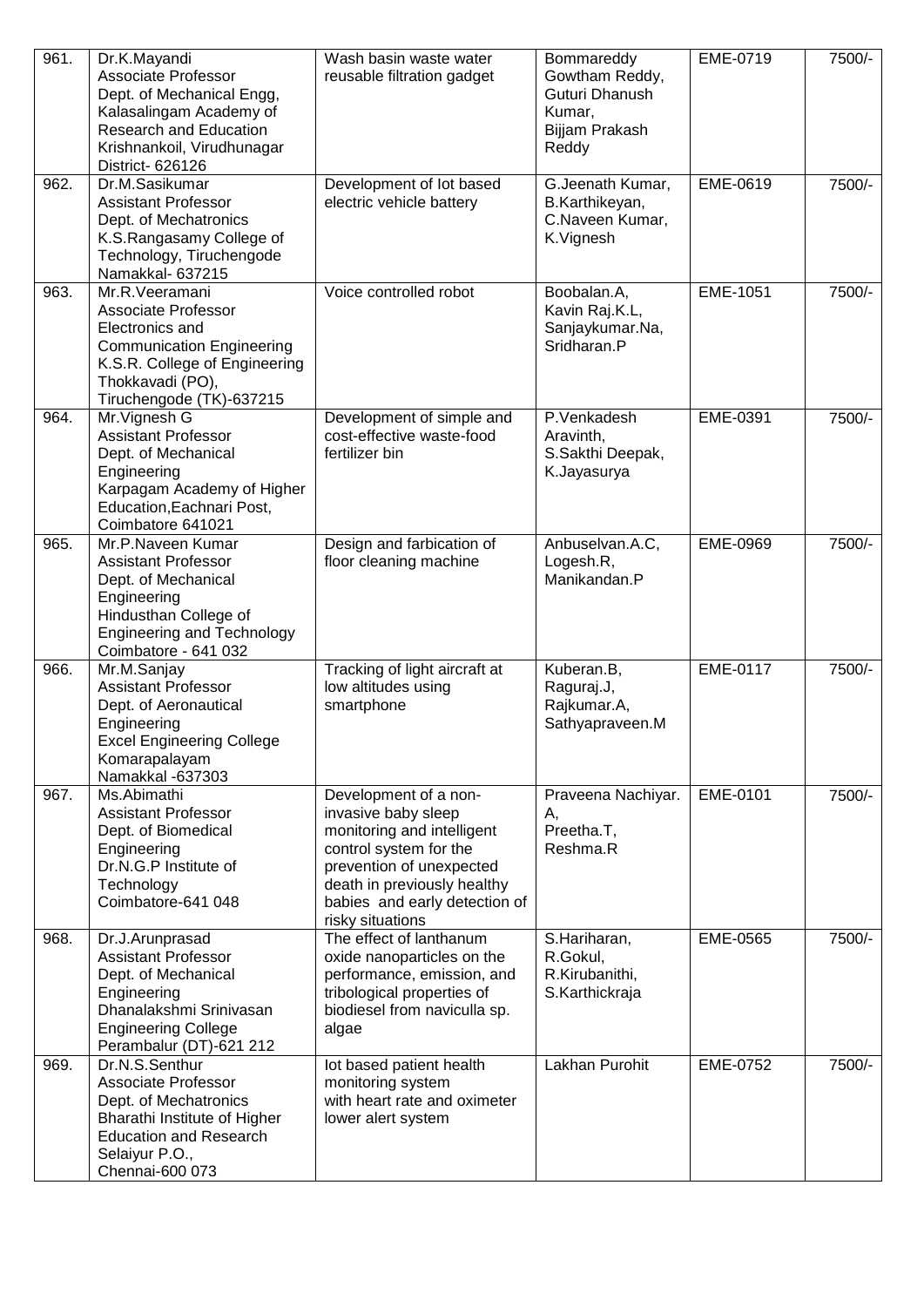| | | | | | |
|---|---|---|---|---|---|
| 961. | Dr.K.Mayandi<br>Associate Professor<br>Dept. of Mechanical Engg,<br>Kalasalingam Academy of Research and Education<br>Krishnankoil, Virudhunagar District- 626126 | Wash basin waste water reusable filtration gadget | Bommareddy Gowtham Reddy,<br>Guturi Dhanush Kumar,<br>Bijjam Prakash Reddy | EME-0719 | 7500/- |
| 962. | Dr.M.Sasikumar<br>Assistant Professor<br>Dept. of Mechatronics<br>K.S.Rangasamy College of Technology, Tiruchengode<br>Namakkal- 637215 | Development of Iot based electric vehicle battery | G.Jeenath Kumar,<br>B.Karthikeyan,<br>C.Naveen Kumar,<br>K.Vignesh | EME-0619 | 7500/- |
| 963. | Mr.R.Veeramani<br>Associate Professor<br>Electronics and Communication Engineering<br>K.S.R. College of Engineering<br>Thokkavadi (PO),<br>Tiruchengode (TK)-637215 | Voice controlled robot | Boobalan.A,<br>Kavin Raj.K.L,<br>Sanjaykumar.Na,<br>Sridharan.P | EME-1051 | 7500/- |
| 964. | Mr.Vignesh G<br>Assistant Professor<br>Dept. of Mechanical Engineering<br>Karpagam Academy of Higher Education,Eachnari Post,<br>Coimbatore 641021 | Development of simple and cost-effective waste-food fertilizer bin | P.Venkadesh Aravinth,<br>S.Sakthi Deepak,<br>K.Jayasurya | EME-0391 | 7500/- |
| 965. | Mr.P.Naveen Kumar<br>Assistant Professor<br>Dept. of Mechanical Engineering<br>Hindusthan College of Engineering and Technology<br>Coimbatore - 641 032 | Design and farbication of floor cleaning machine | Anbuselvan.A.C,<br>Logesh.R,<br>Manikandan.P | EME-0969 | 7500/- |
| 966. | Mr.M.Sanjay<br>Assistant Professor<br>Dept. of Aeronautical Engineering<br>Excel Engineering College<br>Komarapalayam<br>Namakkal -637303 | Tracking of light aircraft at low altitudes using smartphone | Kuberan.B,<br>Raguraj.J,<br>Rajkumar.A,<br>Sathyapraveen.M | EME-0117 | 7500/- |
| 967. | Ms.Abimathi<br>Assistant Professor<br>Dept. of Biomedical Engineering<br>Dr.N.G.P Institute of Technology<br>Coimbatore-641 048 | Development of a non-invasive baby sleep monitoring and intelligent control system for the prevention of unexpected death in previously healthy babies and early detection of risky situations | Praveena Nachiyar. A,<br>Preetha.T,<br>Reshma.R | EME-0101 | 7500/- |
| 968. | Dr.J.Arunprasad<br>Assistant Professor<br>Dept. of Mechanical Engineering<br>Dhanalakshmi Srinivasan Engineering College<br>Perambalur (DT)-621 212 | The effect of lanthanum oxide nanoparticles on the performance, emission, and tribological properties of biodiesel from naviculla sp. algae | S.Hariharan,<br>R.Gokul,<br>R.Kirubanithi,<br>S.Karthickraja | EME-0565 | 7500/- |
| 969. | Dr.N.S.Senthur<br>Associate Professor<br>Dept. of Mechatronics<br>Bharathi Institute of Higher Education and Research<br>Selaiyur P.O.,<br>Chennai-600 073 | Iot based patient health monitoring system with heart rate and oximeter lower alert system | Lakhan Purohit | EME-0752 | 7500/- |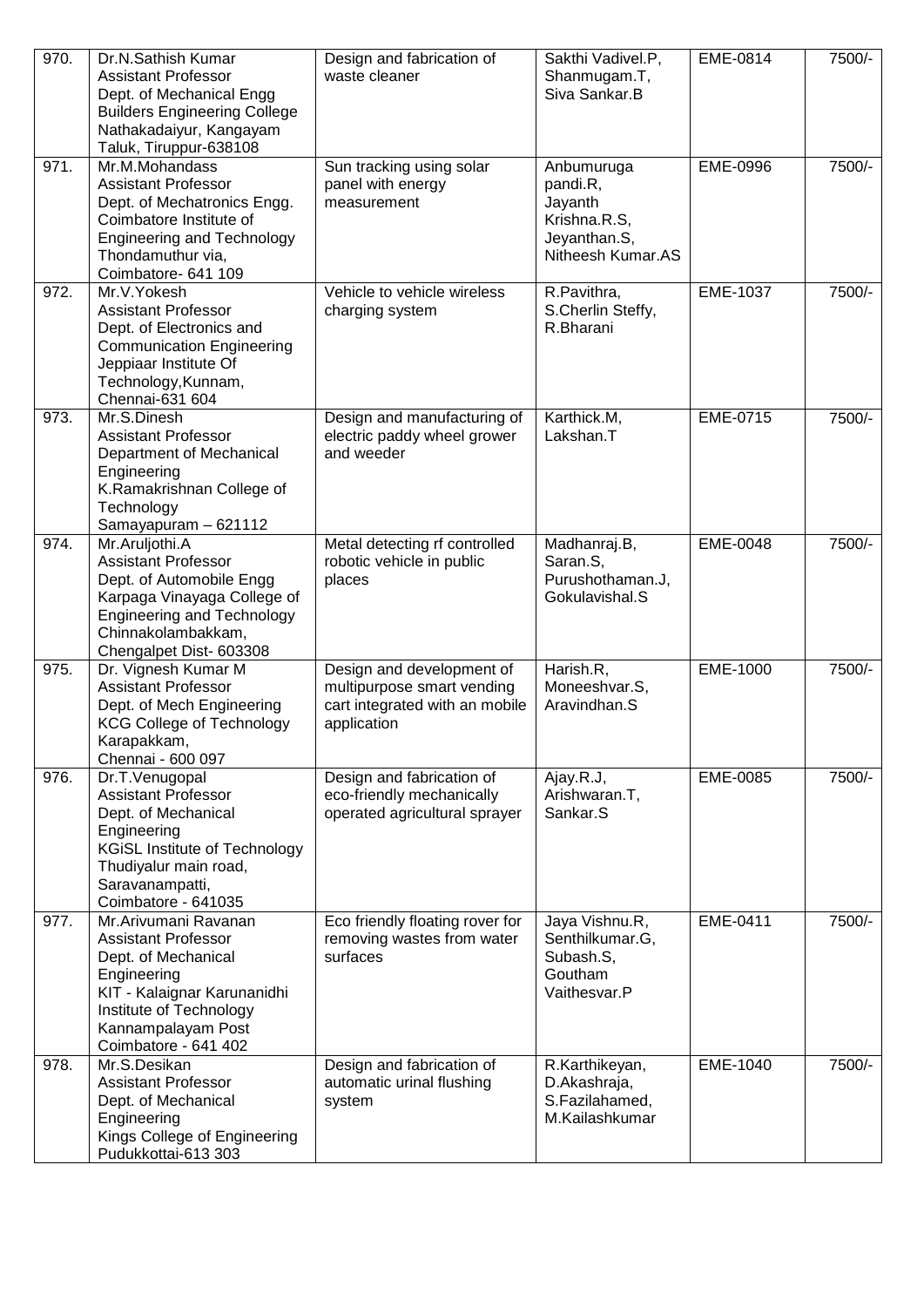| | | | | | |
|---|---|---|---|---|---|
| 970. | Dr.N.Sathish Kumar<br>Assistant Professor<br>Dept. of Mechanical Engg<br>Builders Engineering College<br>Nathakadaiyur, Kangayam<br>Taluk, Tiruppur-638108 | Design and fabrication of waste cleaner | Sakthi Vadivel.P,<br>Shanmugam.T,<br>Siva Sankar.B | EME-0814 | 7500/- |
| 971. | Mr.M.Mohandass<br>Assistant Professor<br>Dept. of Mechatronics Engg.<br>Coimbatore Institute of Engineering and Technology<br>Thondamuthur via,<br>Coimbatore- 641 109 | Sun tracking using solar panel with energy measurement | Anbumuruga pandi.R,<br>Jayanth Krishna.R.S,<br>Jeyanthan.S,<br>Nitheesh Kumar.AS | EME-0996 | 7500/- |
| 972. | Mr.V.Yokesh<br>Assistant Professor<br>Dept. of Electronics and Communication Engineering<br>Jeppiaar Institute Of Technology,Kunnam,<br>Chennai-631 604 | Vehicle to vehicle wireless charging system | R.Pavithra,<br>S.Cherlin Steffy,<br>R.Bharani | EME-1037 | 7500/- |
| 973. | Mr.S.Dinesh<br>Assistant Professor<br>Department of Mechanical Engineering<br>K.Ramakrishnan College of Technology<br>Samayapuram – 621112 | Design and manufacturing of electric paddy wheel grower and weeder | Karthick.M,<br>Lakshan.T | EME-0715 | 7500/- |
| 974. | Mr.Aruljothi.A<br>Assistant Professor<br>Dept. of Automobile Engg<br>Karpaga Vinayaga College of Engineering and Technology<br>Chinnakolambakkam,<br>Chengalpet Dist- 603308 | Metal detecting rf controlled robotic vehicle in public places | Madhanraj.B,<br>Saran.S,<br>Purushothaman.J,<br>Gokulavishal.S | EME-0048 | 7500/- |
| 975. | Dr. Vignesh Kumar M<br>Assistant Professor<br>Dept. of Mech Engineering<br>KCG College of Technology<br>Karapakkam,<br>Chennai - 600 097 | Design and development of multipurpose smart vending cart integrated with an mobile application | Harish.R,<br>Moneeshvar.S,<br>Aravindhan.S | EME-1000 | 7500/- |
| 976. | Dr.T.Venugopal<br>Assistant Professor<br>Dept. of Mechanical Engineering<br>KGiSL Institute of Technology<br>Thudiyalur main road,<br>Saravanampatti,<br>Coimbatore - 641035 | Design and fabrication of eco-friendly mechanically operated agricultural sprayer | Ajay.R.J,<br>Arishwaran.T,<br>Sankar.S | EME-0085 | 7500/- |
| 977. | Mr.Arivumani Ravanan<br>Assistant Professor<br>Dept. of Mechanical Engineering<br>KIT - Kalaignar Karunanidhi Institute of Technology<br>Kannampalayam Post<br>Coimbatore - 641 402 | Eco friendly floating rover for removing wastes from water surfaces | Jaya Vishnu.R,<br>Senthilkumar.G,<br>Subash.S,<br>Goutham Vaithesvar.P | EME-0411 | 7500/- |
| 978. | Mr.S.Desikan<br>Assistant Professor<br>Dept. of Mechanical Engineering<br>Kings College of Engineering<br>Pudukkottai-613 303 | Design and fabrication of automatic urinal flushing system | R.Karthikeyan,<br>D.Akashraja,<br>S.Fazilahamed,<br>M.Kailashkumar | EME-1040 | 7500/- |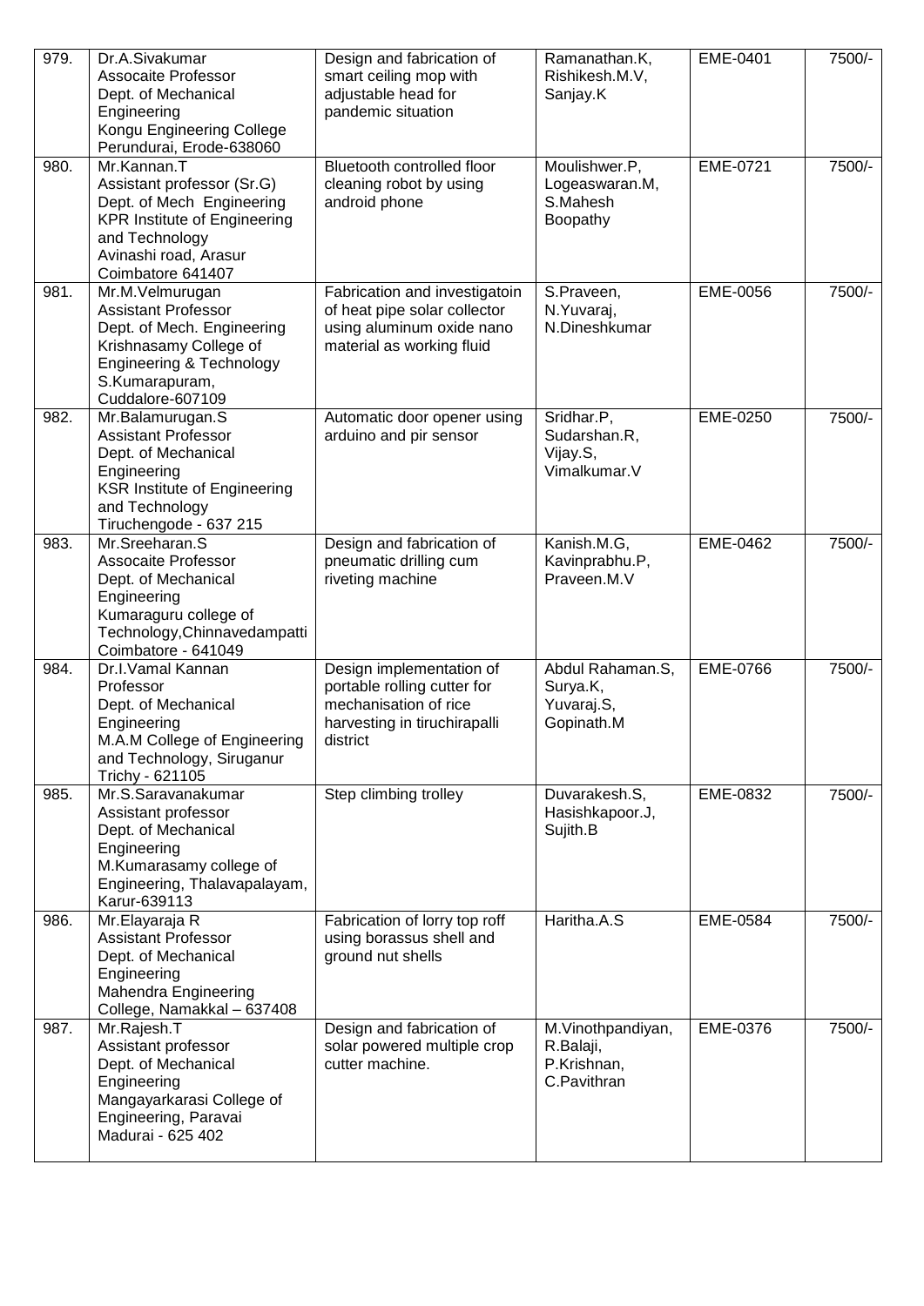| | | | | | |
|---|---|---|---|---|---|
| 979. | Dr.A.Sivakumar<br>Assocaite Professor<br>Dept. of Mechanical Engineering<br>Kongu Engineering College<br>Perundurai, Erode-638060 | Design and fabrication of smart ceiling mop with adjustable head for pandemic situation | Ramanathan.K, Rishikesh.M.V, Sanjay.K | EME-0401 | 7500/- |
| 980. | Mr.Kannan.T<br>Assistant professor (Sr.G)<br>Dept. of Mech Engineering<br>KPR Institute of Engineering and Technology<br>Avinashi road, Arasur<br>Coimbatore 641407 | Bluetooth controlled floor cleaning robot by using android phone | Moulishwer.P, Logeaswaran.M, S.Mahesh Boopathy | EME-0721 | 7500/- |
| 981. | Mr.M.Velmurugan<br>Assistant Professor<br>Dept. of Mech. Engineering<br>Krishnasamy College of Engineering & Technology<br>S.Kumarapuram, Cuddalore-607109 | Fabrication and investigatoin of heat pipe solar collector using aluminum oxide nano material as working fluid | S.Praveen, N.Yuvaraj, N.Dineshkumar | EME-0056 | 7500/- |
| 982. | Mr.Balamurugan.S<br>Assistant Professor<br>Dept. of Mechanical Engineering<br>KSR Institute of Engineering and Technology<br>Tiruchengode - 637 215 | Automatic door opener using arduino and pir sensor | Sridhar.P, Sudarshan.R, Vijay.S, Vimalkumar.V | EME-0250 | 7500/- |
| 983. | Mr.Sreeharan.S<br>Assocaite Professor<br>Dept. of Mechanical Engineering<br>Kumaraguru college of Technology,Chinnavedampatti<br>Coimbatore - 641049 | Design and fabrication of pneumatic drilling cum riveting machine | Kanish.M.G, Kavinprabhu.P, Praveen.M.V | EME-0462 | 7500/- |
| 984. | Dr.I.Vamal Kannan<br>Professor<br>Dept. of Mechanical Engineering<br>M.A.M College of Engineering and Technology, Siruganur<br>Trichy - 621105 | Design implementation of portable rolling cutter for mechanisation of rice harvesting in tiruchirapalli district | Abdul Rahaman.S, Surya.K, Yuvaraj.S, Gopinath.M | EME-0766 | 7500/- |
| 985. | Mr.S.Saravanakumar<br>Assistant professor<br>Dept. of Mechanical Engineering<br>M.Kumarasamy college of Engineering, Thalavapalayam, Karur-639113 | Step climbing trolley | Duvarakesh.S, Hasishkapoor.J, Sujith.B | EME-0832 | 7500/- |
| 986. | Mr.Elayaraja R<br>Assistant Professor<br>Dept. of Mechanical Engineering<br>Mahendra Engineering College, Namakkal – 637408 | Fabrication of lorry top roff using borassus shell and ground nut shells | Haritha.A.S | EME-0584 | 7500/- |
| 987. | Mr.Rajesh.T<br>Assistant professor<br>Dept. of Mechanical Engineering<br>Mangayarkarasi College of Engineering, Paravai<br>Madurai - 625 402 | Design and fabrication of solar powered multiple crop cutter machine. | M.Vinothpandiyan, R.Balaji, P.Krishnan, C.Pavithran | EME-0376 | 7500/- |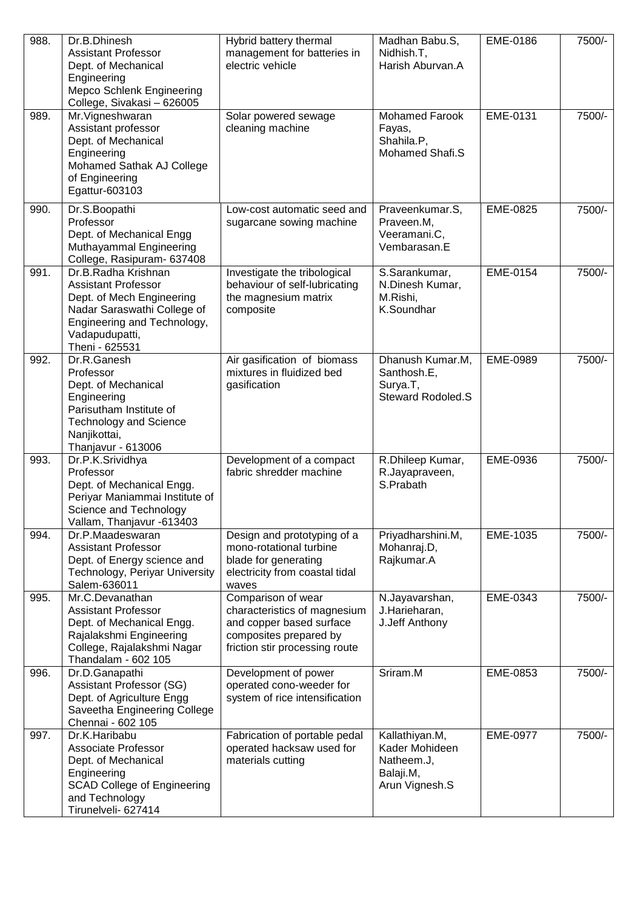| 988. | Dr.B.Dhinesh<br>Assistant Professor<br>Dept. of Mechanical Engineering<br>Mepco Schlenk Engineering College, Sivakasi – 626005 | Hybrid battery thermal management for batteries in electric vehicle | Madhan Babu.S,<br>Nidhish.T,<br>Harish Aburvan.A | EME-0186 | 7500/- |
|---|---|---|---|---|---|
| 989. | Mr.Vigneshwaran<br>Assistant professor<br>Dept. of Mechanical Engineering<br>Mohamed Sathak AJ College of Engineering<br>Egattur-603103 | Solar powered sewage cleaning machine | Mohamed Farook Fayas,<br>Shahila.P,<br>Mohamed Shafi.S | EME-0131 | 7500/- |
| 990. | Dr.S.Boopathi<br>Professor<br>Dept. of Mechanical Engg<br>Muthayammal Engineering College, Rasipuram- 637408 | Low-cost automatic seed and sugarcane sowing machine | Praveenkumar.S,<br>Praveen.M,<br>Veeramani.C,<br>Vembarasan.E | EME-0825 | 7500/- |
| 991. | Dr.B.Radha Krishnan<br>Assistant Professor<br>Dept. of Mech Engineering<br>Nadar Saraswathi College of Engineering and Technology, Vadapudupatti,<br>Theni - 625531 | Investigate the tribological behaviour of self-lubricating the magnesium matrix composite | S.Sarankumar,<br>N.Dinesh Kumar,<br>M.Rishi,<br>K.Soundhar | EME-0154 | 7500/- |
| 992. | Dr.R.Ganesh<br>Professor<br>Dept. of Mechanical Engineering<br>Parisutham Institute of Technology and Science<br>Nanjikottai,<br>Thanjavur - 613006 | Air gasification of biomass mixtures in fluidized bed gasification | Dhanush Kumar.M,<br>Santhosh.E,<br>Surya.T,<br>Steward Rodoled.S | EME-0989 | 7500/- |
| 993. | Dr.P.K.Srividhya<br>Professor<br>Dept. of Mechanical Engg.<br>Periyar Maniammai Institute of Science and Technology<br>Vallam, Thanjavur -613403 | Development of a compact fabric shredder machine | R.Dhileep Kumar,<br>R.Jayapraveen,<br>S.Prabath | EME-0936 | 7500/- |
| 994. | Dr.P.Maadeswaran<br>Assistant Professor<br>Dept. of Energy science and Technology, Periyar University<br>Salem-636011 | Design and prototyping of a mono-rotational turbine blade for generating electricity from coastal tidal waves | Priyadharshini.M,<br>Mohanraj.D,<br>Rajkumar.A | EME-1035 | 7500/- |
| 995. | Mr.C.Devanathan<br>Assistant Professor<br>Dept. of Mechanical Engg.<br>Rajalakshmi Engineering College, Rajalakshmi Nagar<br>Thandalam - 602 105 | Comparison of wear characteristics of magnesium and copper based surface composites prepared by friction stir processing route | N.Jayavarshan,<br>J.Harieharan,<br>J.Jeff Anthony | EME-0343 | 7500/- |
| 996. | Dr.D.Ganapathi<br>Assistant Professor (SG)<br>Dept. of Agriculture Engg<br>Saveetha Engineering College<br>Chennai - 602 105 | Development of power operated cono-weeder for system of rice intensification | Sriram.M | EME-0853 | 7500/- |
| 997. | Dr.K.Haribabu<br>Associate Professor<br>Dept. of Mechanical Engineering<br>SCAD College of Engineering and Technology<br>Tirunelveli- 627414 | Fabrication of portable pedal operated hacksaw used for materials cutting | Kallathiyan.M,<br>Kader Mohideen Natheem.J,<br>Balaji.M,<br>Arun Vignesh.S | EME-0977 | 7500/- |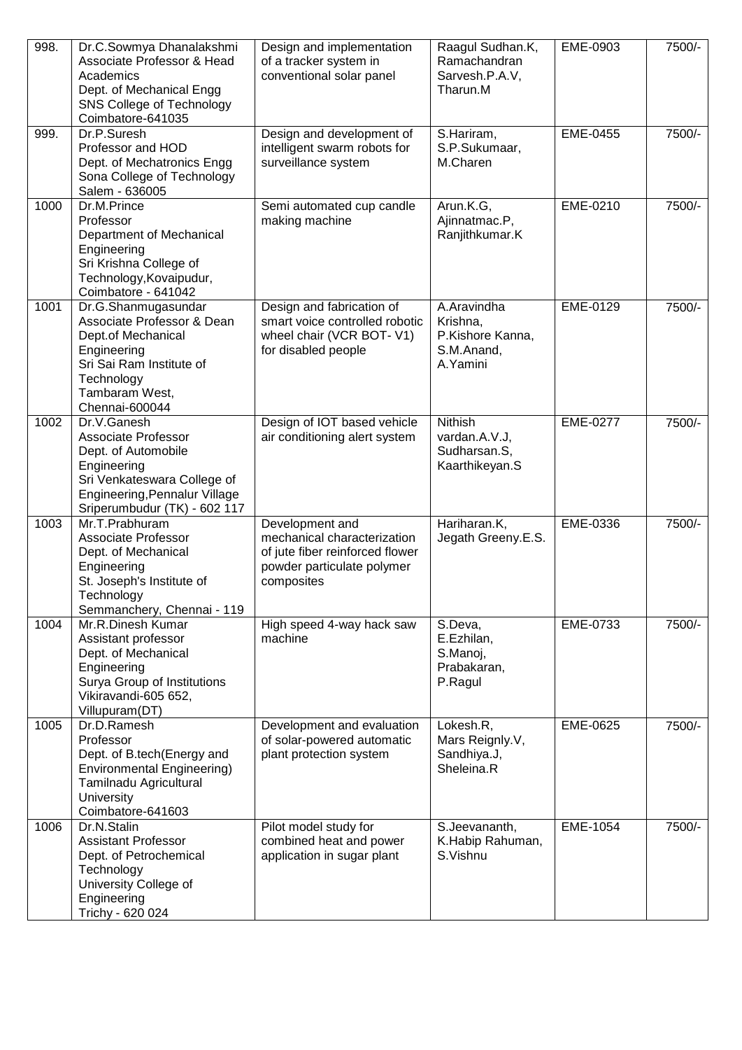| 998. | Dr.C.Sowmya Dhanalakshmi Associate Professor & Head Academics Dept. of Mechanical Engg SNS College of Technology Coimbatore-641035 | Design and implementation of a tracker system in conventional solar panel | Raagul Sudhan.K, Ramachandran Sarvesh.P.A.V, Tharun.M | EME-0903 | 7500/- |
|---|---|---|---|---|---|
| 999. | Dr.P.Suresh Professor and HOD Dept. of Mechatronics Engg Sona College of Technology Salem - 636005 | Design and development of intelligent swarm robots for surveillance system | S.Hariram, S.P.Sukumaar, M.Charen | EME-0455 | 7500/- |
| 1000 | Dr.M.Prince Professor Department of Mechanical Engineering Sri Krishna College of Technology,Kovaipudur, Coimbatore - 641042 | Semi automated cup candle making machine | Arun.K.G, Ajinnatmac.P, Ranjithkumar.K | EME-0210 | 7500/- |
| 1001 | Dr.G.Shanmugasundar Associate Professor & Dean Dept.of Mechanical Engineering Sri Sai Ram Institute of Technology Tambaram West, Chennai-600044 | Design and fabrication of smart voice controlled robotic wheel chair (VCR BOT- V1) for disabled people | A.Aravindha Krishna, P.Kishore Kanna, S.M.Anand, A.Yamini | EME-0129 | 7500/- |
| 1002 | Dr.V.Ganesh Associate Professor Dept. of Automobile Engineering Sri Venkateswara College of Engineering,Pennalur Village Sriperumbudur (TK) - 602 117 | Design of IOT based vehicle air conditioning alert system | Nithish vardan.A.V.J, Sudharsan.S, Kaarthikeyan.S | EME-0277 | 7500/- |
| 1003 | Mr.T.Prabhuram Associate Professor Dept. of Mechanical Engineering St. Joseph's Institute of Technology Semmanchery, Chennai - 119 | Development and mechanical characterization of jute fiber reinforced flower powder particulate polymer composites | Hariharan.K, Jegath Greeny.E.S. | EME-0336 | 7500/- |
| 1004 | Mr.R.Dinesh Kumar Assistant professor Dept. of Mechanical Engineering Surya Group of Institutions Vikiravandi-605 652, Villupuram(DT) | High speed 4-way hack saw machine | S.Deva, E.Ezhilan, S.Manoj, Prabakaran, P.Ragul | EME-0733 | 7500/- |
| 1005 | Dr.D.Ramesh Professor Dept. of B.tech(Energy and Environmental Engineering) Tamilnadu Agricultural University Coimbatore-641603 | Development and evaluation of solar-powered automatic plant protection system | Lokesh.R, Mars Reignly.V, Sandhiya.J, Sheleina.R | EME-0625 | 7500/- |
| 1006 | Dr.N.Stalin Assistant Professor Dept. of Petrochemical Technology University College of Engineering Trichy - 620 024 | Pilot model study for combined heat and power application in sugar plant | S.Jeevananth, K.Habip Rahuman, S.Vishnu | EME-1054 | 7500/- |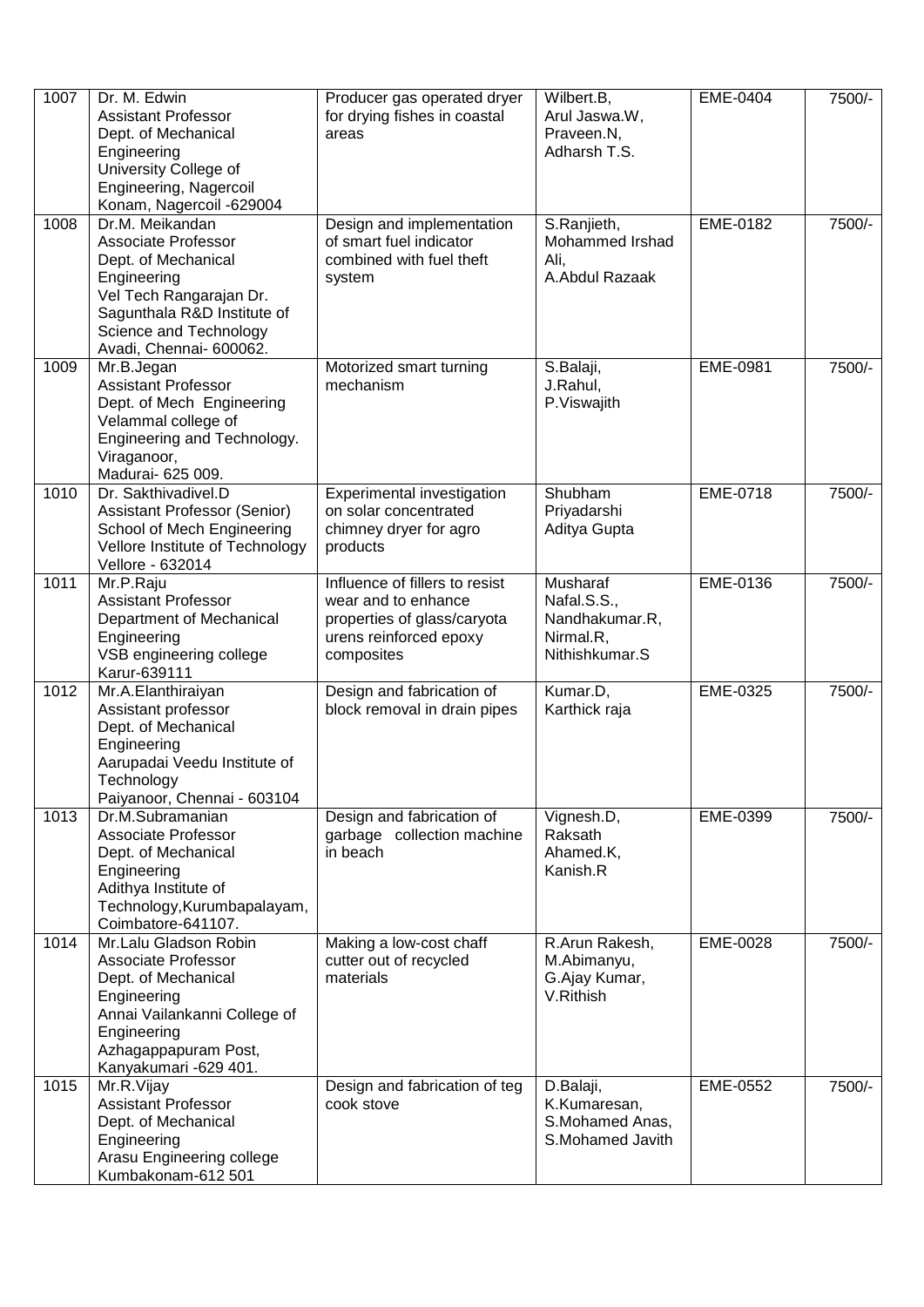| 1007 | Dr. M. Edwin<br>Assistant Professor<br>Dept. of Mechanical Engineering<br>University College of Engineering, Nagercoil<br>Konam, Nagercoil -629004 | Producer gas operated dryer for drying fishes in coastal areas | Wilbert.B,<br>Arul Jaswa.W,<br>Praveen.N,<br>Adharsh T.S. | EME-0404 | 7500/- |
|---|---|---|---|---|---|
| 1008 | Dr.M. Meikandan<br>Associate Professor<br>Dept. of Mechanical Engineering<br>Vel Tech Rangarajan Dr. Sagunthala R&D Institute of Science and Technology<br>Avadi, Chennai- 600062. | Design and implementation of smart fuel indicator combined with fuel theft system | S.Ranjieth,<br>Mohammed Irshad Ali,<br>A.Abdul Razaak | EME-0182 | 7500/- |
| 1009 | Mr.B.Jegan<br>Assistant Professor<br>Dept. of Mech Engineering<br>Velammal college of Engineering and Technology.<br>Viraganoor,<br>Madurai- 625 009. | Motorized smart turning mechanism | S.Balaji,<br>J.Rahul,<br>P.Viswajith | EME-0981 | 7500/- |
| 1010 | Dr. Sakthivadivel.D<br>Assistant Professor (Senior)<br>School of Mech Engineering<br>Vellore Institute of Technology<br>Vellore - 632014 | Experimental investigation on solar concentrated chimney dryer for agro products | Shubham Priyadarshi<br>Aditya Gupta | EME-0718 | 7500/- |
| 1011 | Mr.P.Raju<br>Assistant Professor<br>Department of Mechanical Engineering<br>VSB engineering college<br>Karur-639111 | Influence of fillers to resist wear and to enhance properties of glass/caryota urens reinforced epoxy composites | Musharaf Nafal.S.S.,<br>Nandhakumar.R,<br>Nirmal.R,<br>Nithishkumar.S | EME-0136 | 7500/- |
| 1012 | Mr.A.Elanthiraiyan<br>Assistant professor<br>Dept. of Mechanical Engineering<br>Aarupadai Veedu Institute of Technology<br>Paiyanoor, Chennai - 603104 | Design and fabrication of block removal in drain pipes | Kumar.D,<br>Karthick raja | EME-0325 | 7500/- |
| 1013 | Dr.M.Subramanian<br>Associate Professor<br>Dept. of Mechanical Engineering<br>Adithya Institute of Technology,Kurumbapalayam,<br>Coimbatore-641107. | Design and fabrication of garbage collection machine in beach | Vignesh.D,<br>Raksath Ahamed.K,<br>Kanish.R | EME-0399 | 7500/- |
| 1014 | Mr.Lalu Gladson Robin<br>Associate Professor<br>Dept. of Mechanical Engineering<br>Annai Vailankanni College of Engineering<br>Azhagappapuram Post,<br>Kanyakumari -629 401. | Making a low-cost chaff cutter out of recycled materials | R.Arun Rakesh,<br>M.Abimanyu,<br>G.Ajay Kumar,<br>V.Rithish | EME-0028 | 7500/- |
| 1015 | Mr.R.Vijay<br>Assistant Professor<br>Dept. of Mechanical Engineering<br>Arasu Engineering college<br>Kumbakonam-612 501 | Design and fabrication of teg cook stove | D.Balaji,<br>K.Kumaresan,<br>S.Mohamed Anas,<br>S.Mohamed Javith | EME-0552 | 7500/- |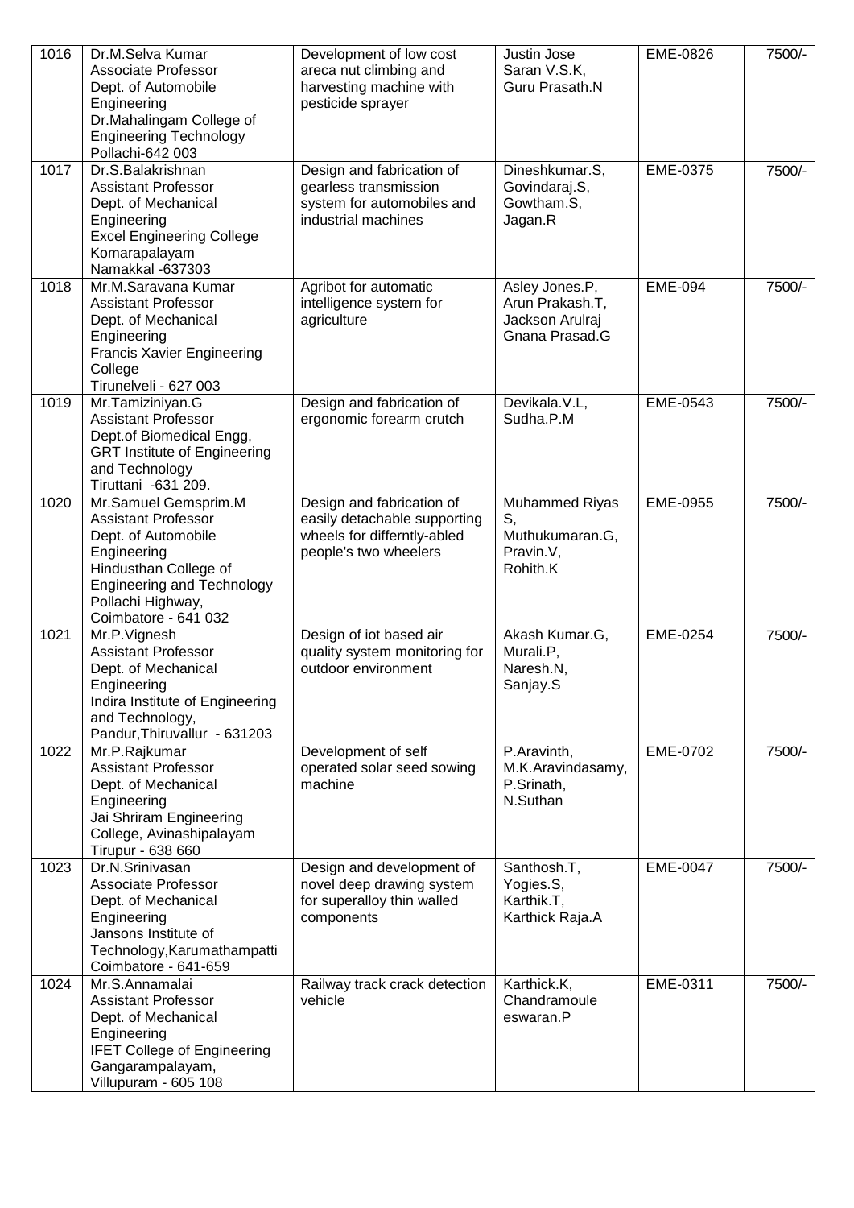| 1016 | Dr.M.Selva Kumar<br>Associate Professor<br>Dept. of Automobile Engineering<br>Dr.Mahalingam College of Engineering Technology<br>Pollachi-642 003 | Development of low cost areca nut climbing and harvesting machine with pesticide sprayer | Justin Jose<br>Saran V.S.K,<br>Guru Prasath.N | EME-0826 | 7500/- |
|---|---|---|---|---|---|
| 1017 | Dr.S.Balakrishnan<br>Assistant Professor<br>Dept. of Mechanical Engineering<br>Excel Engineering College<br>Komarapalayam<br>Namakkal -637303 | Design and fabrication of gearless transmission system for automobiles and industrial machines | Dineshkumar.S,<br>Govindaraj.S,<br>Gowtham.S,<br>Jagan.R | EME-0375 | 7500/- |
| 1018 | Mr.M.Saravana Kumar<br>Assistant Professor<br>Dept. of Mechanical Engineering<br>Francis Xavier Engineering College<br>Tirunelveli - 627 003 | Agribot for automatic intelligence system for agriculture | Asley Jones.P,<br>Arun Prakash.T,<br>Jackson Arulraj<br>Gnana Prasad.G | EME-094 | 7500/- |
| 1019 | Mr.Tamiziniyan.G<br>Assistant Professor<br>Dept.of Biomedical Engg,<br>GRT Institute of Engineering and Technology<br>Tiruttani -631 209. | Design and fabrication of ergonomic forearm crutch | Devikala.V.L,<br>Sudha.P.M | EME-0543 | 7500/- |
| 1020 | Mr.Samuel Gemsprim.M<br>Assistant Professor<br>Dept. of Automobile Engineering<br>Hindusthan College of Engineering and Technology<br>Pollachi Highway,<br>Coimbatore - 641 032 | Design and fabrication of easily detachable supporting wheels for differntly-abled people's two wheelers | Muhammed Riyas S,<br>Muthukumaran.G,<br>Pravin.V,<br>Rohith.K | EME-0955 | 7500/- |
| 1021 | Mr.P.Vignesh<br>Assistant Professor<br>Dept. of Mechanical Engineering<br>Indira Institute of Engineering and Technology,<br>Pandur,Thiruvallur - 631203 | Design of iot based air quality system monitoring for outdoor environment | Akash Kumar.G,<br>Murali.P,<br>Naresh.N,<br>Sanjay.S | EME-0254 | 7500/- |
| 1022 | Mr.P.Rajkumar<br>Assistant Professor<br>Dept. of Mechanical Engineering<br>Jai Shriram Engineering College, Avinashipalayam<br>Tirupur - 638 660 | Development of self operated solar seed sowing machine | P.Aravinth,<br>M.K.Aravindasamy,<br>P.Srinath,<br>N.Suthan | EME-0702 | 7500/- |
| 1023 | Dr.N.Srinivasan<br>Associate Professor<br>Dept. of Mechanical Engineering<br>Jansons Institute of Technology,Karumathampatti<br>Coimbatore - 641-659 | Design and development of novel deep drawing system for superalloy thin walled components | Santhosh.T,<br>Yogies.S,<br>Karthik.T,<br>Karthick Raja.A | EME-0047 | 7500/- |
| 1024 | Mr.S.Annamalai<br>Assistant Professor<br>Dept. of Mechanical Engineering<br>IFET College of Engineering<br>Gangarampalayam,<br>Villupuram - 605 108 | Railway track crack detection vehicle | Karthick.K,<br>Chandramoule eswaran.P | EME-0311 | 7500/- |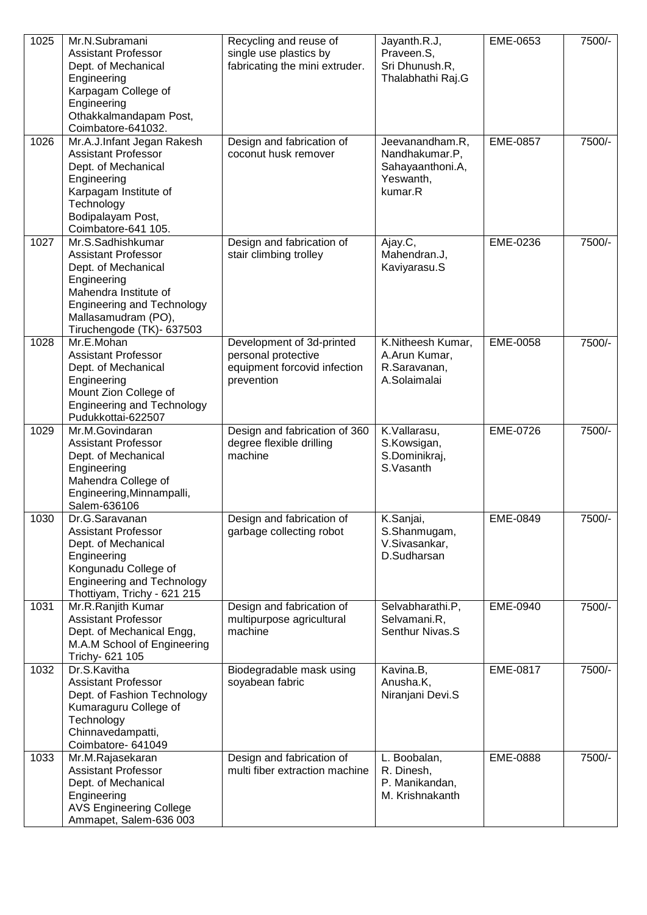| | | | | | |
|---|---|---|---|---|---|
| 1025 | Mr.N.Subramani<br>Assistant Professor<br>Dept. of Mechanical Engineering<br>Karpagam College of Engineering<br>Othakkalmandapam Post, Coimbatore-641032. | Recycling and reuse of single use plastics by fabricating the mini extruder. | Jayanth.R.J,<br>Praveen.S,<br>Sri Dhunush.R,<br>Thalabhathi Raj.G | EME-0653 | 7500/- |
| 1026 | Mr.A.J.Infant Jegan Rakesh<br>Assistant Professor<br>Dept. of Mechanical Engineering<br>Karpagam Institute of Technology<br>Bodipalayam Post,<br>Coimbatore-641 105. | Design and fabrication of coconut husk remover | Jeevanandham.R,<br>Nandhakumar.P,<br>Sahayaanthoni.A,<br>Yeswanth,<br>kumar.R | EME-0857 | 7500/- |
| 1027 | Mr.S.Sadhishkumar<br>Assistant Professor<br>Dept. of Mechanical Engineering<br>Mahendra Institute of Engineering and Technology<br>Mallasamudram (PO),<br>Tiruchengode (TK)- 637503 | Design and fabrication of stair climbing trolley | Ajay.C,<br>Mahendran.J,<br>Kaviyarasu.S | EME-0236 | 7500/- |
| 1028 | Mr.E.Mohan<br>Assistant Professor<br>Dept. of Mechanical Engineering<br>Mount Zion College of Engineering and Technology<br>Pudukkottai-622507 | Development of 3d-printed personal protective equipment forcovid infection prevention | K.Nitheesh Kumar,<br>A.Arun Kumar,<br>R.Saravanan,<br>A.Solaimalai | EME-0058 | 7500/- |
| 1029 | Mr.M.Govindaran<br>Assistant Professor<br>Dept. of Mechanical Engineering<br>Mahendra College of Engineering,Minnampalli,<br>Salem-636106 | Design and fabrication of 360 degree flexible drilling machine | K.Vallarasu,<br>S.Kowsigan,<br>S.Dominikraj,<br>S.Vasanth | EME-0726 | 7500/- |
| 1030 | Dr.G.Saravanan<br>Assistant Professor<br>Dept. of Mechanical Engineering<br>Kongunadu College of Engineering and Technology<br>Thottiyam, Trichy - 621 215 | Design and fabrication of garbage collecting robot | K.Sanjai,<br>S.Shanmugam,<br>V.Sivasankar,<br>D.Sudharsan | EME-0849 | 7500/- |
| 1031 | Mr.R.Ranjith Kumar<br>Assistant Professor<br>Dept. of Mechanical Engg,<br>M.A.M School of Engineering<br>Trichy- 621 105 | Design and fabrication of multipurpose agricultural machine | Selvabharathi.P,<br>Selvamani.R,<br>Senthur Nivas.S | EME-0940 | 7500/- |
| 1032 | Dr.S.Kavitha<br>Assistant Professor<br>Dept. of Fashion Technology<br>Kumaraguru College of Technology<br>Chinnavedampatti,<br>Coimbatore- 641049 | Biodegradable mask using soyabean fabric | Kavina.B,<br>Anusha.K,<br>Niranjani Devi.S | EME-0817 | 7500/- |
| 1033 | Mr.M.Rajasekaran<br>Assistant Professor<br>Dept. of Mechanical Engineering<br>AVS Engineering College<br>Ammapet, Salem-636 003 | Design and fabrication of multi fiber extraction machine | L. Boobalan,<br>R. Dinesh,<br>P. Manikandan,<br>M. Krishnakanth | EME-0888 | 7500/- |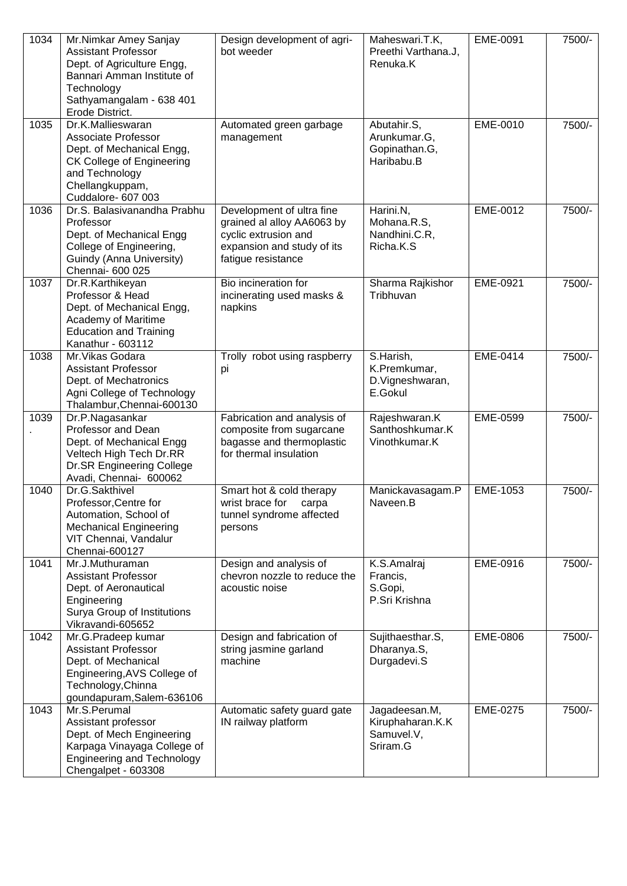| 1034 | Mr.Nimkar Amey Sanjay<br>Assistant Professor<br>Dept. of Agriculture Engg,<br>Bannari Amman Institute of Technology<br>Sathyamangalam - 638 401<br>Erode District. | Design development of agri-bot weeder | Maheswari.T.K,<br>Preethi Varthana.J,<br>Renuka.K | EME-0091 | 7500/- |
|---|---|---|---|---|---|
| 1035 | Dr.K.Mallieswaran<br>Associate Professor<br>Dept. of Mechanical Engg,<br>CK College of Engineering and Technology<br>Chellangkuppam,<br>Cuddalore- 607 003 | Automated green garbage management | Abutahir.S,<br>Arunkumar.G,<br>Gopinathan.G,<br>Haribabu.B | EME-0010 | 7500/- |
| 1036 | Dr.S. Balasivanandha Prabhu<br>Professor<br>Dept. of Mechanical Engg<br>College of Engineering,<br>Guindy (Anna University)<br>Chennai- 600 025 | Development of ultra fine grained al alloy AA6063 by cyclic extrusion and expansion and study of its fatigue resistance | Harini.N,<br>Mohana.R.S,<br>Nandhini.C.R,<br>Richa.K.S | EME-0012 | 7500/- |
| 1037 | Dr.R.Karthikeyan<br>Professor & Head<br>Dept. of Mechanical Engg,<br>Academy of Maritime Education and Training<br>Kanathur - 603112 | Bio incineration for incinerating used masks & napkins | Sharma Rajkishor Tribhuvan | EME-0921 | 7500/- |
| 1038 | Mr.Vikas Godara<br>Assistant Professor<br>Dept. of Mechatronics<br>Agni College of Technology<br>Thalambur,Chennai-600130 | Trolly robot using raspberry pi | S.Harish,<br>K.Premkumar,<br>D.Vigneshwaran,<br>E.Gokul | EME-0414 | 7500/- |
| 1039 . | Dr.P.Nagasankar<br>Professor and Dean<br>Dept. of Mechanical Engg<br>Veltech High Tech Dr.RR Dr.SR Engineering College<br>Avadi, Chennai- 600062 | Fabrication and analysis of composite from sugarcane bagasse and thermoplastic for thermal insulation | Rajeshwaran.K<br>Santhoshkumar.K<br>Vinothkumar.K | EME-0599 | 7500/- |
| 1040 | Dr.G.Sakthivel<br>Professor,Centre for Automation, School of Mechanical Engineering<br>VIT Chennai, Vandalur<br>Chennai-600127 | Smart hot & cold therapy wrist brace for carpa tunnel syndrome affected persons | Manickavasagam.P<br>Naveen.B | EME-1053 | 7500/- |
| 1041 | Mr.J.Muthuraman<br>Assistant Professor<br>Dept. of Aeronautical Engineering<br>Surya Group of Institutions<br>Vikravandi-605652 | Design and analysis of chevron nozzle to reduce the acoustic noise | K.S.Amalraj Francis,<br>S.Gopi,<br>P.Sri Krishna | EME-0916 | 7500/- |
| 1042 | Mr.G.Pradeep kumar<br>Assistant Professor<br>Dept. of Mechanical Engineering,AVS College of Technology,Chinna goundapuram,Salem-636106 | Design and fabrication of string jasmine garland machine | Sujithaesthar.S,<br>Dharanya.S,<br>Durgadevi.S | EME-0806 | 7500/- |
| 1043 | Mr.S.Perumal<br>Assistant professor<br>Dept. of Mech Engineering<br>Karpaga Vinayaga College of Engineering and Technology<br>Chengalpet - 603308 | Automatic safety guard gate IN railway platform | Jagadeesan.M,<br>Kiruphaharan.K.K<br>Samuvel.V,<br>Sriram.G | EME-0275 | 7500/- |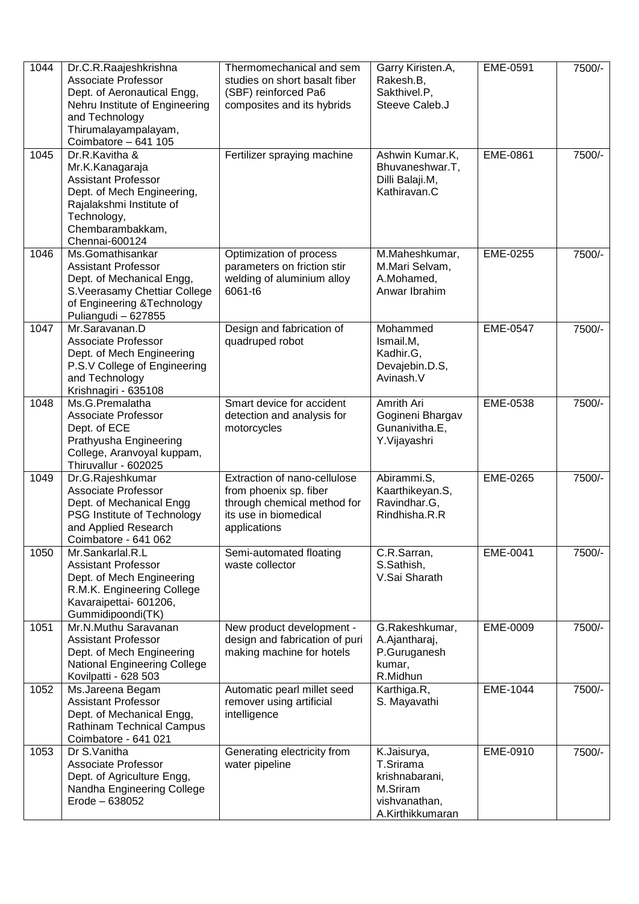| 1044 | Dr.C.R.Raajeshkrishna Associate Professor Dept. of Aeronautical Engg, Nehru Institute of Engineering and Technology Thirumalayampalayam, Coimbatore – 641 105 | Thermomechanical and sem studies on short basalt fiber (SBF) reinforced Pa6 composites and its hybrids | Garry Kiristen.A, Rakesh.B, Sakthivel.P, Steeve Caleb.J | EME-0591 | 7500/- |
|---|---|---|---|---|---|
| 1045 | Dr.R.Kavitha & Mr.K.Kanagaraja Assistant Professor Dept. of Mech Engineering, Rajalakshmi Institute of Technology, Chembarambakkam, Chennai-600124 | Fertilizer spraying machine | Ashwin Kumar.K, Bhuvaneshwar.T, Dilli Balaji.M, Kathiravan.C | EME-0861 | 7500/- |
| 1046 | Ms.Gomathisankar Assistant Professor Dept. of Mechanical Engg, S.Veerasamy Chettiar College of Engineering &Technology Puliangudi – 627855 | Optimization of process parameters on friction stir welding of aluminium alloy 6061-t6 | M.Maheshkumar, M.Mari Selvam, A.Mohamed, Anwar Ibrahim | EME-0255 | 7500/- |
| 1047 | Mr.Saravanan.D Associate Professor Dept. of Mech Engineering P.S.V College of Engineering and Technology Krishnagiri - 635108 | Design and fabrication of quadruped robot | Mohammed Ismail.M, Kadhir.G, Devajebin.D.S, Avinash.V | EME-0547 | 7500/- |
| 1048 | Ms.G.Premalatha Associate Professor Dept. of ECE Prathyusha Engineering College, Aranvoyal kuppam, Thiruvallur - 602025 | Smart device for accident detection and analysis for motorcycles | Amrith Ari Gogineni Bhargav Gunanivitha.E, Y.Vijayashri | EME-0538 | 7500/- |
| 1049 | Dr.G.Rajeshkumar Associate Professor Dept. of Mechanical Engg PSG Institute of Technology and Applied Research Coimbatore - 641 062 | Extraction of nano-cellulose from phoenix sp. fiber through chemical method for its use in biomedical applications | Abirammi.S, Kaarthikeyan.S, Ravindhar.G, Rindhisha.R.R | EME-0265 | 7500/- |
| 1050 | Mr.Sankarlal.R.L Assistant Professor Dept. of Mech Engineering R.M.K. Engineering College Kavaraipettai- 601206, Gummidipoondi(TK) | Semi-automated floating waste collector | C.R.Sarran, S.Sathish, V.Sai Sharath | EME-0041 | 7500/- |
| 1051 | Mr.N.Muthu Saravanan Assistant Professor Dept. of Mech Engineering National Engineering College Kovilpatti - 628 503 | New product development - design and fabrication of puri making machine for hotels | G.Rakeshkumar, A.Ajantharaj, P.Guruganesh kumar, R.Midhun | EME-0009 | 7500/- |
| 1052 | Ms.Jareena Begam Assistant Professor Dept. of Mechanical Engg, Rathinam Technical Campus Coimbatore - 641 021 | Automatic pearl millet seed remover using artificial intelligence | Karthiga.R, S. Mayavathi | EME-1044 | 7500/- |
| 1053 | Dr S.Vanitha Associate Professor Dept. of Agriculture Engg, Nandha Engineering College Erode – 638052 | Generating electricity from water pipeline | K.Jaisurya, T.Srirama krishnabarani, M.Sriram vishvanathan, A.Kirthikkumaran | EME-0910 | 7500/- |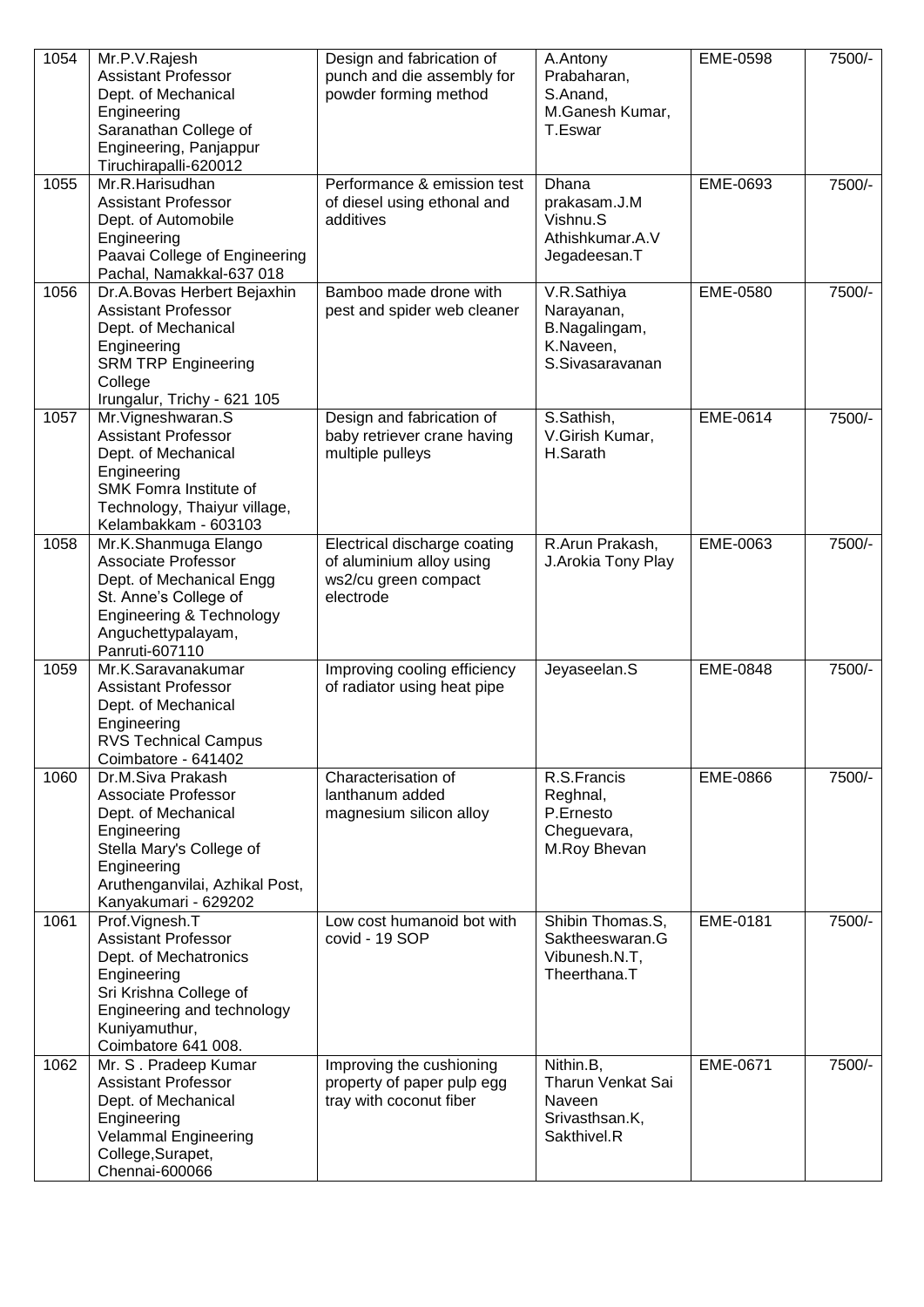| | | | | | |
|---|---|---|---|---|---|
| 1054 | Mr.P.V.Rajesh<br>Assistant Professor<br>Dept. of Mechanical Engineering<br>Saranathan College of Engineering, Panjappur<br>Tiruchirapalli-620012 | Design and fabrication of punch and die assembly for powder forming method | A.Antony Prabaharan,<br>S.Anand,<br>M.Ganesh Kumar,<br>T.Eswar | EME-0598 | 7500/- |
| 1055 | Mr.R.Harisudhan<br>Assistant Professor<br>Dept. of Automobile Engineering<br>Paavai College of Engineering<br>Pachal, Namakkal-637 018 | Performance & emission test of diesel using ethonal and additives | Dhana prakasam.J.M<br>Vishnu.S<br>Athishkumar.A.V<br>Jegadeesan.T | EME-0693 | 7500/- |
| 1056 | Dr.A.Bovas Herbert Bejaxhin<br>Assistant Professor<br>Dept. of Mechanical Engineering<br>SRM TRP Engineering College<br>Irungalur, Trichy - 621 105 | Bamboo made drone with pest and spider web cleaner | V.R.Sathiya Narayanan,<br>B.Nagalingam,<br>K.Naveen,<br>S.Sivasaravanan | EME-0580 | 7500/- |
| 1057 | Mr.Vigneshwaran.S<br>Assistant Professor<br>Dept. of Mechanical Engineering<br>SMK Fomra Institute of Technology, Thaiyur village, Kelambakkam - 603103 | Design and fabrication of baby retriever crane having multiple pulleys | S.Sathish,<br>V.Girish Kumar,<br>H.Sarath | EME-0614 | 7500/- |
| 1058 | Mr.K.Shanmuga Elango<br>Associate Professor<br>Dept. of Mechanical Engg<br>St. Anne's College of Engineering & Technology<br>Anguchettypalayam,<br>Panruti-607110 | Electrical discharge coating of aluminium alloy using ws2/cu green compact electrode | R.Arun Prakash,<br>J.Arokia Tony Play | EME-0063 | 7500/- |
| 1059 | Mr.K.Saravanakumar<br>Assistant Professor<br>Dept. of Mechanical Engineering<br>RVS Technical Campus<br>Coimbatore - 641402 | Improving cooling efficiency of radiator using heat pipe | Jeyaseelan.S | EME-0848 | 7500/- |
| 1060 | Dr.M.Siva Prakash<br>Associate Professor<br>Dept. of Mechanical Engineering<br>Stella Mary's College of Engineering<br>Aruthenganvilai, Azhikal Post,<br>Kanyakumari - 629202 | Characterisation of lanthanum added magnesium silicon alloy | R.S.Francis Reghnal,<br>P.Ernesto Cheguevara,<br>M.Roy Bhevan | EME-0866 | 7500/- |
| 1061 | Prof.Vignesh.T<br>Assistant Professor<br>Dept. of Mechatronics Engineering<br>Sri Krishna College of Engineering and technology<br>Kuniyamuthur,<br>Coimbatore 641 008. | Low cost humanoid bot with covid - 19 SOP | Shibin Thomas.S,<br>Saktheeswaran.G<br>Vibunesh.N.T,<br>Theerthana.T | EME-0181 | 7500/- |
| 1062 | Mr. S . Pradeep Kumar<br>Assistant Professor<br>Dept. of Mechanical Engineering<br>Velammal Engineering College,Surapet,<br>Chennai-600066 | Improving the cushioning property of paper pulp egg tray with coconut fiber | Nithin.B,<br>Tharun Venkat Sai Naveen<br>Srivasthsan.K,<br>Sakthivel.R | EME-0671 | 7500/- |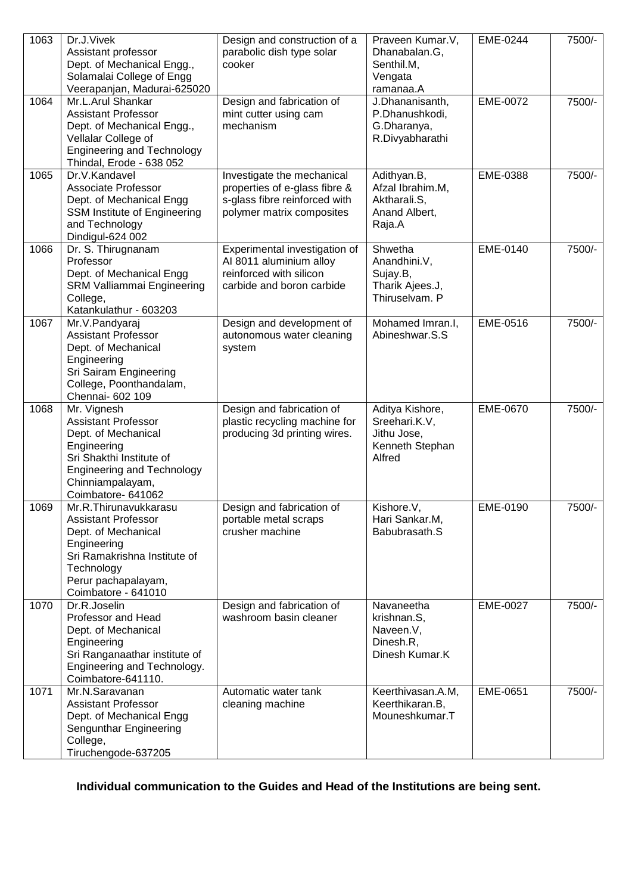| | | | | | |
|---|---|---|---|---|---|
| 1063 | Dr.J.Vivek<br>Assistant professor<br>Dept. of Mechanical Engg.,<br>Solamalai College of Engg<br>Veerapanjan, Madurai-625020 | Design and construction of a parabolic dish type solar cooker | Praveen Kumar.V,<br>Dhanabalan.G,<br>Senthil.M,<br>Vengata ramanaa.A | EME-0244 | 7500/- |
| 1064 | Mr.L.Arul Shankar<br>Assistant Professor<br>Dept. of Mechanical Engg.,<br>Vellalar College of Engineering and Technology<br>Thindal, Erode - 638 052 | Design and fabrication of mint cutter using cam mechanism | J.Dhananisanth,<br>P.Dhanushkodi,<br>G.Dharanya,<br>R.Divyabharathi | EME-0072 | 7500/- |
| 1065 | Dr.V.Kandavel<br>Associate Professor<br>Dept. of Mechanical Engg<br>SSM Institute of Engineering and Technology<br>Dindigul-624 002 | Investigate the mechanical properties of e-glass fibre & s-glass fibre reinforced with polymer matrix composites | Adithyan.B,<br>Afzal Ibrahim.M,<br>Aktharali.S,<br>Anand Albert,<br>Raja.A | EME-0388 | 7500/- |
| 1066 | Dr. S. Thirugnanam<br>Professor<br>Dept. of Mechanical Engg<br>SRM Valliammai Engineering College,<br>Katankulathur - 603203 | Experimental investigation of Al 8011 aluminium alloy reinforced with silicon carbide and boron carbide | Shwetha Anandhini.V,<br>Sujay.B,<br>Tharik Ajees.J,<br>Thiruselvam. P | EME-0140 | 7500/- |
| 1067 | Mr.V.Pandyaraj<br>Assistant Professor<br>Dept. of Mechanical Engineering<br>Sri Sairam Engineering College, Poonthandalam,<br>Chennai- 602 109 | Design and development of autonomous water cleaning system | Mohamed Imran.I,<br>Abineshwar.S.S | EME-0516 | 7500/- |
| 1068 | Mr. Vignesh<br>Assistant Professor<br>Dept. of Mechanical Engineering<br>Sri Shakthi Institute of Engineering and Technology<br>Chinniampalayam,<br>Coimbatore- 641062 | Design and fabrication of plastic recycling machine for producing 3d printing wires. | Aditya Kishore,<br>Sreehari.K.V,<br>Jithu Jose,<br>Kenneth Stephan Alfred | EME-0670 | 7500/- |
| 1069 | Mr.R.Thirunavukkarasu<br>Assistant Professor<br>Dept. of Mechanical Engineering<br>Sri Ramakrishna Institute of Technology<br>Perur pachapalayam,<br>Coimbatore - 641010 | Design and fabrication of portable metal scraps crusher machine | Kishore.V,<br>Hari Sankar.M,<br>Babubrasath.S | EME-0190 | 7500/- |
| 1070 | Dr.R.Joselin<br>Professor and Head<br>Dept. of Mechanical Engineering<br>Sri Ranganaathar institute of Engineering and Technology.<br>Coimbatore-641110. | Design and fabrication of washroom basin cleaner | Navaneetha krishnan.S,<br>Naveen.V,<br>Dinesh.R,<br>Dinesh Kumar.K | EME-0027 | 7500/- |
| 1071 | Mr.N.Saravanan<br>Assistant Professor<br>Dept. of Mechanical Engg<br>Sengunthar Engineering College,<br>Tiruchengode-637205 | Automatic water tank cleaning machine | Keerthivasan.A.M,<br>Keerthikaran.B,<br>Mouneshkumar.T | EME-0651 | 7500/- |

**Individual communication to the Guides and Head of the Institutions are being sent.**